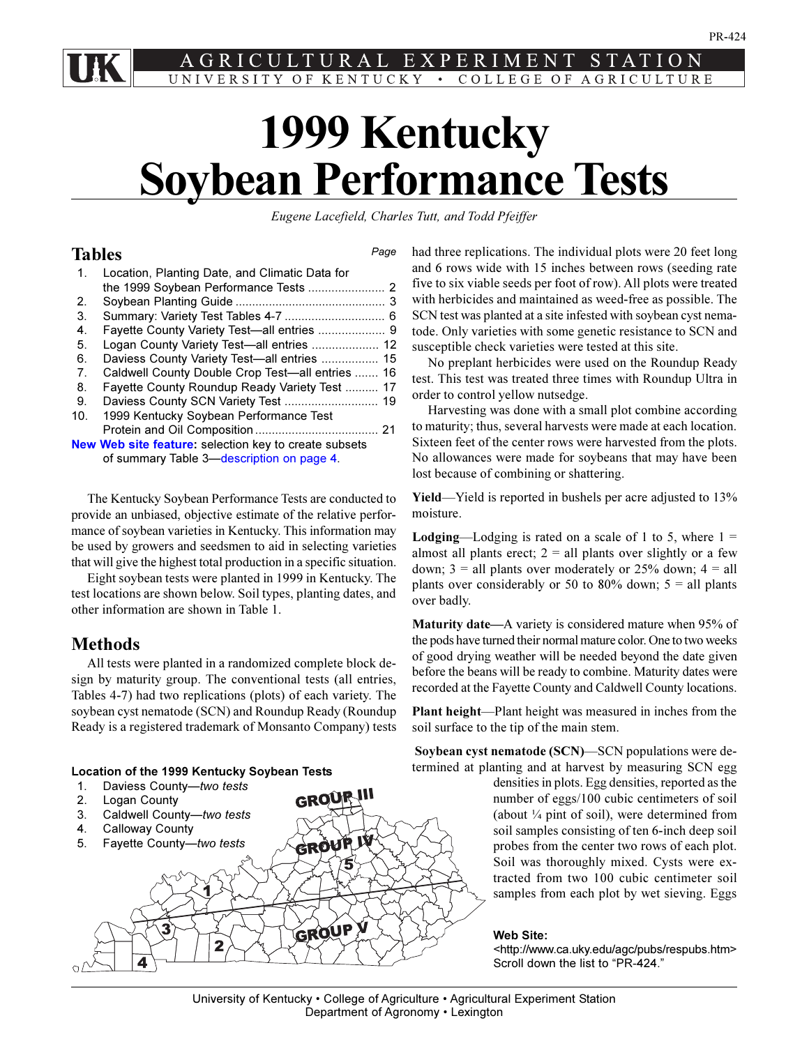PR-424

AGRICULTURAL EXPERIMENT STATION
UNIVERSITY OF KENTUCKY • COLLEGE OF AGRICULTURE

# 1999 Kentucky Soybean Performance Tests

*Eugene Lacefield, Charles Tutt, and Todd Pfeiffer*

## Tables

| | | Page |
|---|---|---|
| 1. | Location, Planting Date, and Climatic Data for the 1999 Soybean Performance Tests | 2 |
| 2. | Soybean Planting Guide | 3 |
| 3. | Summary: Variety Test Tables 4-7 | 6 |
| 4. | Fayette County Variety Test—all entries | 9 |
| 5. | Logan County Variety Test—all entries | 12 |
| 6. | Daviess County Variety Test—all entries | 15 |
| 7. | Caldwell County Double Crop Test—all entries | 16 |
| 8. | Fayette County Roundup Ready Variety Test | 17 |
| 9. | Daviess County SCN Variety Test | 19 |
| 10. | 1999 Kentucky Soybean Performance Test Protein and Oil Composition | 21 |

**New Web site feature:** selection key to create subsets of summary Table 3—description on page 4.

The Kentucky Soybean Performance Tests are conducted to provide an unbiased, objective estimate of the relative performance of soybean varieties in Kentucky. This information may be used by growers and seedsmen to aid in selecting varieties that will give the highest total production in a specific situation.

Eight soybean tests were planted in 1999 in Kentucky. The test locations are shown below. Soil types, planting dates, and other information are shown in Table 1.

## Methods

All tests were planted in a randomized complete block design by maturity group. The conventional tests (all entries, Tables 4-7) had two replications (plots) of each variety. The soybean cyst nematode (SCN) and Roundup Ready (Roundup Ready is a registered trademark of Monsanto Company) tests had three replications. The individual plots were 20 feet long and 6 rows wide with 15 inches between rows (seeding rate five to six viable seeds per foot of row). All plots were treated with herbicides and maintained as weed-free as possible. The SCN test was planted at a site infested with soybean cyst nematode. Only varieties with some genetic resistance to SCN and susceptible check varieties were tested at this site.

No preplant herbicides were used on the Roundup Ready test. This test was treated three times with Roundup Ultra in order to control yellow nutsedge.

Harvesting was done with a small plot combine according to maturity; thus, several harvests were made at each location. Sixteen feet of the center rows were harvested from the plots. No allowances were made for soybeans that may have been lost because of combining or shattering.

**Yield**—Yield is reported in bushels per acre adjusted to 13% moisture.

**Lodging**—Lodging is rated on a scale of 1 to 5, where 1 = almost all plants erect; 2 = all plants over slightly or a few down; 3 = all plants over moderately or 25% down; 4 = all plants over considerably or 50 to 80% down; 5 = all plants over badly.

**Maturity date**—A variety is considered mature when 95% of the pods have turned their normal mature color. One to two weeks of good drying weather will be needed beyond the date given before the beans will be ready to combine. Maturity dates were recorded at the Fayette County and Caldwell County locations.

**Plant height**—Plant height was measured in inches from the soil surface to the tip of the main stem.

**Soybean cyst nematode (SCN)**—SCN populations were determined at planting and at harvest by measuring SCN egg densities in plots. Egg densities, reported as the number of eggs/100 cubic centimeters of soil (about ¼ pint of soil), were determined from soil samples consisting of ten 6-inch deep soil probes from the center two rows of each plot. Soil was thoroughly mixed. Cysts were extracted from two 100 cubic centimeter soil samples from each plot by wet sieving. Eggs

**Location of the 1999 Kentucky Soybean Tests**

1. Daviess County—*two tests*
2. Logan County
3. Caldwell County—*two tests*
4. Calloway County
5. Fayette County—*two tests*

GROUP III
GROUP IV
GROUP V

**Web Site:**
<http://www.ca.uky.edu/agc/pubs/respubs.htm>
Scroll down the list to "PR-424."

University of Kentucky • College of Agriculture • Agricultural Experiment Station
Department of Agronomy • Lexington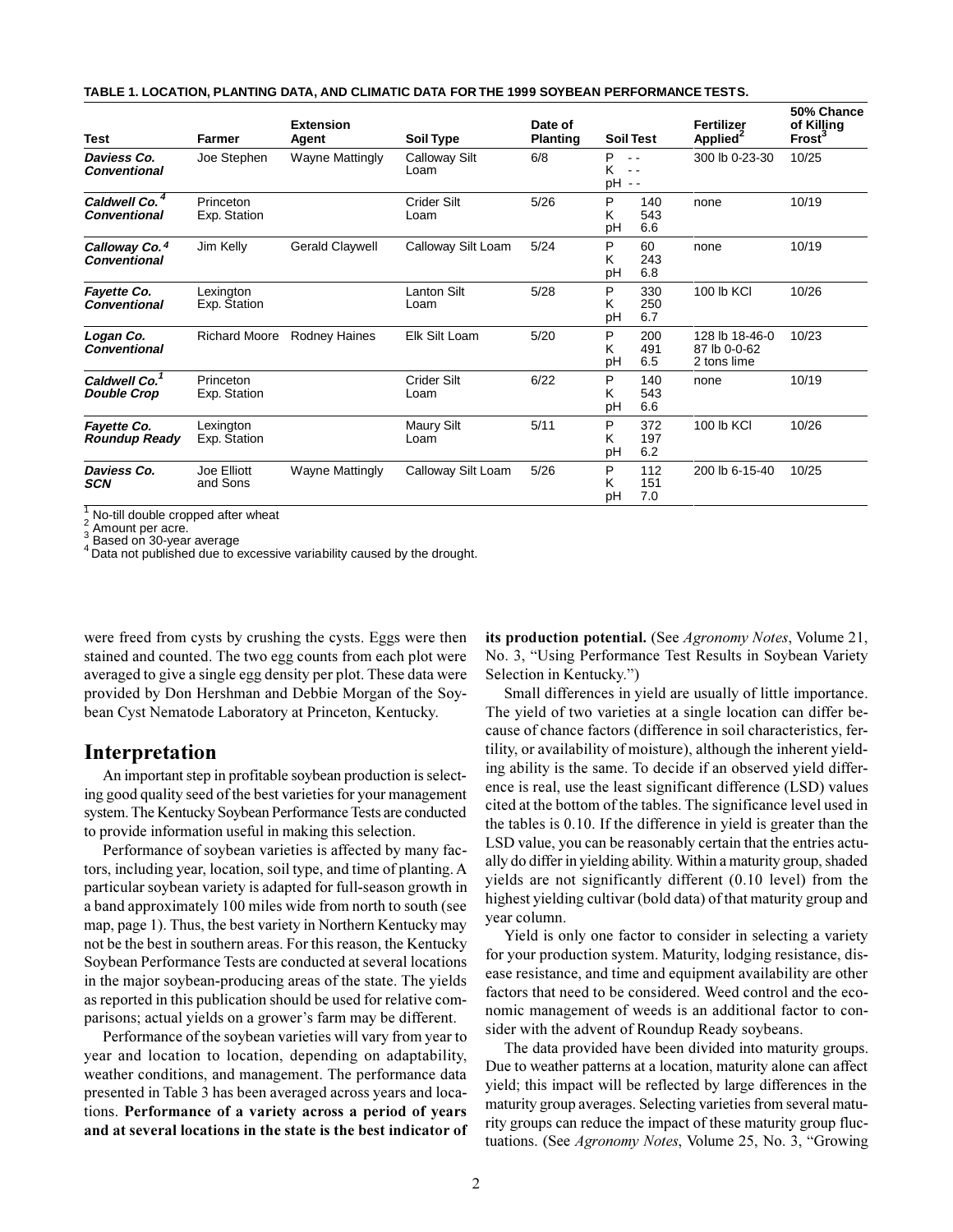**TABLE 1. LOCATION, PLANTING DATA, AND CLIMATIC DATA FOR THE 1999 SOYBEAN PERFORMANCE TESTS.**

| Test | Farmer | Extension Agent | Soil Type | Date of Planting | Soil Test | Fertilizer Applied[2] | 50% Chance of Killing Frost[3] |
|---|---|---|---|---|---|---|---|
| ***Daviess Co. Conventional*** | Joe Stephen | Wayne Mattingly | Calloway Silt Loam | 6/8 | P - -<br>K - -<br>pH - - | 300 lb 0-23-30 | 10/25 |
| ***Caldwell Co.[4] Conventional*** | Princeton Exp. Station | | Crider Silt Loam | 5/26 | P 140<br>K 543<br>pH 6.6 | none | 10/19 |
| ***Calloway Co.[4] Conventional*** | Jim Kelly | Gerald Claywell | Calloway Silt Loam | 5/24 | P 60<br>K 243<br>pH 6.8 | none | 10/19 |
| ***Fayette Co. Conventional*** | Lexington Exp. Station | | Lanton Silt Loam | 5/28 | P 330<br>K 250<br>pH 6.7 | 100 lb KCl | 10/26 |
| ***Logan Co. Conventional*** | Richard Moore | Rodney Haines | Elk Silt Loam | 5/20 | P 200<br>K 491<br>pH 6.5 | 128 lb 18-46-0<br>87 lb 0-0-62<br>2 tons lime | 10/23 |
| ***Caldwell Co.[1] Double Crop*** | Princeton Exp. Station | | Crider Silt Loam | 6/22 | P 140<br>K 543<br>pH 6.6 | none | 10/19 |
| ***Fayette Co. Roundup Ready*** | Lexington Exp. Station | | Maury Silt Loam | 5/11 | P 372<br>K 197<br>pH 6.2 | 100 lb KCl | 10/26 |
| ***Daviess Co. SCN*** | Joe Elliott and Sons | Wayne Mattingly | Calloway Silt Loam | 5/26 | P 112<br>K 151<br>pH 7.0 | 200 lb 6-15-40 | 10/25 |

[1] No-till double cropped after wheat
[2] Amount per acre.
[3] Based on 30-year average
[4] Data not published due to excessive variability caused by the drought.

were freed from cysts by crushing the cysts. Eggs were then stained and counted. The two egg counts from each plot were averaged to give a single egg density per plot. These data were provided by Don Hershman and Debbie Morgan of the Soybean Cyst Nematode Laboratory at Princeton, Kentucky.

## Interpretation

An important step in profitable soybean production is selecting good quality seed of the best varieties for your management system. The Kentucky Soybean Performance Tests are conducted to provide information useful in making this selection.

Performance of soybean varieties is affected by many factors, including year, location, soil type, and time of planting. A particular soybean variety is adapted for full-season growth in a band approximately 100 miles wide from north to south (see map, page 1). Thus, the best variety in Northern Kentucky may not be the best in southern areas. For this reason, the Kentucky Soybean Performance Tests are conducted at several locations in the major soybean-producing areas of the state. The yields as reported in this publication should be used for relative comparisons; actual yields on a grower's farm may be different.

Performance of the soybean varieties will vary from year to year and location to location, depending on adaptability, weather conditions, and management. The performance data presented in Table 3 has been averaged across years and locations. **Performance of a variety across a period of years and at several locations in the state is the best indicator of its production potential.** (See *Agronomy Notes*, Volume 21, No. 3, "Using Performance Test Results in Soybean Variety Selection in Kentucky.")

Small differences in yield are usually of little importance. The yield of two varieties at a single location can differ because of chance factors (difference in soil characteristics, fertility, or availability of moisture), although the inherent yielding ability is the same. To decide if an observed yield difference is real, use the least significant difference (LSD) values cited at the bottom of the tables. The significance level used in the tables is 0.10. If the difference in yield is greater than the LSD value, you can be reasonably certain that the entries actually do differ in yielding ability. Within a maturity group, shaded yields are not significantly different (0.10 level) from the highest yielding cultivar (bold data) of that maturity group and year column.

Yield is only one factor to consider in selecting a variety for your production system. Maturity, lodging resistance, disease resistance, and time and equipment availability are other factors that need to be considered. Weed control and the economic management of weeds is an additional factor to consider with the advent of Roundup Ready soybeans.

The data provided have been divided into maturity groups. Due to weather patterns at a location, maturity alone can affect yield; this impact will be reflected by large differences in the maturity group averages. Selecting varieties from several maturity groups can reduce the impact of these maturity group fluctuations. (See *Agronomy Notes*, Volume 25, No. 3, "Growing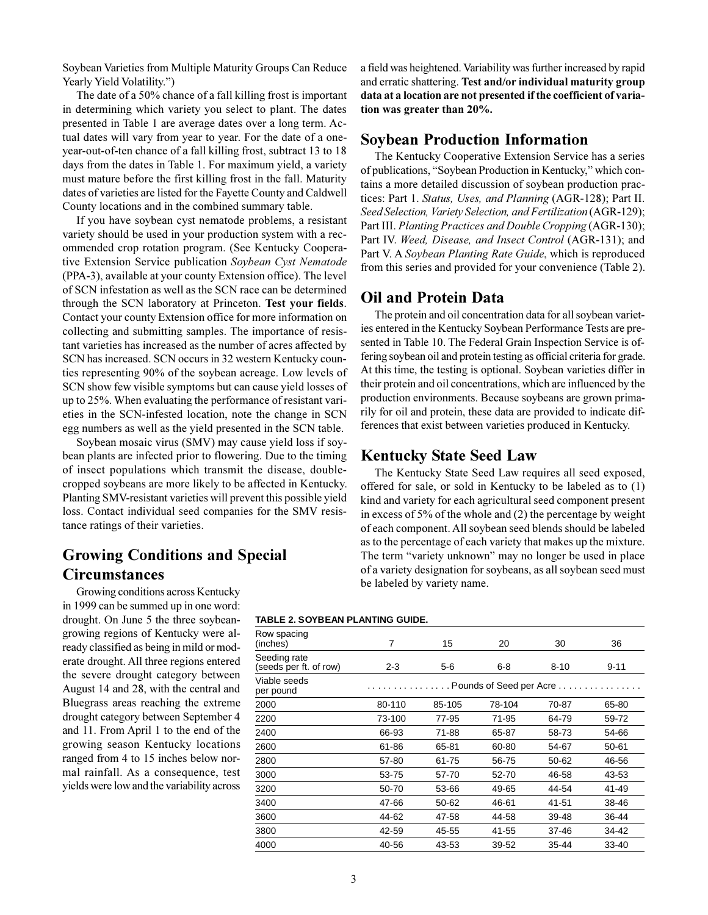Soybean Varieties from Multiple Maturity Groups Can Reduce Yearly Yield Volatility.")

The date of a 50% chance of a fall killing frost is important in determining which variety you select to plant. The dates presented in Table 1 are average dates over a long term. Actual dates will vary from year to year. For the date of a one-year-out-of-ten chance of a fall killing frost, subtract 13 to 18 days from the dates in Table 1. For maximum yield, a variety must mature before the first killing frost in the fall. Maturity dates of varieties are listed for the Fayette County and Caldwell County locations and in the combined summary table.

If you have soybean cyst nematode problems, a resistant variety should be used in your production system with a recommended crop rotation program. (See Kentucky Cooperative Extension Service publication *Soybean Cyst Nematode* (PPA-3), available at your county Extension office). The level of SCN infestation as well as the SCN race can be determined through the SCN laboratory at Princeton. **Test your fields**. Contact your county Extension office for more information on collecting and submitting samples. The importance of resistant varieties has increased as the number of acres affected by SCN has increased. SCN occurs in 32 western Kentucky counties representing 90% of the soybean acreage. Low levels of SCN show few visible symptoms but can cause yield losses of up to 25%. When evaluating the performance of resistant varieties in the SCN-infested location, note the change in SCN egg numbers as well as the yield presented in the SCN table.

Soybean mosaic virus (SMV) may cause yield loss if soybean plants are infected prior to flowering. Due to the timing of insect populations which transmit the disease, double-cropped soybeans are more likely to be affected in Kentucky. Planting SMV-resistant varieties will prevent this possible yield loss. Contact individual seed companies for the SMV resistance ratings of their varieties.

## Growing Conditions and Special Circumstances

Growing conditions across Kentucky in 1999 can be summed up in one word: drought. On June 5 the three soybean-growing regions of Kentucky were already classified as being in mild or moderate drought. All three regions entered the severe drought category between August 14 and 28, with the central and Bluegrass areas reaching the extreme drought category between September 4 and 11. From April 1 to the end of the growing season Kentucky locations ranged from 4 to 15 inches below normal rainfall. As a consequence, test yields were low and the variability across a field was heightened. Variability was further increased by rapid and erratic shattering. **Test and/or individual maturity group data at a location are not presented if the coefficient of variation was greater than 20%.**

## Soybean Production Information

The Kentucky Cooperative Extension Service has a series of publications, "Soybean Production in Kentucky," which contains a more detailed discussion of soybean production practices: Part 1. *Status, Uses, and Planning* (AGR-128); Part II. *Seed Selection, Variety Selection, and Fertilization* (AGR-129); Part III. *Planting Practices and Double Cropping* (AGR-130); Part IV. *Weed, Disease, and Insect Control* (AGR-131); and Part V. A *Soybean Planting Rate Guide*, which is reproduced from this series and provided for your convenience (Table 2).

## Oil and Protein Data

The protein and oil concentration data for all soybean varieties entered in the Kentucky Soybean Performance Tests are presented in Table 10. The Federal Grain Inspection Service is offering soybean oil and protein testing as official criteria for grade. At this time, the testing is optional. Soybean varieties differ in their protein and oil concentrations, which are influenced by the production environments. Because soybeans are grown primarily for oil and protein, these data are provided to indicate differences that exist between varieties produced in Kentucky.

## Kentucky State Seed Law

The Kentucky State Seed Law requires all seed exposed, offered for sale, or sold in Kentucky to be labeled as to (1) kind and variety for each agricultural seed component present in excess of 5% of the whole and (2) the percentage by weight of each component. All soybean seed blends should be labeled as to the percentage of each variety that makes up the mixture. The term "variety unknown" may no longer be used in place of a variety designation for soybeans, as all soybean seed must be labeled by variety name.

**TABLE 2. SOYBEAN PLANTING GUIDE.**

| Row spacing (inches) | 7 | 15 | 20 | 30 | 36 |
|---|---|---|---|---|---|
| Seeding rate (seeds per ft. of row) | 2-3 | 5-6 | 6-8 | 8-10 | 9-11 |
| Viable seeds per pound | Pounds of Seed per Acre | | | | |
| 2000 | 80-110 | 85-105 | 78-104 | 70-87 | 65-80 |
| 2200 | 73-100 | 77-95 | 71-95 | 64-79 | 59-72 |
| 2400 | 66-93 | 71-88 | 65-87 | 58-73 | 54-66 |
| 2600 | 61-86 | 65-81 | 60-80 | 54-67 | 50-61 |
| 2800 | 57-80 | 61-75 | 56-75 | 50-62 | 46-56 |
| 3000 | 53-75 | 57-70 | 52-70 | 46-58 | 43-53 |
| 3200 | 50-70 | 53-66 | 49-65 | 44-54 | 41-49 |
| 3400 | 47-66 | 50-62 | 46-61 | 41-51 | 38-46 |
| 3600 | 44-62 | 47-58 | 44-58 | 39-48 | 36-44 |
| 3800 | 42-59 | 45-55 | 41-55 | 37-46 | 34-42 |
| 4000 | 40-56 | 43-53 | 39-52 | 35-44 | 33-40 |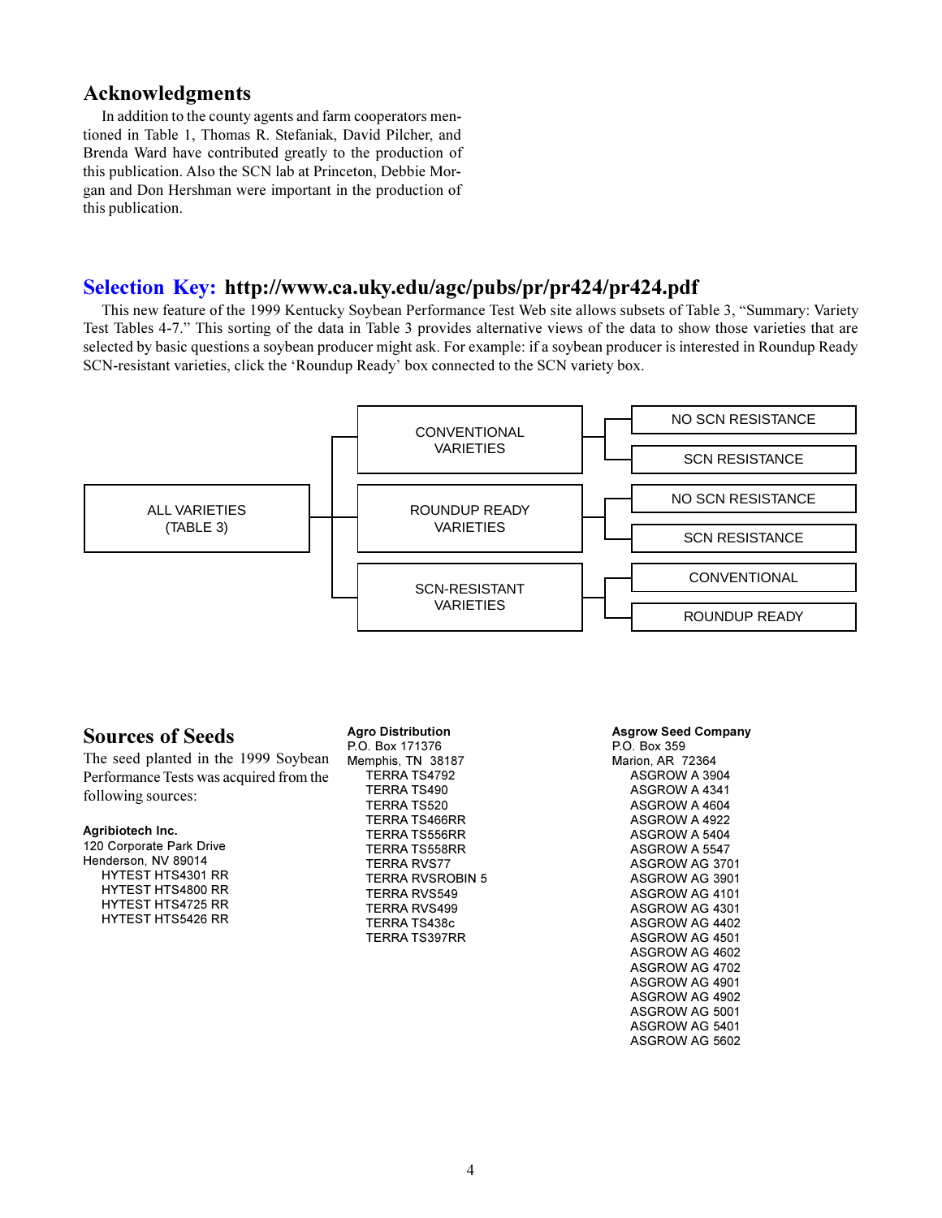## Acknowledgments

In addition to the county agents and farm cooperators mentioned in Table 1, Thomas R. Stefaniak, David Pilcher, and Brenda Ward have contributed greatly to the production of this publication. Also the SCN lab at Princeton, Debbie Morgan and Don Hershman were important in the production of this publication.

## Selection Key: http://www.ca.uky.edu/agc/pubs/pr/pr424/pr424.pdf

This new feature of the 1999 Kentucky Soybean Performance Test Web site allows subsets of Table 3, "Summary: Variety Test Tables 4-7." This sorting of the data in Table 3 provides alternative views of the data to show those varieties that are selected by basic questions a soybean producer might ask. For example: if a soybean producer is interested in Roundup Ready SCN-resistant varieties, click the 'Roundup Ready' box connected to the SCN variety box.

- ALL VARIETIES (TABLE 3)
  - CONVENTIONAL VARIETIES
    - NO SCN RESISTANCE
    - SCN RESISTANCE
  - ROUNDUP READY VARIETIES
    - NO SCN RESISTANCE
    - SCN RESISTANCE
  - SCN-RESISTANT VARIETIES
    - CONVENTIONAL
    - ROUNDUP READY

## Sources of Seeds

The seed planted in the 1999 Soybean Performance Tests was acquired from the following sources:

**Agribiotech Inc.**
120 Corporate Park Drive
Henderson, NV 89014
- HYTEST HTS4301 RR
- HYTEST HTS4800 RR
- HYTEST HTS4725 RR
- HYTEST HTS5426 RR

**Agro Distribution**
P.O. Box 171376
Memphis, TN 38187
- TERRA TS4792
- TERRA TS490
- TERRA TS520
- TERRA TS466RR
- TERRA TS556RR
- TERRA TS558RR
- TERRA RVS77
- TERRA RVSROBIN 5
- TERRA RVS549
- TERRA RVS499
- TERRA TS438c
- TERRA TS397RR

**Asgrow Seed Company**
P.O. Box 359
Marion, AR 72364
- ASGROW A 3904
- ASGROW A 4341
- ASGROW A 4604
- ASGROW A 4922
- ASGROW A 5404
- ASGROW A 5547
- ASGROW AG 3701
- ASGROW AG 3901
- ASGROW AG 4101
- ASGROW AG 4301
- ASGROW AG 4402
- ASGROW AG 4501
- ASGROW AG 4602
- ASGROW AG 4702
- ASGROW AG 4901
- ASGROW AG 4902
- ASGROW AG 5001
- ASGROW AG 5401
- ASGROW AG 5602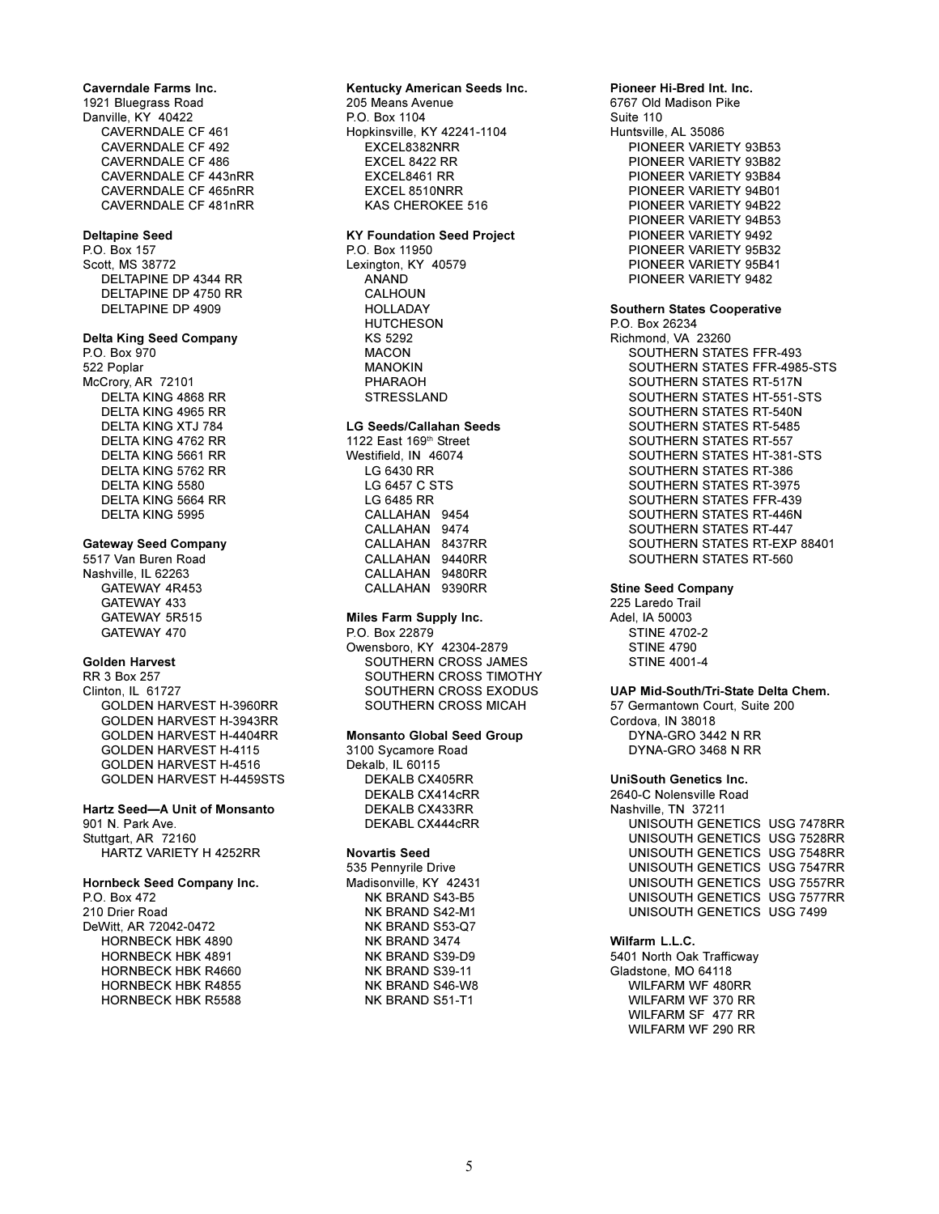**Caverndale Farms Inc.**
1921 Bluegrass Road
Danville, KY 40422
- CAVERNDALE CF 461
- CAVERNDALE CF 492
- CAVERNDALE CF 486
- CAVERNDALE CF 443nRR
- CAVERNDALE CF 465nRR
- CAVERNDALE CF 481nRR

**Deltapine Seed**
P.O. Box 157
Scott, MS 38772
- DELTAPINE DP 4344 RR
- DELTAPINE DP 4750 RR
- DELTAPINE DP 4909

**Delta King Seed Company**
P.O. Box 970
522 Poplar
McCrory, AR 72101
- DELTA KING 4868 RR
- DELTA KING 4965 RR
- DELTA KING XTJ 784
- DELTA KING 4762 RR
- DELTA KING 5661 RR
- DELTA KING 5762 RR
- DELTA KING 5580
- DELTA KING 5664 RR
- DELTA KING 5995

**Gateway Seed Company**
5517 Van Buren Road
Nashville, IL 62263
- GATEWAY 4R453
- GATEWAY 433
- GATEWAY 5R515
- GATEWAY 470

**Golden Harvest**
RR 3 Box 257
Clinton, IL 61727
- GOLDEN HARVEST H-3960RR
- GOLDEN HARVEST H-3943RR
- GOLDEN HARVEST H-4404RR
- GOLDEN HARVEST H-4115
- GOLDEN HARVEST H-4516
- GOLDEN HARVEST H-4459STS

**Hartz Seed—A Unit of Monsanto**
901 N. Park Ave.
Stuttgart, AR 72160
- HARTZ VARIETY H 4252RR

**Hornbeck Seed Company Inc.**
P.O. Box 472
210 Drier Road
DeWitt, AR 72042-0472
- HORNBECK HBK 4890
- HORNBECK HBK 4891
- HORNBECK HBK R4660
- HORNBECK HBK R4855
- HORNBECK HBK R5588

**Kentucky American Seeds Inc.**
205 Means Avenue
P.O. Box 1104
Hopkinsville, KY 42241-1104
- EXCEL8382NRR
- EXCEL 8422 RR
- EXCEL8461 RR
- EXCEL 8510NRR
- KAS CHEROKEE 516

**KY Foundation Seed Project**
P.O. Box 11950
Lexington, KY 40579
- ANAND
- CALHOUN
- HOLLADAY
- HUTCHESON
- KS 5292
- MACON
- MANOKIN
- PHARAOH
- STRESSLAND

**LG Seeds/Callahan Seeds**
1122 East 169th Street
Westfield, IN 46074
- LG 6430 RR
- LG 6457 C STS
- LG 6485 RR
- CALLAHAN 9454
- CALLAHAN 9474
- CALLAHAN 8437RR
- CALLAHAN 9440RR
- CALLAHAN 9480RR
- CALLAHAN 9390RR

**Miles Farm Supply Inc.**
P.O. Box 22879
Owensboro, KY 42304-2879
- SOUTHERN CROSS JAMES
- SOUTHERN CROSS TIMOTHY
- SOUTHERN CROSS EXODUS
- SOUTHERN CROSS MICAH

**Monsanto Global Seed Group**
3100 Sycamore Road
Dekalb, IL 60115
- DEKALB CX405RR
- DEKALB CX414cRR
- DEKALB CX433RR
- DEKABL CX444cRR

**Novartis Seed**
535 Pennyrile Drive
Madisonville, KY 42431
- NK BRAND S43-B5
- NK BRAND S42-M1
- NK BRAND S53-Q7
- NK BRAND 3474
- NK BRAND S39-D9
- NK BRAND S39-11
- NK BRAND S46-W8
- NK BRAND S51-T1

**Pioneer Hi-Bred Int. Inc.**
6767 Old Madison Pike
Suite 110
Huntsville, AL 35086
- PIONEER VARIETY 93B53
- PIONEER VARIETY 93B82
- PIONEER VARIETY 93B84
- PIONEER VARIETY 94B01
- PIONEER VARIETY 94B22
- PIONEER VARIETY 94B53
- PIONEER VARIETY 9492
- PIONEER VARIETY 95B32
- PIONEER VARIETY 95B41
- PIONEER VARIETY 9482

**Southern States Cooperative**
P.O. Box 26234
Richmond, VA 23260
- SOUTHERN STATES FFR-493
- SOUTHERN STATES FFR-4985-STS
- SOUTHERN STATES RT-517N
- SOUTHERN STATES HT-551-STS
- SOUTHERN STATES RT-540N
- SOUTHERN STATES RT-5485
- SOUTHERN STATES RT-557
- SOUTHERN STATES HT-381-STS
- SOUTHERN STATES RT-386
- SOUTHERN STATES RT-3975
- SOUTHERN STATES FFR-439
- SOUTHERN STATES RT-446N
- SOUTHERN STATES RT-447
- SOUTHERN STATES RT-EXP 88401
- SOUTHERN STATES RT-560

**Stine Seed Company**
225 Laredo Trail
Adel, IA 50003
- STINE 4702-2
- STINE 4790
- STINE 4001-4

**UAP Mid-South/Tri-State Delta Chem.**
57 Germantown Court, Suite 200
Cordova, IN 38018
- DYNA-GRO 3442 N RR
- DYNA-GRO 3468 N RR

**UniSouth Genetics Inc.**
2640-C Nolensville Road
Nashville, TN 37211
- UNISOUTH GENETICS USG 7478RR
- UNISOUTH GENETICS USG 7528RR
- UNISOUTH GENETICS USG 7548RR
- UNISOUTH GENETICS USG 7547RR
- UNISOUTH GENETICS USG 7557RR
- UNISOUTH GENETICS USG 7577RR
- UNISOUTH GENETICS USG 7499

**Wilfarm L.L.C.**
5401 North Oak Trafficway
Gladstone, MO 64118
- WILFARM WF 480RR
- WILFARM WF 370 RR
- WILFARM SF 477 RR
- WILFARM WF 290 RR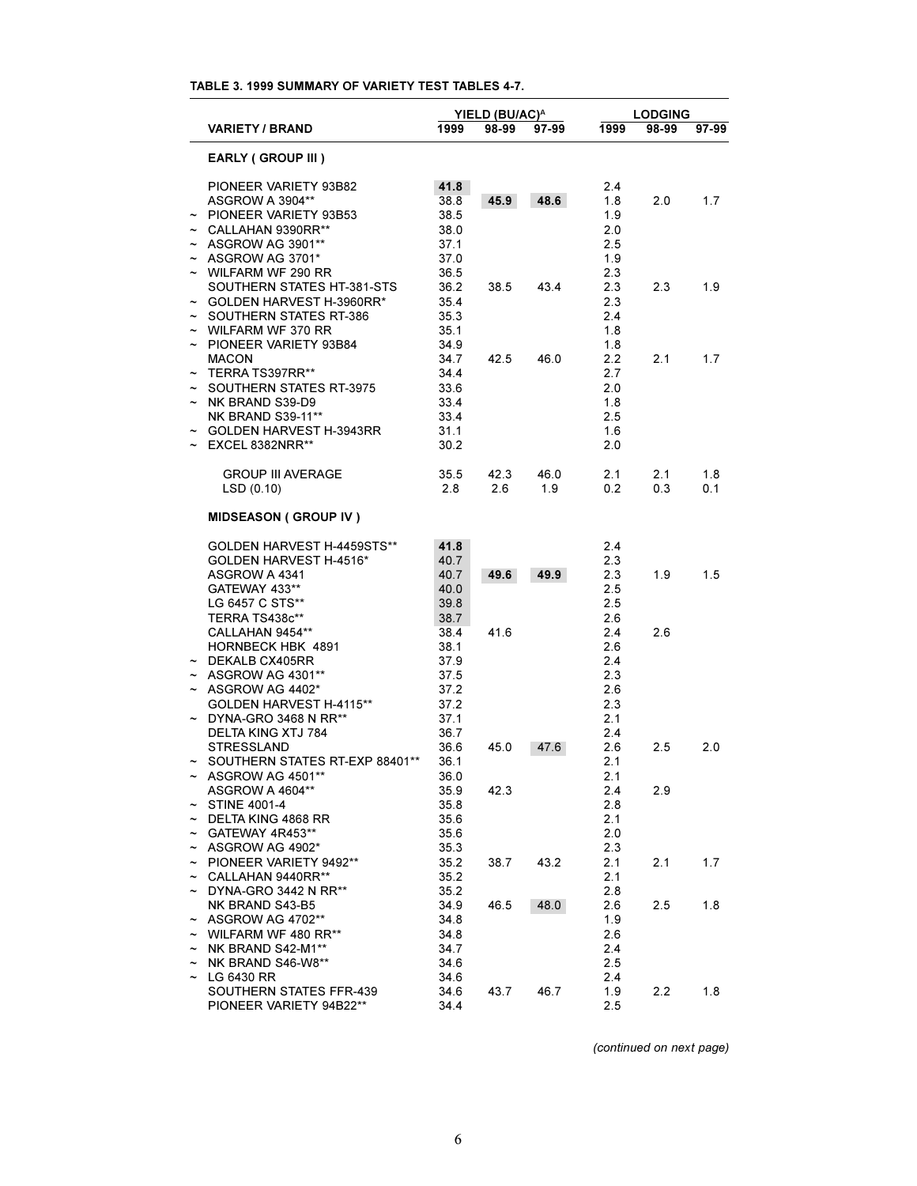**TABLE 3. 1999 SUMMARY OF VARIETY TEST TABLES 4-7.**

| | VARIETY / BRAND | YIELD (BU/AC)[A] | | | LODGING | | |
|---|---|---|---|---|---|---|---|
| | | 1999 | 98-99 | 97-99 | 1999 | 98-99 | 97-99 |
| | **EARLY ( GROUP III )** | | | | | | |
| | PIONEER VARIETY 93B82 | **41.8** | | | 2.4 | | |
| | ASGROW A 3904** | 38.8 | **45.9** | **48.6** | 1.8 | 2.0 | 1.7 |
| ~ | PIONEER VARIETY 93B53 | 38.5 | | | 1.9 | | |
| ~ | CALLAHAN 9390RR** | 38.0 | | | 2.0 | | |
| ~ | ASGROW AG 3901** | 37.1 | | | 2.5 | | |
| ~ | ASGROW AG 3701* | 37.0 | | | 1.9 | | |
| ~ | WILFARM WF 290 RR | 36.5 | | | 2.3 | | |
| | SOUTHERN STATES HT-381-STS | 36.2 | 38.5 | 43.4 | 2.3 | 2.3 | 1.9 |
| ~ | GOLDEN HARVEST H-3960RR* | 35.4 | | | 2.3 | | |
| ~ | SOUTHERN STATES RT-386 | 35.3 | | | 2.4 | | |
| ~ | WILFARM WF 370 RR | 35.1 | | | 1.8 | | |
| ~ | PIONEER VARIETY 93B84 | 34.9 | | | 1.8 | | |
| | MACON | 34.7 | 42.5 | 46.0 | 2.2 | 2.1 | 1.7 |
| ~ | TERRA TS397RR** | 34.4 | | | 2.7 | | |
| ~ | SOUTHERN STATES RT-3975 | 33.6 | | | 2.0 | | |
| ~ | NK BRAND S39-D9 | 33.4 | | | 1.8 | | |
| | NK BRAND S39-11** | 33.4 | | | 2.5 | | |
| ~ | GOLDEN HARVEST H-3943RR | 31.1 | | | 1.6 | | |
| ~ | EXCEL 8382NRR** | 30.2 | | | 2.0 | | |
| | GROUP III AVERAGE | 35.5 | 42.3 | 46.0 | 2.1 | 2.1 | 1.8 |
| | LSD (0.10) | 2.8 | 2.6 | 1.9 | 0.2 | 0.3 | 0.1 |
| | **MIDSEASON ( GROUP IV )** | | | | | | |
| | GOLDEN HARVEST H-4459STS** | **41.8** | | | 2.4 | | |
| | GOLDEN HARVEST H-4516* | **40.7** | | | 2.3 | | |
| | ASGROW A 4341 | **40.7** | **49.6** | **49.9** | 2.3 | 1.9 | 1.5 |
| | GATEWAY 433** | **40.0** | | | 2.5 | | |
| | LG 6457 C STS** | **39.8** | | | 2.5 | | |
| | TERRA TS438c** | **38.7** | | | 2.6 | | |
| | CALLAHAN 9454** | 38.4 | 41.6 | | 2.4 | 2.6 | |
| | HORNBECK HBK 4891 | 38.1 | | | 2.6 | | |
| ~ | DEKALB CX405RR | 37.9 | | | 2.4 | | |
| ~ | ASGROW AG 4301** | 37.5 | | | 2.3 | | |
| ~ | ASGROW AG 4402* | 37.2 | | | 2.6 | | |
| | GOLDEN HARVEST H-4115** | 37.2 | | | 2.3 | | |
| ~ | DYNA-GRO 3468 N RR** | 37.1 | | | 2.1 | | |
| | DELTA KING XTJ 784 | 36.7 | | | 2.4 | | |
| | STRESSLAND | 36.6 | 45.0 | **47.6** | 2.6 | 2.5 | 2.0 |
| ~ | SOUTHERN STATES RT-EXP 88401** | 36.1 | | | 2.1 | | |
| ~ | ASGROW AG 4501** | 36.0 | | | 2.1 | | |
| | ASGROW A 4604** | 35.9 | 42.3 | | 2.4 | 2.9 | |
| ~ | STINE 4001-4 | 35.8 | | | 2.8 | | |
| ~ | DELTA KING 4868 RR | 35.6 | | | 2.1 | | |
| ~ | GATEWAY 4R453** | 35.6 | | | 2.0 | | |
| ~ | ASGROW AG 4902* | 35.3 | | | 2.3 | | |
| ~ | PIONEER VARIETY 9492** | 35.2 | 38.7 | 43.2 | 2.1 | 2.1 | 1.7 |
| ~ | CALLAHAN 9440RR** | 35.2 | | | 2.1 | | |
| ~ | DYNA-GRO 3442 N RR** | 35.2 | | | 2.8 | | |
| | NK BRAND S43-B5 | 34.9 | 46.5 | **48.0** | 2.6 | 2.5 | 1.8 |
| ~ | ASGROW AG 4702** | 34.8 | | | 1.9 | | |
| ~ | WILFARM WF 480 RR** | 34.8 | | | 2.6 | | |
| ~ | NK BRAND S42-M1** | 34.7 | | | 2.4 | | |
| ~ | NK BRAND S46-W8** | 34.6 | | | 2.5 | | |
| ~ | LG 6430 RR | 34.6 | | | 2.4 | | |
| | SOUTHERN STATES FFR-439 | 34.6 | 43.7 | 46.7 | 1.9 | 2.2 | 1.8 |
| | PIONEER VARIETY 94B22** | 34.4 | | | 2.5 | | |

*(continued on next page)*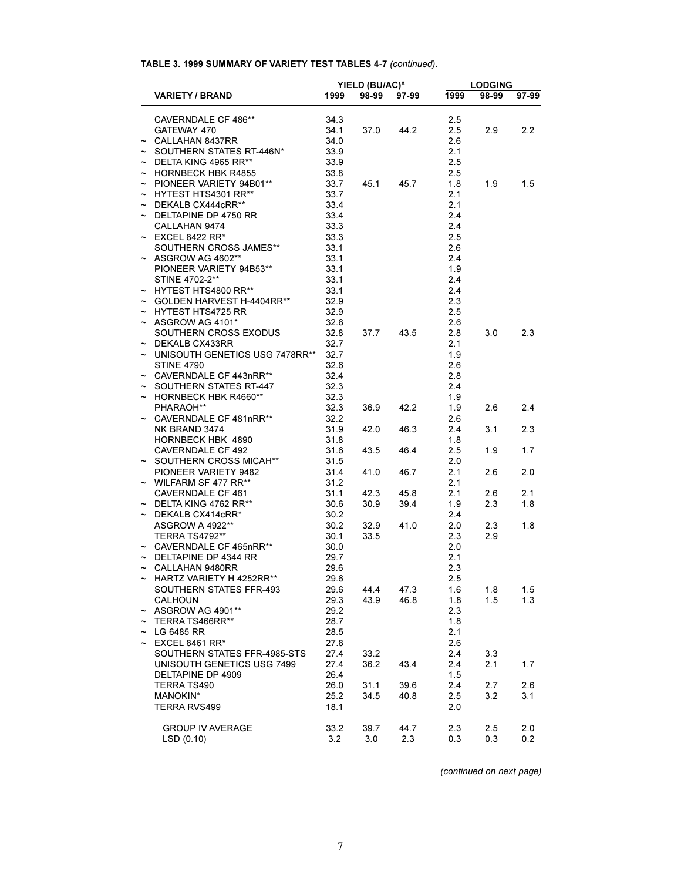**TABLE 3. 1999 SUMMARY OF VARIETY TEST TABLES 4-7** *(continued)*.

| | | YIELD (BU/AC)[A] | | | LODGING | | |
|---|---|---|---|---|---|---|---|
| | VARIETY / BRAND | 1999 | 98-99 | 97-99 | 1999 | 98-99 | 97-99 |
| | CAVERNDALE CF 486** | 34.3 | | | 2.5 | | |
| | GATEWAY 470 | 34.1 | 37.0 | 44.2 | 2.5 | 2.9 | 2.2 |
| ~ | CALLAHAN 8437RR | 34.0 | | | 2.6 | | |
| ~ | SOUTHERN STATES RT-446N* | 33.9 | | | 2.1 | | |
| ~ | DELTA KING 4965 RR** | 33.9 | | | 2.5 | | |
| ~ | HORNBECK HBK R4855 | 33.8 | | | 2.5 | | |
| ~ | PIONEER VARIETY 94B01** | 33.7 | 45.1 | 45.7 | 1.8 | 1.9 | 1.5 |
| ~ | HYTEST HTS4301 RR** | 33.7 | | | 2.1 | | |
| ~ | DEKALB CX444cRR** | 33.4 | | | 2.1 | | |
| ~ | DELTAPINE DP 4750 RR | 33.4 | | | 2.4 | | |
| | CALLAHAN 9474 | 33.3 | | | 2.4 | | |
| ~ | EXCEL 8422 RR* | 33.3 | | | 2.5 | | |
| | SOUTHERN CROSS JAMES** | 33.1 | | | 2.6 | | |
| ~ | ASGROW AG 4602** | 33.1 | | | 2.4 | | |
| | PIONEER VARIETY 94B53** | 33.1 | | | 1.9 | | |
| | STINE 4702-2** | 33.1 | | | 2.4 | | |
| ~ | HYTEST HTS4800 RR** | 33.1 | | | 2.4 | | |
| ~ | GOLDEN HARVEST H-4404RR** | 32.9 | | | 2.3 | | |
| ~ | HYTEST HTS4725 RR | 32.9 | | | 2.5 | | |
| ~ | ASGROW AG 4101* | 32.8 | | | 2.6 | | |
| | SOUTHERN CROSS EXODUS | 32.8 | 37.7 | 43.5 | 2.8 | 3.0 | 2.3 |
| ~ | DEKALB CX433RR | 32.7 | | | 2.1 | | |
| ~ | UNISOUTH GENETICS USG 7478RR** | 32.7 | | | 1.9 | | |
| | STINE 4790 | 32.6 | | | 2.6 | | |
| ~ | CAVERNDALE CF 443nRR** | 32.4 | | | 2.8 | | |
| ~ | SOUTHERN STATES RT-447 | 32.3 | | | 2.4 | | |
| ~ | HORNBECK HBK R4660** | 32.3 | | | 1.9 | | |
| | PHARAOH** | 32.3 | 36.9 | 42.2 | 1.9 | 2.6 | 2.4 |
| ~ | CAVERNDALE CF 481nRR** | 32.2 | | | 2.6 | | |
| | NK BRAND 3474 | 31.9 | 42.0 | 46.3 | 2.4 | 3.1 | 2.3 |
| | HORNBECK HBK 4890 | 31.8 | | | 1.8 | | |
| | CAVERNDALE CF 492 | 31.6 | 43.5 | 46.4 | 2.5 | 1.9 | 1.7 |
| ~ | SOUTHERN CROSS MICAH** | 31.5 | | | 2.0 | | |
| | PIONEER VARIETY 9482 | 31.4 | 41.0 | 46.7 | 2.1 | 2.6 | 2.0 |
| ~ | WILFARM SF 477 RR** | 31.2 | | | 2.1 | | |
| | CAVERNDALE CF 461 | 31.1 | 42.3 | 45.8 | 2.1 | 2.6 | 2.1 |
| ~ | DELTA KING 4762 RR** | 30.6 | 30.9 | 39.4 | 1.9 | 2.3 | 1.8 |
| ~ | DEKALB CX414cRR* | 30.2 | | | 2.4 | | |
| | ASGROW A 4922** | 30.2 | 32.9 | 41.0 | 2.0 | 2.3 | 1.8 |
| | TERRA TS4792** | 30.1 | 33.5 | | 2.3 | 2.9 | |
| ~ | CAVERNDALE CF 465nRR** | 30.0 | | | 2.0 | | |
| ~ | DELTAPINE DP 4344 RR | 29.7 | | | 2.1 | | |
| ~ | CALLAHAN 9480RR | 29.6 | | | 2.3 | | |
| ~ | HARTZ VARIETY H 4252RR** | 29.6 | | | 2.5 | | |
| | SOUTHERN STATES FFR-493 | 29.6 | 44.4 | 47.3 | 1.6 | 1.8 | 1.5 |
| | CALHOUN | 29.3 | 43.9 | 46.8 | 1.8 | 1.5 | 1.3 |
| ~ | ASGROW AG 4901** | 29.2 | | | 2.3 | | |
| ~ | TERRA TS466RR** | 28.7 | | | 1.8 | | |
| ~ | LG 6485 RR | 28.5 | | | 2.1 | | |
| ~ | EXCEL 8461 RR* | 27.8 | | | 2.6 | | |
| | SOUTHERN STATES FFR-4985-STS | 27.4 | 33.2 | | 2.4 | 3.3 | |
| | UNISOUTH GENETICS USG 7499 | 27.4 | 36.2 | 43.4 | 2.4 | 2.1 | 1.7 |
| | DELTAPINE DP 4909 | 26.4 | | | 1.5 | | |
| | TERRA TS490 | 26.0 | 31.1 | 39.6 | 2.4 | 2.7 | 2.6 |
| | MANOKIN* | 25.2 | 34.5 | 40.8 | 2.5 | 3.2 | 3.1 |
| | TERRA RVS499 | 18.1 | | | 2.0 | | |
| | GROUP IV AVERAGE | 33.2 | 39.7 | 44.7 | 2.3 | 2.5 | 2.0 |
| | LSD (0.10) | 3.2 | 3.0 | 2.3 | 0.3 | 0.3 | 0.2 |

*(continued on next page)*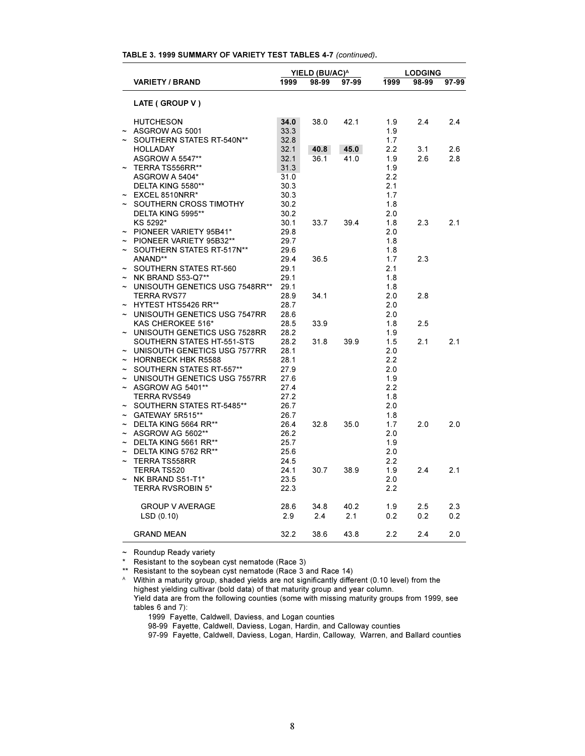**TABLE 3. 1999 SUMMARY OF VARIETY TEST TABLES 4-7** *(continued)*.

| | VARIETY / BRAND | YIELD (BU/AC)[A] 1999 | 98-99 | 97-99 | LODGING 1999 | 98-99 | 97-99 |
|---|---|---|---|---|---|---|---|
| | **LATE ( GROUP V )** | | | | | | |
| | HUTCHESON | **34.0** | 38.0 | 42.1 | 1.9 | 2.4 | 2.4 |
| ~ | ASGROW AG 5001 | 33.3 | | | 1.9 | | |
| ~ | SOUTHERN STATES RT-540N** | 32.8 | | | 1.7 | | |
| | HOLLADAY | 32.1 | **40.8** | **45.0** | 2.2 | 3.1 | 2.6 |
| | ASGROW A 5547** | 32.1 | 36.1 | 41.0 | 1.9 | 2.6 | 2.8 |
| ~ | TERRA TS556RR** | 31.3 | | | 1.9 | | |
| | ASGROW A 5404* | 31.0 | | | 2.2 | | |
| | DELTA KING 5580** | 30.3 | | | 2.1 | | |
| ~ | EXCEL 8510NRR* | 30.3 | | | 1.7 | | |
| ~ | SOUTHERN CROSS TIMOTHY | 30.2 | | | 1.8 | | |
| | DELTA KING 5995** | 30.2 | | | 2.0 | | |
| | KS 5292* | 30.1 | 33.7 | 39.4 | 1.8 | 2.3 | 2.1 |
| ~ | PIONEER VARIETY 95B41* | 29.8 | | | 2.0 | | |
| ~ | PIONEER VARIETY 95B32** | 29.7 | | | 1.8 | | |
| ~ | SOUTHERN STATES RT-517N** | 29.6 | | | 1.8 | | |
| | ANAND** | 29.4 | 36.5 | | 1.7 | 2.3 | |
| ~ | SOUTHERN STATES RT-560 | 29.1 | | | 2.1 | | |
| ~ | NK BRAND S53-Q7** | 29.1 | | | 1.8 | | |
| ~ | UNISOUTH GENETICS USG 7548RR** | 29.1 | | | 1.8 | | |
| | TERRA RVS77 | 28.9 | 34.1 | | 2.0 | 2.8 | |
| ~ | HYTEST HTS5426 RR** | 28.7 | | | 2.0 | | |
| ~ | UNISOUTH GENETICS USG 7547RR | 28.6 | | | 2.0 | | |
| | KAS CHEROKEE 516* | 28.5 | 33.9 | | 1.8 | 2.5 | |
| ~ | UNISOUTH GENETICS USG 7528RR | 28.2 | | | 1.9 | | |
| | SOUTHERN STATES HT-551-STS | 28.2 | 31.8 | 39.9 | 1.5 | 2.1 | 2.1 |
| ~ | UNISOUTH GENETICS USG 7577RR | 28.1 | | | 2.0 | | |
| ~ | HORNBECK HBK R5588 | 28.1 | | | 2.2 | | |
| ~ | SOUTHERN STATES RT-557** | 27.9 | | | 2.0 | | |
| ~ | UNISOUTH GENETICS USG 7557RR | 27.6 | | | 1.9 | | |
| ~ | ASGROW AG 5401** | 27.4 | | | 2.2 | | |
| | TERRA RVS549 | 27.2 | | | 1.8 | | |
| ~ | SOUTHERN STATES RT-5485** | 26.7 | | | 2.0 | | |
| ~ | GATEWAY 5R515** | 26.7 | | | 1.8 | | |
| ~ | DELTA KING 5664 RR** | 26.4 | 32.8 | 35.0 | 1.7 | 2.0 | 2.0 |
| ~ | ASGROW AG 5602** | 26.2 | | | 2.0 | | |
| ~ | DELTA KING 5661 RR** | 25.7 | | | 1.9 | | |
| ~ | DELTA KING 5762 RR** | 25.6 | | | 2.0 | | |
| ~ | TERRA TS558RR | 24.5 | | | 2.2 | | |
| | TERRA TS520 | 24.1 | 30.7 | 38.9 | 1.9 | 2.4 | 2.1 |
| ~ | NK BRAND S51-T1* | 23.5 | | | 2.0 | | |
| | TERRA RVSROBIN 5* | 22.3 | | | 2.2 | | |
| | GROUP V AVERAGE | 28.6 | 34.8 | 40.2 | 1.9 | 2.5 | 2.3 |
| | LSD (0.10) | 2.9 | 2.4 | 2.1 | 0.2 | 0.2 | 0.2 |
| | GRAND MEAN | 32.2 | 38.6 | 43.8 | 2.2 | 2.4 | 2.0 |

~ Roundup Ready variety

\* Resistant to the soybean cyst nematode (Race 3)

** Resistant to the soybean cyst nematode (Race 3 and Race 14)

[A] Within a maturity group, shaded yields are not significantly different (0.10 level) from the highest yielding cultivar (bold data) of that maturity group and year column.
Yield data are from the following counties (some with missing maturity groups from 1999, see tables 6 and 7):

1999 Fayette, Caldwell, Daviess, and Logan counties

98-99 Fayette, Caldwell, Daviess, Logan, Hardin, and Calloway counties

97-99 Fayette, Caldwell, Daviess, Logan, Hardin, Calloway, Warren, and Ballard counties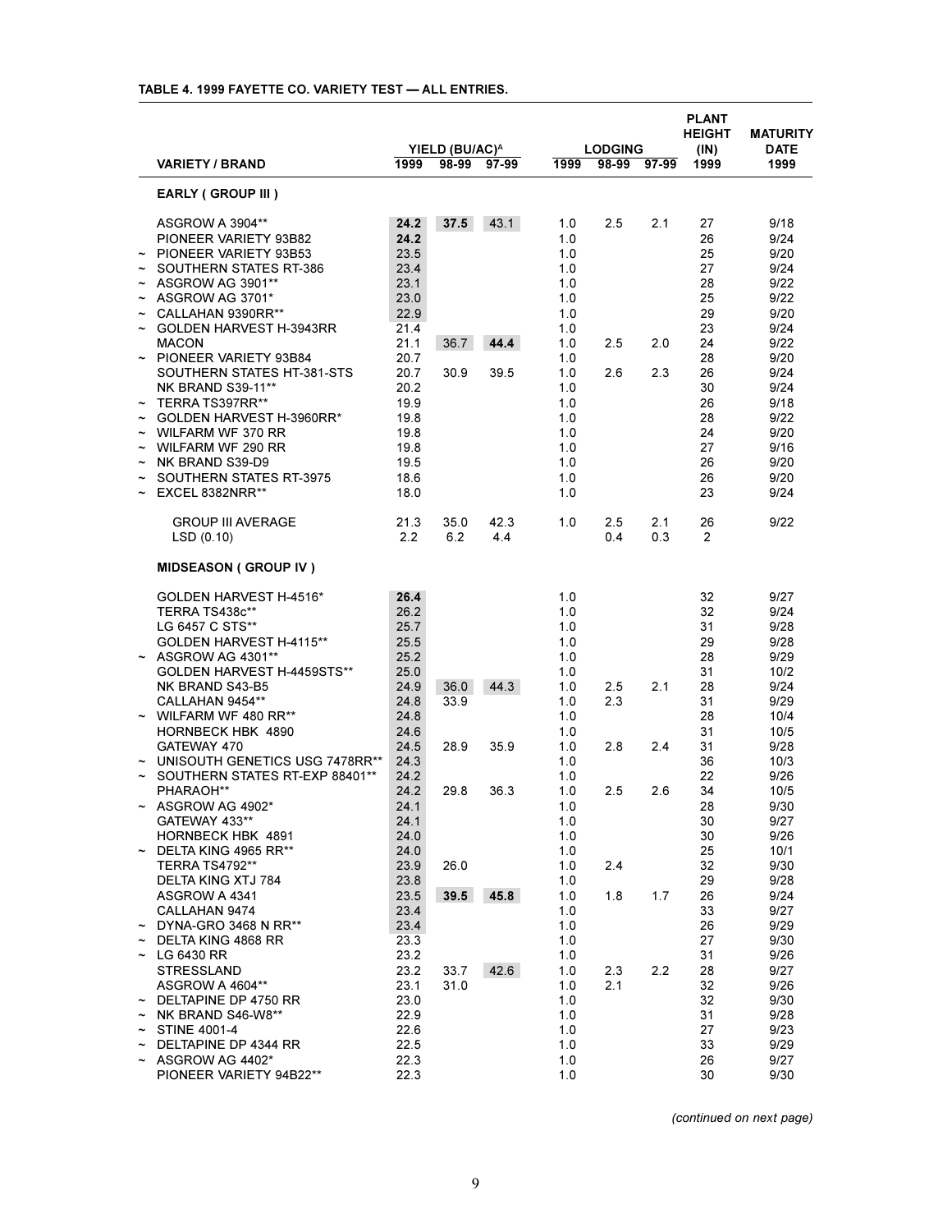**TABLE 4. 1999 FAYETTE CO. VARIETY TEST — ALL ENTRIES.**

| | VARIETY / BRAND | YIELD (BU/AC)[A] | | | LODGING | | | PLANT HEIGHT (IN) | MATURITY DATE |
|---|---|---|---|---|---|---|---|---|---|
| | | 1999 | 98-99 | 97-99 | 1999 | 98-99 | 97-99 | 1999 | 1999 |
| | **EARLY ( GROUP III )** | | | | | | | | |
| | ASGROW A 3904** | **24.2** | **37.5** | 43.1 | 1.0 | 2.5 | 2.1 | 27 | 9/18 |
| | PIONEER VARIETY 93B82 | **24.2** | | | 1.0 | | | 26 | 9/24 |
| ~ | PIONEER VARIETY 93B53 | 23.5 | | | 1.0 | | | 25 | 9/20 |
| ~ | SOUTHERN STATES RT-386 | 23.4 | | | 1.0 | | | 27 | 9/24 |
| ~ | ASGROW AG 3901** | 23.1 | | | 1.0 | | | 28 | 9/22 |
| ~ | ASGROW AG 3701* | 23.0 | | | 1.0 | | | 25 | 9/22 |
| ~ | CALLAHAN 9390RR** | 22.9 | | | 1.0 | | | 29 | 9/20 |
| ~ | GOLDEN HARVEST H-3943RR | 21.4 | | | 1.0 | | | 23 | 9/24 |
| | MACON | 21.1 | 36.7 | **44.4** | 1.0 | 2.5 | 2.0 | 24 | 9/22 |
| ~ | PIONEER VARIETY 93B84 | 20.7 | | | 1.0 | | | 28 | 9/20 |
| | SOUTHERN STATES HT-381-STS | 20.7 | 30.9 | 39.5 | 1.0 | 2.6 | 2.3 | 26 | 9/24 |
| | NK BRAND S39-11** | 20.2 | | | 1.0 | | | 30 | 9/24 |
| ~ | TERRA TS397RR** | 19.9 | | | 1.0 | | | 26 | 9/18 |
| ~ | GOLDEN HARVEST H-3960RR* | 19.8 | | | 1.0 | | | 28 | 9/22 |
| ~ | WILFARM WF 370 RR | 19.8 | | | 1.0 | | | 24 | 9/20 |
| ~ | WILFARM WF 290 RR | 19.8 | | | 1.0 | | | 27 | 9/16 |
| ~ | NK BRAND S39-D9 | 19.5 | | | 1.0 | | | 26 | 9/20 |
| ~ | SOUTHERN STATES RT-3975 | 18.6 | | | 1.0 | | | 26 | 9/20 |
| ~ | EXCEL 8382NRR** | 18.0 | | | 1.0 | | | 23 | 9/24 |
| | GROUP III AVERAGE | 21.3 | 35.0 | 42.3 | 1.0 | 2.5 | 2.1 | 26 | 9/22 |
| | LSD (0.10) | 2.2 | 6.2 | 4.4 | | 0.4 | 0.3 | 2 | |
| | **MIDSEASON ( GROUP IV )** | | | | | | | | |
| | GOLDEN HARVEST H-4516* | **26.4** | | | 1.0 | | | 32 | 9/27 |
| | TERRA TS438c** | 26.2 | | | 1.0 | | | 32 | 9/24 |
| | LG 6457 C STS** | 25.7 | | | 1.0 | | | 31 | 9/28 |
| | GOLDEN HARVEST H-4115** | 25.5 | | | 1.0 | | | 29 | 9/28 |
| ~ | ASGROW AG 4301** | 25.2 | | | 1.0 | | | 28 | 9/29 |
| | GOLDEN HARVEST H-4459STS** | 25.0 | | | 1.0 | | | 31 | 10/2 |
| | NK BRAND S43-B5 | 24.9 | 36.0 | 44.3 | 1.0 | 2.5 | 2.1 | 28 | 9/24 |
| | CALLAHAN 9454** | 24.8 | 33.9 | | 1.0 | 2.3 | | 31 | 9/29 |
| ~ | WILFARM WF 480 RR** | 24.8 | | | 1.0 | | | 28 | 10/4 |
| | HORNBECK HBK 4890 | 24.6 | | | 1.0 | | | 31 | 10/5 |
| | GATEWAY 470 | 24.5 | 28.9 | 35.9 | 1.0 | 2.8 | 2.4 | 31 | 9/28 |
| ~ | UNISOUTH GENETICS USG 7478RR** | 24.3 | | | 1.0 | | | 36 | 10/3 |
| ~ | SOUTHERN STATES RT-EXP 88401** | 24.2 | | | 1.0 | | | 22 | 9/26 |
| | PHARAOH** | 24.2 | 29.8 | 36.3 | 1.0 | 2.5 | 2.6 | 34 | 10/5 |
| ~ | ASGROW AG 4902* | 24.1 | | | 1.0 | | | 28 | 9/30 |
| | GATEWAY 433** | 24.1 | | | 1.0 | | | 30 | 9/27 |
| | HORNBECK HBK 4891 | 24.0 | | | 1.0 | | | 30 | 9/26 |
| ~ | DELTA KING 4965 RR** | 24.0 | | | 1.0 | | | 25 | 10/1 |
| | TERRA TS4792** | 23.9 | 26.0 | | 1.0 | 2.4 | | 32 | 9/30 |
| | DELTA KING XTJ 784 | 23.8 | | | 1.0 | | | 29 | 9/28 |
| | ASGROW A 4341 | 23.5 | **39.5** | **45.8** | 1.0 | 1.8 | 1.7 | 26 | 9/24 |
| | CALLAHAN 9474 | 23.4 | | | 1.0 | | | 33 | 9/27 |
| ~ | DYNA-GRO 3468 N RR** | 23.4 | | | 1.0 | | | 26 | 9/29 |
| ~ | DELTA KING 4868 RR | 23.3 | | | 1.0 | | | 27 | 9/30 |
| ~ | LG 6430 RR | 23.2 | | | 1.0 | | | 31 | 9/26 |
| | STRESSLAND | 23.2 | 33.7 | 42.6 | 1.0 | 2.3 | 2.2 | 28 | 9/27 |
| | ASGROW A 4604** | 23.1 | 31.0 | | 1.0 | 2.1 | | 32 | 9/26 |
| ~ | DELTAPINE DP 4750 RR | 23.0 | | | 1.0 | | | 32 | 9/30 |
| ~ | NK BRAND S46-W8** | 22.9 | | | 1.0 | | | 31 | 9/28 |
| ~ | STINE 4001-4 | 22.6 | | | 1.0 | | | 27 | 9/23 |
| ~ | DELTAPINE DP 4344 RR | 22.5 | | | 1.0 | | | 33 | 9/29 |
| ~ | ASGROW AG 4402* | 22.3 | | | 1.0 | | | 26 | 9/27 |
| | PIONEER VARIETY 94B22** | 22.3 | | | 1.0 | | | 30 | 9/30 |

*(continued on next page)*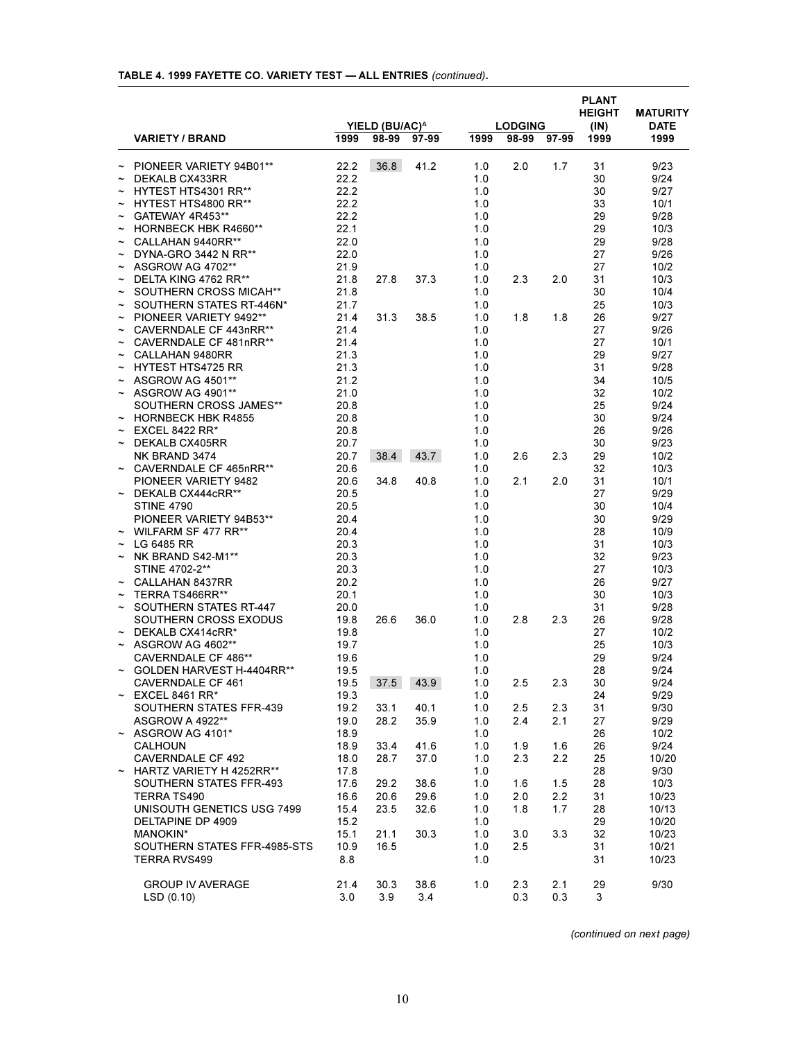**TABLE 4. 1999 FAYETTE CO. VARIETY TEST — ALL ENTRIES** *(continued)*.

| | VARIETY / BRAND | YIELD (BU/AC)[A] 1999 | 98-99 | 97-99 | LODGING 1999 | 98-99 | 97-99 | PLANT HEIGHT (IN) 1999 | MATURITY DATE 1999 |
|---|---|---|---|---|---|---|---|---|---|
| ~ | PIONEER VARIETY 94B01** | 22.2 | 36.8 | 41.2 | 1.0 | 2.0 | 1.7 | 31 | 9/23 |
| ~ | DEKALB CX433RR | 22.2 | | | 1.0 | | | 30 | 9/24 |
| ~ | HYTEST HTS4301 RR** | 22.2 | | | 1.0 | | | 30 | 9/27 |
| ~ | HYTEST HTS4800 RR** | 22.2 | | | 1.0 | | | 33 | 10/1 |
| ~ | GATEWAY 4R453** | 22.2 | | | 1.0 | | | 29 | 9/28 |
| ~ | HORNBECK HBK R4660** | 22.1 | | | 1.0 | | | 29 | 10/3 |
| ~ | CALLAHAN 9440RR** | 22.0 | | | 1.0 | | | 29 | 9/28 |
| ~ | DYNA-GRO 3442 N RR** | 22.0 | | | 1.0 | | | 27 | 9/26 |
| ~ | ASGROW AG 4702** | 21.9 | | | 1.0 | | | 27 | 10/2 |
| ~ | DELTA KING 4762 RR** | 21.8 | 27.8 | 37.3 | 1.0 | 2.3 | 2.0 | 31 | 10/3 |
| ~ | SOUTHERN CROSS MICAH** | 21.8 | | | 1.0 | | | 30 | 10/4 |
| ~ | SOUTHERN STATES RT-446N* | 21.7 | | | 1.0 | | | 25 | 10/3 |
| ~ | PIONEER VARIETY 9492** | 21.4 | 31.3 | 38.5 | 1.0 | 1.8 | 1.8 | 26 | 9/27 |
| ~ | CAVERNDALE CF 443nRR** | 21.4 | | | 1.0 | | | 27 | 9/26 |
| ~ | CAVERNDALE CF 481nRR** | 21.4 | | | 1.0 | | | 27 | 10/1 |
| ~ | CALLAHAN 9480RR | 21.3 | | | 1.0 | | | 29 | 9/27 |
| ~ | HYTEST HTS4725 RR | 21.3 | | | 1.0 | | | 31 | 9/28 |
| ~ | ASGROW AG 4501** | 21.2 | | | 1.0 | | | 34 | 10/5 |
| ~ | ASGROW AG 4901** | 21.0 | | | 1.0 | | | 32 | 10/2 |
| | SOUTHERN CROSS JAMES** | 20.8 | | | 1.0 | | | 25 | 9/24 |
| ~ | HORNBECK HBK R4855 | 20.8 | | | 1.0 | | | 30 | 9/24 |
| ~ | EXCEL 8422 RR* | 20.8 | | | 1.0 | | | 26 | 9/26 |
| ~ | DEKALB CX405RR | 20.7 | | | 1.0 | | | 30 | 9/23 |
| | NK BRAND 3474 | 20.7 | 38.4 | 43.7 | 1.0 | 2.6 | 2.3 | 29 | 10/2 |
| ~ | CAVERNDALE CF 465nRR** | 20.6 | | | 1.0 | | | 32 | 10/3 |
| | PIONEER VARIETY 9482 | 20.6 | 34.8 | 40.8 | 1.0 | 2.1 | 2.0 | 31 | 10/1 |
| ~ | DEKALB CX444cRR** | 20.5 | | | 1.0 | | | 27 | 9/29 |
| | STINE 4790 | 20.5 | | | 1.0 | | | 30 | 10/4 |
| | PIONEER VARIETY 94B53** | 20.4 | | | 1.0 | | | 30 | 9/29 |
| ~ | WILFARM SF 477 RR** | 20.4 | | | 1.0 | | | 28 | 10/9 |
| ~ | LG 6485 RR | 20.3 | | | 1.0 | | | 31 | 10/3 |
| ~ | NK BRAND S42-M1** | 20.3 | | | 1.0 | | | 32 | 9/23 |
| | STINE 4702-2** | 20.3 | | | 1.0 | | | 27 | 10/3 |
| ~ | CALLAHAN 8437RR | 20.2 | | | 1.0 | | | 26 | 9/27 |
| ~ | TERRA TS466RR** | 20.1 | | | 1.0 | | | 30 | 10/3 |
| ~ | SOUTHERN STATES RT-447 | 20.0 | | | 1.0 | | | 31 | 9/28 |
| | SOUTHERN CROSS EXODUS | 19.8 | 26.6 | 36.0 | 1.0 | 2.8 | 2.3 | 26 | 9/28 |
| ~ | DEKALB CX414cRR* | 19.8 | | | 1.0 | | | 27 | 10/2 |
| ~ | ASGROW AG 4602** | 19.7 | | | 1.0 | | | 25 | 10/3 |
| | CAVERNDALE CF 486** | 19.6 | | | 1.0 | | | 29 | 9/24 |
| ~ | GOLDEN HARVEST H-4404RR** | 19.5 | | | 1.0 | | | 28 | 9/24 |
| | CAVERNDALE CF 461 | 19.5 | 37.5 | 43.9 | 1.0 | 2.5 | 2.3 | 30 | 9/24 |
| ~ | EXCEL 8461 RR* | 19.3 | | | 1.0 | | | 24 | 9/29 |
| | SOUTHERN STATES FFR-439 | 19.2 | 33.1 | 40.1 | 1.0 | 2.5 | 2.3 | 31 | 9/30 |
| | ASGROW A 4922** | 19.0 | 28.2 | 35.9 | 1.0 | 2.4 | 2.1 | 27 | 9/29 |
| ~ | ASGROW AG 4101* | 18.9 | | | 1.0 | | | 26 | 10/2 |
| | CALHOUN | 18.9 | 33.4 | 41.6 | 1.0 | 1.9 | 1.6 | 26 | 9/24 |
| | CAVERNDALE CF 492 | 18.0 | 28.7 | 37.0 | 1.0 | 2.3 | 2.2 | 25 | 10/20 |
| ~ | HARTZ VARIETY H 4252RR** | 17.8 | | | 1.0 | | | 28 | 9/30 |
| | SOUTHERN STATES FFR-493 | 17.6 | 29.2 | 38.6 | 1.0 | 1.6 | 1.5 | 28 | 10/3 |
| | TERRA TS490 | 16.6 | 20.6 | 29.6 | 1.0 | 2.0 | 2.2 | 31 | 10/23 |
| | UNISOUTH GENETICS USG 7499 | 15.4 | 23.5 | 32.6 | 1.0 | 1.8 | 1.7 | 28 | 10/13 |
| | DELTAPINE DP 4909 | 15.2 | | | 1.0 | | | 29 | 10/20 |
| | MANOKIN* | 15.1 | 21.1 | 30.3 | 1.0 | 3.0 | 3.3 | 32 | 10/23 |
| | SOUTHERN STATES FFR-4985-STS | 10.9 | 16.5 | | 1.0 | 2.5 | | 31 | 10/21 |
| | TERRA RVS499 | 8.8 | | | 1.0 | | | 31 | 10/23 |
| | GROUP IV AVERAGE | 21.4 | 30.3 | 38.6 | 1.0 | 2.3 | 2.1 | 29 | 9/30 |
| | LSD (0.10) | 3.0 | 3.9 | 3.4 | | 0.3 | 0.3 | 3 | |

*(continued on next page)*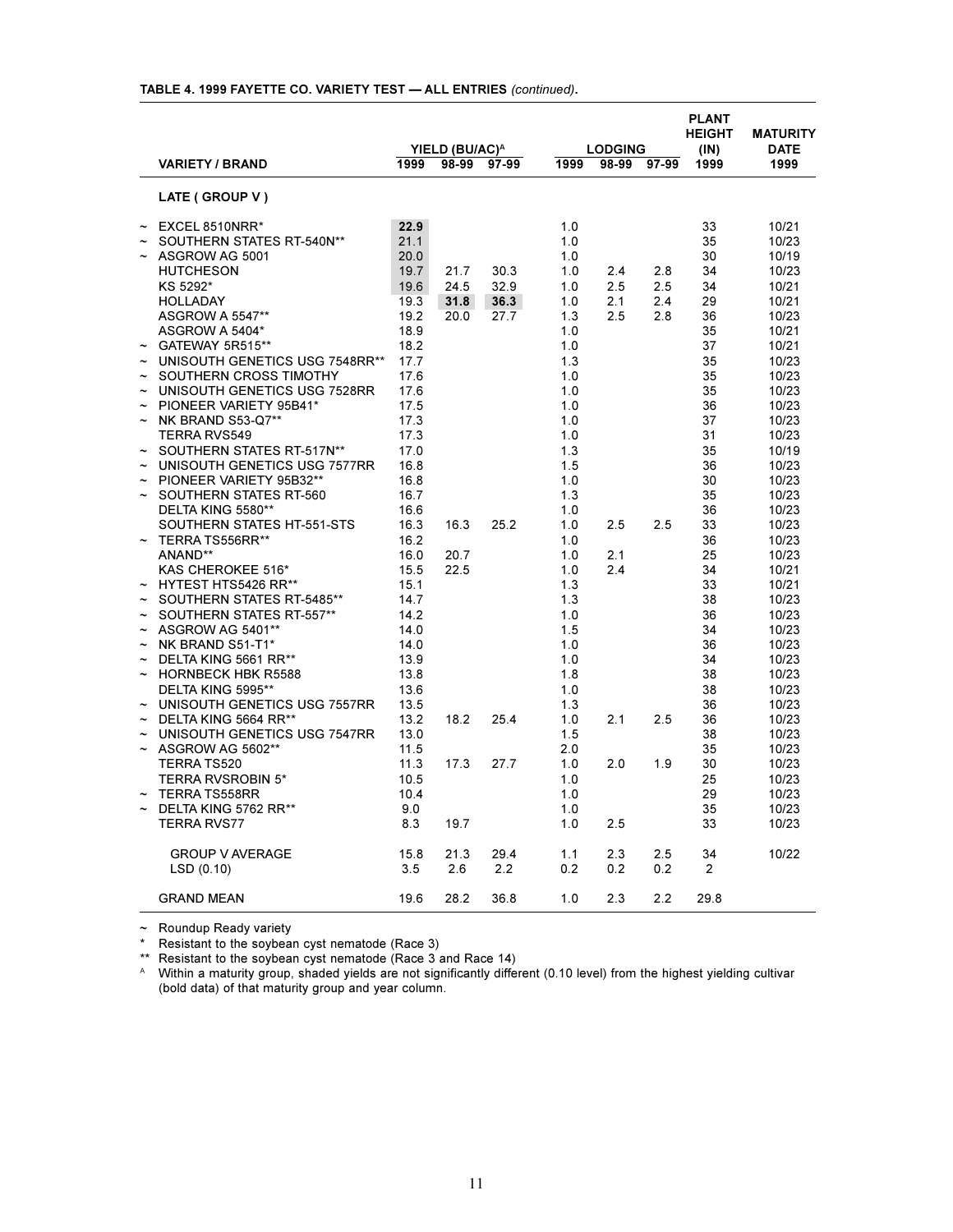**TABLE 4. 1999 FAYETTE CO. VARIETY TEST — ALL ENTRIES** *(continued)*.

| | VARIETY / BRAND | YIELD (BU/AC)[A] | | | LODGING | | | PLANT HEIGHT (IN) | MATURITY DATE |
|---|---|---|---|---|---|---|---|---|---|
| | | 1999 | 98-99 | 97-99 | 1999 | 98-99 | 97-99 | 1999 | 1999 |
| | **LATE ( GROUP V )** | | | | | | | | |
| ~ | EXCEL 8510NRR* | **22.9** | | | 1.0 | | | 33 | 10/21 |
| ~ | SOUTHERN STATES RT-540N** | 21.1 | | | 1.0 | | | 35 | 10/23 |
| ~ | ASGROW AG 5001 | 20.0 | | | 1.0 | | | 30 | 10/19 |
| | HUTCHESON | 19.7 | 21.7 | 30.3 | 1.0 | 2.4 | 2.8 | 34 | 10/23 |
| | KS 5292* | 19.6 | 24.5 | 32.9 | 1.0 | 2.5 | 2.5 | 34 | 10/21 |
| | HOLLADAY | 19.3 | **31.8** | **36.3** | 1.0 | 2.1 | 2.4 | 29 | 10/21 |
| | ASGROW A 5547** | 19.2 | 20.0 | 27.7 | 1.3 | 2.5 | 2.8 | 36 | 10/23 |
| | ASGROW A 5404* | 18.9 | | | 1.0 | | | 35 | 10/21 |
| ~ | GATEWAY 5R515** | 18.2 | | | 1.0 | | | 37 | 10/21 |
| ~ | UNISOUTH GENETICS USG 7548RR** | 17.7 | | | 1.3 | | | 35 | 10/23 |
| ~ | SOUTHERN CROSS TIMOTHY | 17.6 | | | 1.0 | | | 35 | 10/23 |
| ~ | UNISOUTH GENETICS USG 7528RR | 17.6 | | | 1.0 | | | 35 | 10/23 |
| ~ | PIONEER VARIETY 95B41* | 17.5 | | | 1.0 | | | 36 | 10/23 |
| ~ | NK BRAND S53-Q7** | 17.3 | | | 1.0 | | | 37 | 10/23 |
| | TERRA RVS549 | 17.3 | | | 1.0 | | | 31 | 10/23 |
| ~ | SOUTHERN STATES RT-517N** | 17.0 | | | 1.3 | | | 35 | 10/19 |
| ~ | UNISOUTH GENETICS USG 7577RR | 16.8 | | | 1.5 | | | 36 | 10/23 |
| ~ | PIONEER VARIETY 95B32** | 16.8 | | | 1.0 | | | 30 | 10/23 |
| ~ | SOUTHERN STATES RT-560 | 16.7 | | | 1.3 | | | 35 | 10/23 |
| | DELTA KING 5580** | 16.6 | | | 1.0 | | | 36 | 10/23 |
| | SOUTHERN STATES HT-551-STS | 16.3 | 16.3 | 25.2 | 1.0 | 2.5 | 2.5 | 33 | 10/23 |
| ~ | TERRA TS556RR** | 16.2 | | | 1.0 | | | 36 | 10/23 |
| | ANAND** | 16.0 | 20.7 | | 1.0 | 2.1 | | 25 | 10/23 |
| | KAS CHEROKEE 516* | 15.5 | 22.5 | | 1.0 | 2.4 | | 34 | 10/21 |
| ~ | HYTEST HTS5426 RR** | 15.1 | | | 1.3 | | | 33 | 10/21 |
| ~ | SOUTHERN STATES RT-5485** | 14.7 | | | 1.3 | | | 38 | 10/23 |
| ~ | SOUTHERN STATES RT-557** | 14.2 | | | 1.0 | | | 36 | 10/23 |
| ~ | ASGROW AG 5401** | 14.0 | | | 1.5 | | | 34 | 10/23 |
| ~ | NK BRAND S51-T1* | 14.0 | | | 1.0 | | | 36 | 10/23 |
| ~ | DELTA KING 5661 RR** | 13.9 | | | 1.0 | | | 34 | 10/23 |
| ~ | HORNBECK HBK R5588 | 13.8 | | | 1.8 | | | 38 | 10/23 |
| | DELTA KING 5995** | 13.6 | | | 1.0 | | | 38 | 10/23 |
| ~ | UNISOUTH GENETICS USG 7557RR | 13.5 | | | 1.3 | | | 36 | 10/23 |
| ~ | DELTA KING 5664 RR** | 13.2 | 18.2 | 25.4 | 1.0 | 2.1 | 2.5 | 36 | 10/23 |
| ~ | UNISOUTH GENETICS USG 7547RR | 13.0 | | | 1.5 | | | 38 | 10/23 |
| ~ | ASGROW AG 5602** | 11.5 | | | 2.0 | | | 35 | 10/23 |
| | TERRA TS520 | 11.3 | 17.3 | 27.7 | 1.0 | 2.0 | 1.9 | 30 | 10/23 |
| | TERRA RVSROBIN 5* | 10.5 | | | 1.0 | | | 25 | 10/23 |
| ~ | TERRA TS558RR | 10.4 | | | 1.0 | | | 29 | 10/23 |
| ~ | DELTA KING 5762 RR** | 9.0 | | | 1.0 | | | 35 | 10/23 |
| | TERRA RVS77 | 8.3 | 19.7 | | 1.0 | 2.5 | | 33 | 10/23 |
| | GROUP V AVERAGE | 15.8 | 21.3 | 29.4 | 1.1 | 2.3 | 2.5 | 34 | 10/22 |
| | LSD (0.10) | 3.5 | 2.6 | 2.2 | 0.2 | 0.2 | 0.2 | 2 | |
| | GRAND MEAN | 19.6 | 28.2 | 36.8 | 1.0 | 2.3 | 2.2 | 29.8 | |

~ Roundup Ready variety

\* Resistant to the soybean cyst nematode (Race 3)

\** Resistant to the soybean cyst nematode (Race 3 and Race 14)

[A] Within a maturity group, shaded yields are not significantly different (0.10 level) from the highest yielding cultivar (bold data) of that maturity group and year column.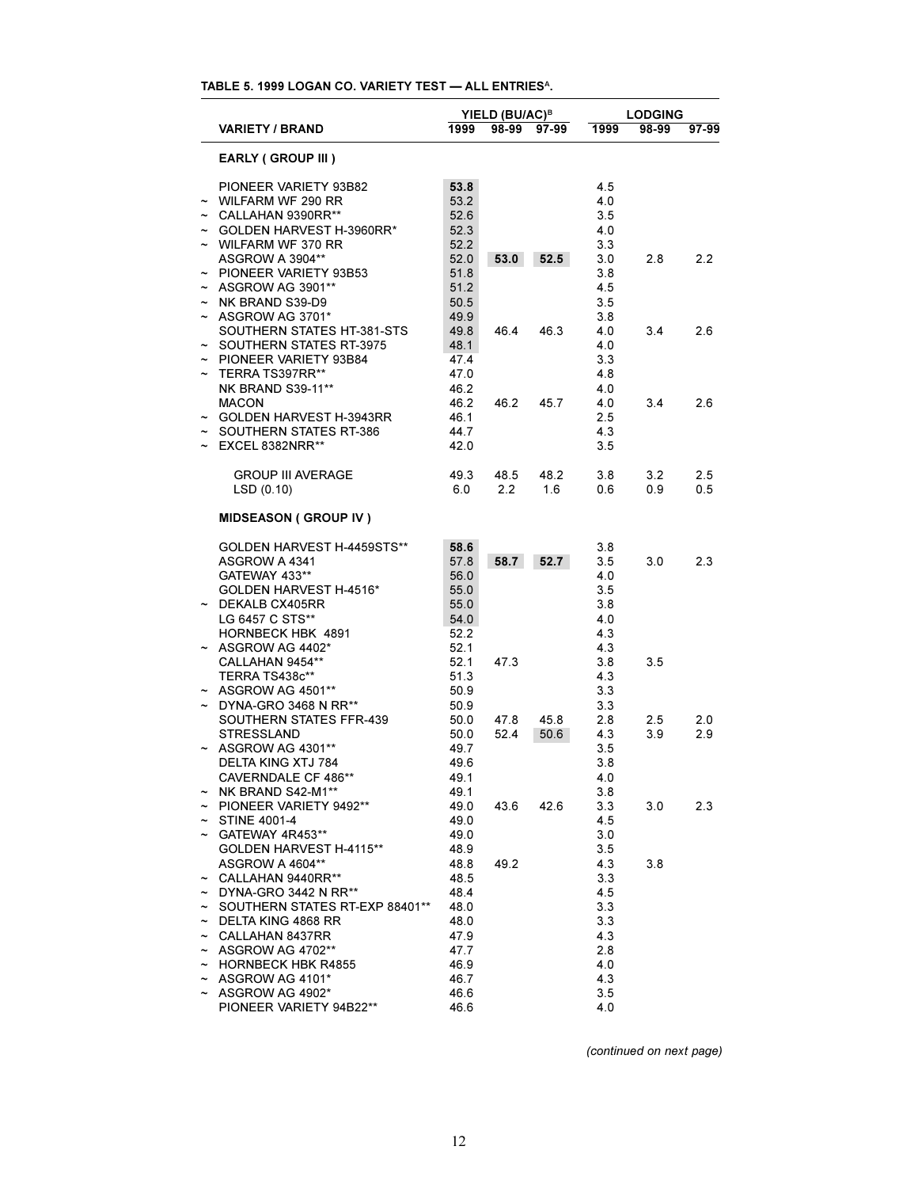**TABLE 5. 1999 LOGAN CO. VARIETY TEST — ALL ENTRIES[A].**

| | VARIETY / BRAND | YIELD (BU/AC)[B] | | | LODGING | | |
|---|---|---|---|---|---|---|---|
| | | 1999 | 98-99 | 97-99 | 1999 | 98-99 | 97-99 |
| | **EARLY ( GROUP III )** | | | | | | |
| | PIONEER VARIETY 93B82 | **53.8** | | | 4.5 | | |
| ~ | WILFARM WF 290 RR | 53.2 | | | 4.0 | | |
| ~ | CALLAHAN 9390RR** | 52.6 | | | 3.5 | | |
| ~ | GOLDEN HARVEST H-3960RR* | 52.3 | | | 4.0 | | |
| ~ | WILFARM WF 370 RR | 52.2 | | | 3.3 | | |
| | ASGROW A 3904** | 52.0 | **53.0** | **52.5** | 3.0 | 2.8 | 2.2 |
| ~ | PIONEER VARIETY 93B53 | 51.8 | | | 3.8 | | |
| ~ | ASGROW AG 3901** | 51.2 | | | 4.5 | | |
| ~ | NK BRAND S39-D9 | 50.5 | | | 3.5 | | |
| ~ | ASGROW AG 3701* | 49.9 | | | 3.8 | | |
| | SOUTHERN STATES HT-381-STS | 49.8 | 46.4 | 46.3 | 4.0 | 3.4 | 2.6 |
| ~ | SOUTHERN STATES RT-3975 | 48.1 | | | 4.0 | | |
| ~ | PIONEER VARIETY 93B84 | 47.4 | | | 3.3 | | |
| ~ | TERRA TS397RR** | 47.0 | | | 4.8 | | |
| | NK BRAND S39-11** | 46.2 | | | 4.0 | | |
| | MACON | 46.2 | 46.2 | 45.7 | 4.0 | 3.4 | 2.6 |
| ~ | GOLDEN HARVEST H-3943RR | 46.1 | | | 2.5 | | |
| ~ | SOUTHERN STATES RT-386 | 44.7 | | | 4.3 | | |
| ~ | EXCEL 8382NRR** | 42.0 | | | 3.5 | | |
| | GROUP III AVERAGE | 49.3 | 48.5 | 48.2 | 3.8 | 3.2 | 2.5 |
| | LSD (0.10) | 6.0 | 2.2 | 1.6 | 0.6 | 0.9 | 0.5 |
| | **MIDSEASON ( GROUP IV )** | | | | | | |
| | GOLDEN HARVEST H-4459STS** | **58.6** | | | 3.8 | | |
| | ASGROW A 4341 | 57.8 | **58.7** | **52.7** | 3.5 | 3.0 | 2.3 |
| | GATEWAY 433** | 56.0 | | | 4.0 | | |
| | GOLDEN HARVEST H-4516* | 55.0 | | | 3.5 | | |
| ~ | DEKALB CX405RR | 55.0 | | | 3.8 | | |
| | LG 6457 C STS** | 54.0 | | | 4.0 | | |
| | HORNBECK HBK 4891 | 52.2 | | | 4.3 | | |
| ~ | ASGROW AG 4402* | 52.1 | | | 4.3 | | |
| | CALLAHAN 9454** | 52.1 | 47.3 | | 3.8 | 3.5 | |
| | TERRA TS438c** | 51.3 | | | 4.3 | | |
| ~ | ASGROW AG 4501** | 50.9 | | | 3.3 | | |
| ~ | DYNA-GRO 3468 N RR** | 50.9 | | | 3.3 | | |
| | SOUTHERN STATES FFR-439 | 50.0 | 47.8 | 45.8 | 2.8 | 2.5 | 2.0 |
| | STRESSLAND | 50.0 | 52.4 | 50.6 | 4.3 | 3.9 | 2.9 |
| ~ | ASGROW AG 4301** | 49.7 | | | 3.5 | | |
| | DELTA KING XTJ 784 | 49.6 | | | 3.8 | | |
| | CAVERNDALE CF 486** | 49.1 | | | 4.0 | | |
| ~ | NK BRAND S42-M1** | 49.1 | | | 3.8 | | |
| ~ | PIONEER VARIETY 9492** | 49.0 | 43.6 | 42.6 | 3.3 | 3.0 | 2.3 |
| ~ | STINE 4001-4 | 49.0 | | | 4.5 | | |
| ~ | GATEWAY 4R453** | 49.0 | | | 3.0 | | |
| | GOLDEN HARVEST H-4115** | 48.9 | | | 3.5 | | |
| | ASGROW A 4604** | 48.8 | 49.2 | | 4.3 | 3.8 | |
| ~ | CALLAHAN 9440RR** | 48.5 | | | 3.3 | | |
| ~ | DYNA-GRO 3442 N RR** | 48.4 | | | 4.5 | | |
| ~ | SOUTHERN STATES RT-EXP 88401** | 48.0 | | | 3.3 | | |
| ~ | DELTA KING 4868 RR | 48.0 | | | 3.3 | | |
| ~ | CALLAHAN 8437RR | 47.9 | | | 4.3 | | |
| ~ | ASGROW AG 4702** | 47.7 | | | 2.8 | | |
| ~ | HORNBECK HBK R4855 | 46.9 | | | 4.0 | | |
| ~ | ASGROW AG 4101* | 46.7 | | | 4.3 | | |
| ~ | ASGROW AG 4902* | 46.6 | | | 3.5 | | |
| | PIONEER VARIETY 94B22** | 46.6 | | | 4.0 | | |

*(continued on next page)*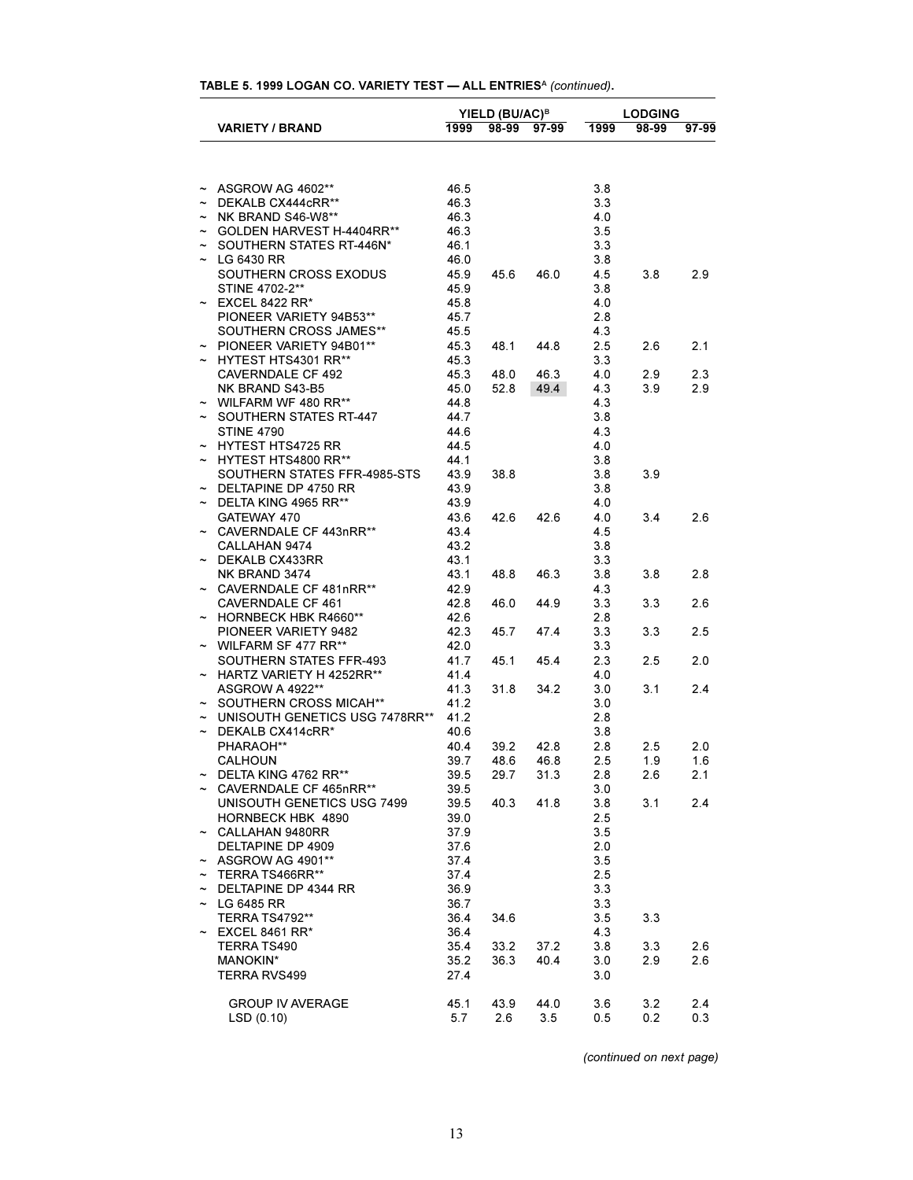**TABLE 5. 1999 LOGAN CO. VARIETY TEST — ALL ENTRIES[A] *(continued)*.**

| | VARIETY / BRAND | YIELD (BU/AC)[B] | | | LODGING | | |
|---|---|---|---|---|---|---|---|
| | | 1999 | 98-99 | 97-99 | 1999 | 98-99 | 97-99 |
| ~ | ASGROW AG 4602** | 46.5 | | | 3.8 | | |
| ~ | DEKALB CX444cRR** | 46.3 | | | 3.3 | | |
| ~ | NK BRAND S46-W8** | 46.3 | | | 4.0 | | |
| ~ | GOLDEN HARVEST H-4404RR** | 46.3 | | | 3.5 | | |
| ~ | SOUTHERN STATES RT-446N* | 46.1 | | | 3.3 | | |
| ~ | LG 6430 RR | 46.0 | | | 3.8 | | |
| | SOUTHERN CROSS EXODUS | 45.9 | 45.6 | 46.0 | 4.5 | 3.8 | 2.9 |
| | STINE 4702-2** | 45.9 | | | 3.8 | | |
| ~ | EXCEL 8422 RR* | 45.8 | | | 4.0 | | |
| | PIONEER VARIETY 94B53** | 45.7 | | | 2.8 | | |
| | SOUTHERN CROSS JAMES** | 45.5 | | | 4.3 | | |
| ~ | PIONEER VARIETY 94B01** | 45.3 | 48.1 | 44.8 | 2.5 | 2.6 | 2.1 |
| ~ | HYTEST HTS4301 RR** | 45.3 | | | 3.3 | | |
| | CAVERNDALE CF 492 | 45.3 | 48.0 | 46.3 | 4.0 | 2.9 | 2.3 |
| | NK BRAND S43-B5 | 45.0 | 52.8 | 49.4 | 4.3 | 3.9 | 2.9 |
| ~ | WILFARM WF 480 RR** | 44.8 | | | 4.3 | | |
| ~ | SOUTHERN STATES RT-447 | 44.7 | | | 3.8 | | |
| | STINE 4790 | 44.6 | | | 4.3 | | |
| ~ | HYTEST HTS4725 RR | 44.5 | | | 4.0 | | |
| ~ | HYTEST HTS4800 RR** | 44.1 | | | 3.8 | | |
| | SOUTHERN STATES FFR-4985-STS | 43.9 | 38.8 | | 3.8 | 3.9 | |
| ~ | DELTAPINE DP 4750 RR | 43.9 | | | 3.8 | | |
| ~ | DELTA KING 4965 RR** | 43.9 | | | 4.0 | | |
| | GATEWAY 470 | 43.6 | 42.6 | 42.6 | 4.0 | 3.4 | 2.6 |
| ~ | CAVERNDALE CF 443nRR** | 43.4 | | | 4.5 | | |
| | CALLAHAN 9474 | 43.2 | | | 3.8 | | |
| ~ | DEKALB CX433RR | 43.1 | | | 3.3 | | |
| | NK BRAND 3474 | 43.1 | 48.8 | 46.3 | 3.8 | 3.8 | 2.8 |
| ~ | CAVERNDALE CF 481nRR** | 42.9 | | | 4.3 | | |
| | CAVERNDALE CF 461 | 42.8 | 46.0 | 44.9 | 3.3 | 3.3 | 2.6 |
| ~ | HORNBECK HBK R4660** | 42.6 | | | 2.8 | | |
| | PIONEER VARIETY 9482 | 42.3 | 45.7 | 47.4 | 3.3 | 3.3 | 2.5 |
| ~ | WILFARM SF 477 RR** | 42.0 | | | 3.3 | | |
| | SOUTHERN STATES FFR-493 | 41.7 | 45.1 | 45.4 | 2.3 | 2.5 | 2.0 |
| ~ | HARTZ VARIETY H 4252RR** | 41.4 | | | 4.0 | | |
| | ASGROW A 4922** | 41.3 | 31.8 | 34.2 | 3.0 | 3.1 | 2.4 |
| ~ | SOUTHERN CROSS MICAH** | 41.2 | | | 3.0 | | |
| ~ | UNISOUTH GENETICS USG 7478RR** | 41.2 | | | 2.8 | | |
| ~ | DEKALB CX414cRR* | 40.6 | | | 3.8 | | |
| | PHARAOH** | 40.4 | 39.2 | 42.8 | 2.8 | 2.5 | 2.0 |
| | CALHOUN | 39.7 | 48.6 | 46.8 | 2.5 | 1.9 | 1.6 |
| ~ | DELTA KING 4762 RR** | 39.5 | 29.7 | 31.3 | 2.8 | 2.6 | 2.1 |
| ~ | CAVERNDALE CF 465nRR** | 39.5 | | | 3.0 | | |
| | UNISOUTH GENETICS USG 7499 | 39.5 | 40.3 | 41.8 | 3.8 | 3.1 | 2.4 |
| | HORNBECK HBK 4890 | 39.0 | | | 2.5 | | |
| ~ | CALLAHAN 9480RR | 37.9 | | | 3.5 | | |
| | DELTAPINE DP 4909 | 37.6 | | | 2.0 | | |
| ~ | ASGROW AG 4901** | 37.4 | | | 3.5 | | |
| ~ | TERRA TS466RR** | 37.4 | | | 2.5 | | |
| ~ | DELTAPINE DP 4344 RR | 36.9 | | | 3.3 | | |
| ~ | LG 6485 RR | 36.7 | | | 3.3 | | |
| | TERRA TS4792** | 36.4 | 34.6 | | 3.5 | 3.3 | |
| ~ | EXCEL 8461 RR* | 36.4 | | | 4.3 | | |
| | TERRA TS490 | 35.4 | 33.2 | 37.2 | 3.8 | 3.3 | 2.6 |
| | MANOKIN* | 35.2 | 36.3 | 40.4 | 3.0 | 2.9 | 2.6 |
| | TERRA RVS499 | 27.4 | | | 3.0 | | |
| | GROUP IV AVERAGE | 45.1 | 43.9 | 44.0 | 3.6 | 3.2 | 2.4 |
| | LSD (0.10) | 5.7 | 2.6 | 3.5 | 0.5 | 0.2 | 0.3 |

*(continued on next page)*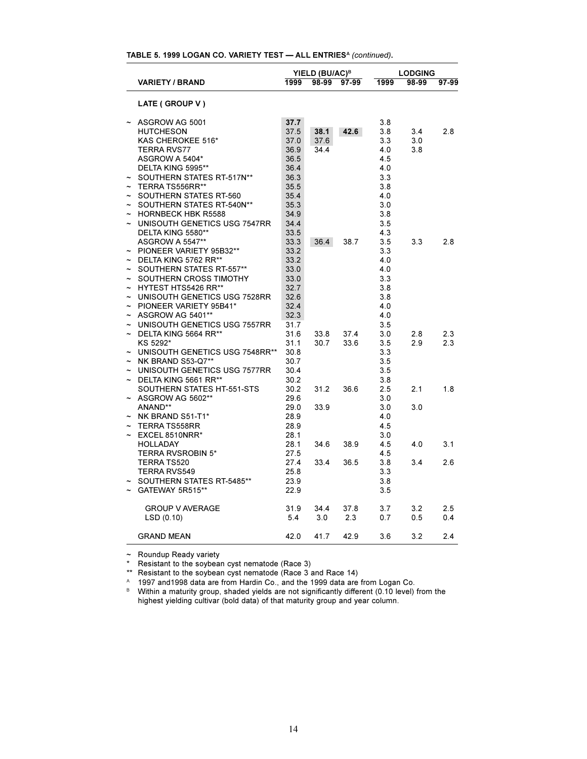**TABLE 5. 1999 LOGAN CO. VARIETY TEST — ALL ENTRIES[A] *(continued)*.**

| | VARIETY / BRAND | YIELD (BU/AC)[B] 1999 | 98-99 | 97-99 | LODGING 1999 | 98-99 | 97-99 |
|---|---|---|---|---|---|---|---|
| | **LATE ( GROUP V )** | | | | | | |
| ~ | ASGROW AG 5001 | **37.7** | | | 3.8 | | |
| | HUTCHESON | 37.5 | **38.1** | **42.6** | 3.8 | 3.4 | 2.8 |
| | KAS CHEROKEE 516* | 37.0 | 37.6 | | 3.3 | 3.0 | |
| | TERRA RVS77 | 36.9 | 34.4 | | 4.0 | 3.8 | |
| | ASGROW A 5404* | 36.5 | | | 4.5 | | |
| | DELTA KING 5995** | 36.4 | | | 4.0 | | |
| ~ | SOUTHERN STATES RT-517N** | 36.3 | | | 3.3 | | |
| ~ | TERRA TS556RR** | 35.5 | | | 3.8 | | |
| ~ | SOUTHERN STATES RT-560 | 35.4 | | | 4.0 | | |
| ~ | SOUTHERN STATES RT-540N** | 35.3 | | | 3.0 | | |
| ~ | HORNBECK HBK R5588 | 34.9 | | | 3.8 | | |
| ~ | UNISOUTH GENETICS USG 7547RR | 34.4 | | | 3.5 | | |
| | DELTA KING 5580** | 33.5 | | | 4.3 | | |
| | ASGROW A 5547** | 33.3 | 36.4 | 38.7 | 3.5 | 3.3 | 2.8 |
| ~ | PIONEER VARIETY 95B32** | 33.2 | | | 3.3 | | |
| ~ | DELTA KING 5762 RR** | 33.2 | | | 4.0 | | |
| ~ | SOUTHERN STATES RT-557** | 33.0 | | | 4.0 | | |
| ~ | SOUTHERN CROSS TIMOTHY | 33.0 | | | 3.3 | | |
| ~ | HYTEST HTS5426 RR** | 32.7 | | | 3.8 | | |
| ~ | UNISOUTH GENETICS USG 7528RR | 32.6 | | | 3.8 | | |
| ~ | PIONEER VARIETY 95B41* | 32.4 | | | 4.0 | | |
| ~ | ASGROW AG 5401** | 32.3 | | | 4.0 | | |
| ~ | UNISOUTH GENETICS USG 7557RR | 31.7 | | | 3.5 | | |
| ~ | DELTA KING 5664 RR** | 31.6 | 33.8 | 37.4 | 3.0 | 2.8 | 2.3 |
| | KS 5292* | 31.1 | 30.7 | 33.6 | 3.5 | 2.9 | 2.3 |
| ~ | UNISOUTH GENETICS USG 7548RR** | 30.8 | | | 3.3 | | |
| ~ | NK BRAND S53-Q7** | 30.7 | | | 3.5 | | |
| ~ | UNISOUTH GENETICS USG 7577RR | 30.4 | | | 3.5 | | |
| ~ | DELTA KING 5661 RR** | 30.2 | | | 3.8 | | |
| | SOUTHERN STATES HT-551-STS | 30.2 | 31.2 | 36.6 | 2.5 | 2.1 | 1.8 |
| ~ | ASGROW AG 5602** | 29.6 | | | 3.0 | | |
| | ANAND** | 29.0 | 33.9 | | 3.0 | 3.0 | |
| ~ | NK BRAND S51-T1* | 28.9 | | | 4.0 | | |
| ~ | TERRA TS558RR | 28.9 | | | 4.5 | | |
| ~ | EXCEL 8510NRR* | 28.1 | | | 3.0 | | |
| | HOLLADAY | 28.1 | 34.6 | 38.9 | 4.5 | 4.0 | 3.1 |
| | TERRA RVSROBIN 5* | 27.5 | | | 4.5 | | |
| | TERRA TS520 | 27.4 | 33.4 | 36.5 | 3.8 | 3.4 | 2.6 |
| | TERRA RVS549 | 25.8 | | | 3.3 | | |
| ~ | SOUTHERN STATES RT-5485** | 23.9 | | | 3.8 | | |
| ~ | GATEWAY 5R515** | 22.9 | | | 3.5 | | |
| | GROUP V AVERAGE | 31.9 | 34.4 | 37.8 | 3.7 | 3.2 | 2.5 |
| | LSD (0.10) | 5.4 | 3.0 | 2.3 | 0.7 | 0.5 | 0.4 |
| | GRAND MEAN | 42.0 | 41.7 | 42.9 | 3.6 | 3.2 | 2.4 |

~ Roundup Ready variety

\* Resistant to the soybean cyst nematode (Race 3)

\*\* Resistant to the soybean cyst nematode (Race 3 and Race 14)

[A] 1997 and1998 data are from Hardin Co., and the 1999 data are from Logan Co.

[B] Within a maturity group, shaded yields are not significantly different (0.10 level) from the highest yielding cultivar (bold data) of that maturity group and year column.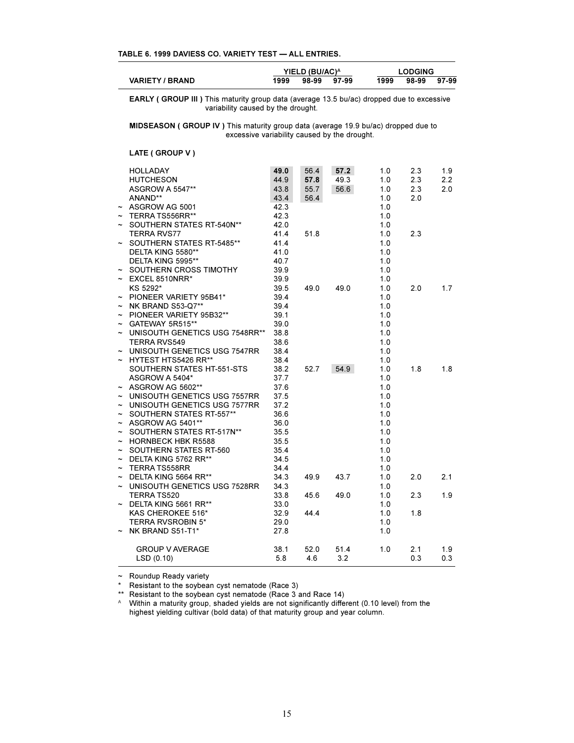**TABLE 6. 1999 DAVIESS CO. VARIETY TEST — ALL ENTRIES.**

| | VARIETY / BRAND | YIELD (BU/AC)[A] 1999 | 98-99 | 97-99 | LODGING 1999 | 98-99 | 97-99 |
|---|---|---|---|---|---|---|---|
| | **EARLY ( GROUP III )** This maturity group data (average 13.5 bu/ac) dropped due to excessive variability caused by the drought. | | | | | | |
| | **MIDSEASON ( GROUP IV )** This maturity group data (average 19.9 bu/ac) dropped due to excessive variability caused by the drought. | | | | | | |
| | **LATE ( GROUP V )** | | | | | | |
| | HOLLADAY | **49.0** | 56.4 | **57.2** | 1.0 | 2.3 | 1.9 |
| | HUTCHESON | 44.9 | **57.8** | 49.3 | 1.0 | 2.3 | 2.2 |
| | ASGROW A 5547** | 43.8 | 55.7 | 56.6 | 1.0 | 2.3 | 2.0 |
| | ANAND** | 43.4 | 56.4 | | 1.0 | 2.0 | |
| ~ | ASGROW AG 5001 | 42.3 | | | 1.0 | | |
| ~ | TERRA TS556RR** | 42.3 | | | 1.0 | | |
| ~ | SOUTHERN STATES RT-540N** | 42.0 | | | 1.0 | | |
| | TERRA RVS77 | 41.4 | 51.8 | | 1.0 | 2.3 | |
| ~ | SOUTHERN STATES RT-5485** | 41.4 | | | 1.0 | | |
| | DELTA KING 5580** | 41.0 | | | 1.0 | | |
| | DELTA KING 5995** | 40.7 | | | 1.0 | | |
| ~ | SOUTHERN CROSS TIMOTHY | 39.9 | | | 1.0 | | |
| ~ | EXCEL 8510NRR* | 39.9 | | | 1.0 | | |
| | KS 5292* | 39.5 | 49.0 | 49.0 | 1.0 | 2.0 | 1.7 |
| ~ | PIONEER VARIETY 95B41* | 39.4 | | | 1.0 | | |
| ~ | NK BRAND S53-Q7** | 39.4 | | | 1.0 | | |
| ~ | PIONEER VARIETY 95B32** | 39.1 | | | 1.0 | | |
| ~ | GATEWAY 5R515** | 39.0 | | | 1.0 | | |
| ~ | UNISOUTH GENETICS USG 7548RR** | 38.8 | | | 1.0 | | |
| | TERRA RVS549 | 38.6 | | | 1.0 | | |
| ~ | UNISOUTH GENETICS USG 7547RR | 38.4 | | | 1.0 | | |
| ~ | HYTEST HTS5426 RR** | 38.4 | | | 1.0 | | |
| | SOUTHERN STATES HT-551-STS | 38.2 | 52.7 | 54.9 | 1.0 | 1.8 | 1.8 |
| | ASGROW A 5404* | 37.7 | | | 1.0 | | |
| ~ | ASGROW AG 5602** | 37.6 | | | 1.0 | | |
| ~ | UNISOUTH GENETICS USG 7557RR | 37.5 | | | 1.0 | | |
| ~ | UNISOUTH GENETICS USG 7577RR | 37.2 | | | 1.0 | | |
| ~ | SOUTHERN STATES RT-557** | 36.6 | | | 1.0 | | |
| ~ | ASGROW AG 5401** | 36.0 | | | 1.0 | | |
| ~ | SOUTHERN STATES RT-517N** | 35.5 | | | 1.0 | | |
| ~ | HORNBECK HBK R5588 | 35.5 | | | 1.0 | | |
| ~ | SOUTHERN STATES RT-560 | 35.4 | | | 1.0 | | |
| ~ | DELTA KING 5762 RR** | 34.5 | | | 1.0 | | |
| ~ | TERRA TS558RR | 34.4 | | | 1.0 | | |
| ~ | DELTA KING 5664 RR** | 34.3 | 49.9 | 43.7 | 1.0 | 2.0 | 2.1 |
| ~ | UNISOUTH GENETICS USG 7528RR | 34.3 | | | 1.0 | | |
| | TERRA TS520 | 33.8 | 45.6 | 49.0 | 1.0 | 2.3 | 1.9 |
| ~ | DELTA KING 5661 RR** | 33.0 | | | 1.0 | | |
| | KAS CHEROKEE 516* | 32.9 | 44.4 | | 1.0 | 1.8 | |
| | TERRA RVSROBIN 5* | 29.0 | | | 1.0 | | |
| ~ | NK BRAND S51-T1* | 27.8 | | | 1.0 | | |
| | GROUP V AVERAGE | 38.1 | 52.0 | 51.4 | 1.0 | 2.1 | 1.9 |
| | LSD (0.10) | 5.8 | 4.6 | 3.2 | | 0.3 | 0.3 |

~ Roundup Ready variety

\* Resistant to the soybean cyst nematode (Race 3)

\** Resistant to the soybean cyst nematode (Race 3 and Race 14)

[A] Within a maturity group, shaded yields are not significantly different (0.10 level) from the highest yielding cultivar (bold data) of that maturity group and year column.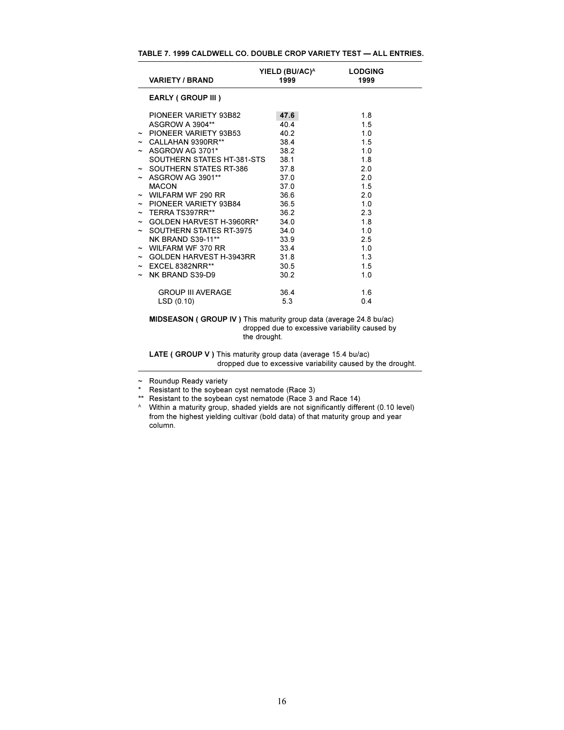**TABLE 7. 1999 CALDWELL CO. DOUBLE CROP VARIETY TEST — ALL ENTRIES.**

| | VARIETY / BRAND | YIELD (BU/AC)[A] 1999 | LODGING 1999 |
|---|---|---|---|
| | **EARLY ( GROUP III )** | | |
| | PIONEER VARIETY 93B82 | **47.6** | 1.8 |
| | ASGROW A 3904** | 40.4 | 1.5 |
| ~ | PIONEER VARIETY 93B53 | 40.2 | 1.0 |
| ~ | CALLAHAN 9390RR** | 38.4 | 1.5 |
| ~ | ASGROW AG 3701* | 38.2 | 1.0 |
| | SOUTHERN STATES HT-381-STS | 38.1 | 1.8 |
| ~ | SOUTHERN STATES RT-386 | 37.8 | 2.0 |
| ~ | ASGROW AG 3901** | 37.0 | 2.0 |
| | MACON | 37.0 | 1.5 |
| ~ | WILFARM WF 290 RR | 36.6 | 2.0 |
| ~ | PIONEER VARIETY 93B84 | 36.5 | 1.0 |
| ~ | TERRA TS397RR** | 36.2 | 2.3 |
| ~ | GOLDEN HARVEST H-3960RR* | 34.0 | 1.8 |
| ~ | SOUTHERN STATES RT-3975 | 34.0 | 1.0 |
| | NK BRAND S39-11** | 33.9 | 2.5 |
| ~ | WILFARM WF 370 RR | 33.4 | 1.0 |
| ~ | GOLDEN HARVEST H-3943RR | 31.8 | 1.3 |
| ~ | EXCEL 8382NRR** | 30.5 | 1.5 |
| ~ | NK BRAND S39-D9 | 30.2 | 1.0 |
| | GROUP III AVERAGE | 36.4 | 1.6 |
| | LSD (0.10) | 5.3 | 0.4 |

**MIDSEASON ( GROUP IV )** This maturity group data (average 24.8 bu/ac) dropped due to excessive variability caused by the drought.

**LATE ( GROUP V )** This maturity group data (average 15.4 bu/ac) dropped due to excessive variability caused by the drought.

~ Roundup Ready variety

\* Resistant to the soybean cyst nematode (Race 3)

** Resistant to the soybean cyst nematode (Race 3 and Race 14)

[A] Within a maturity group, shaded yields are not significantly different (0.10 level) from the highest yielding cultivar (bold data) of that maturity group and year column.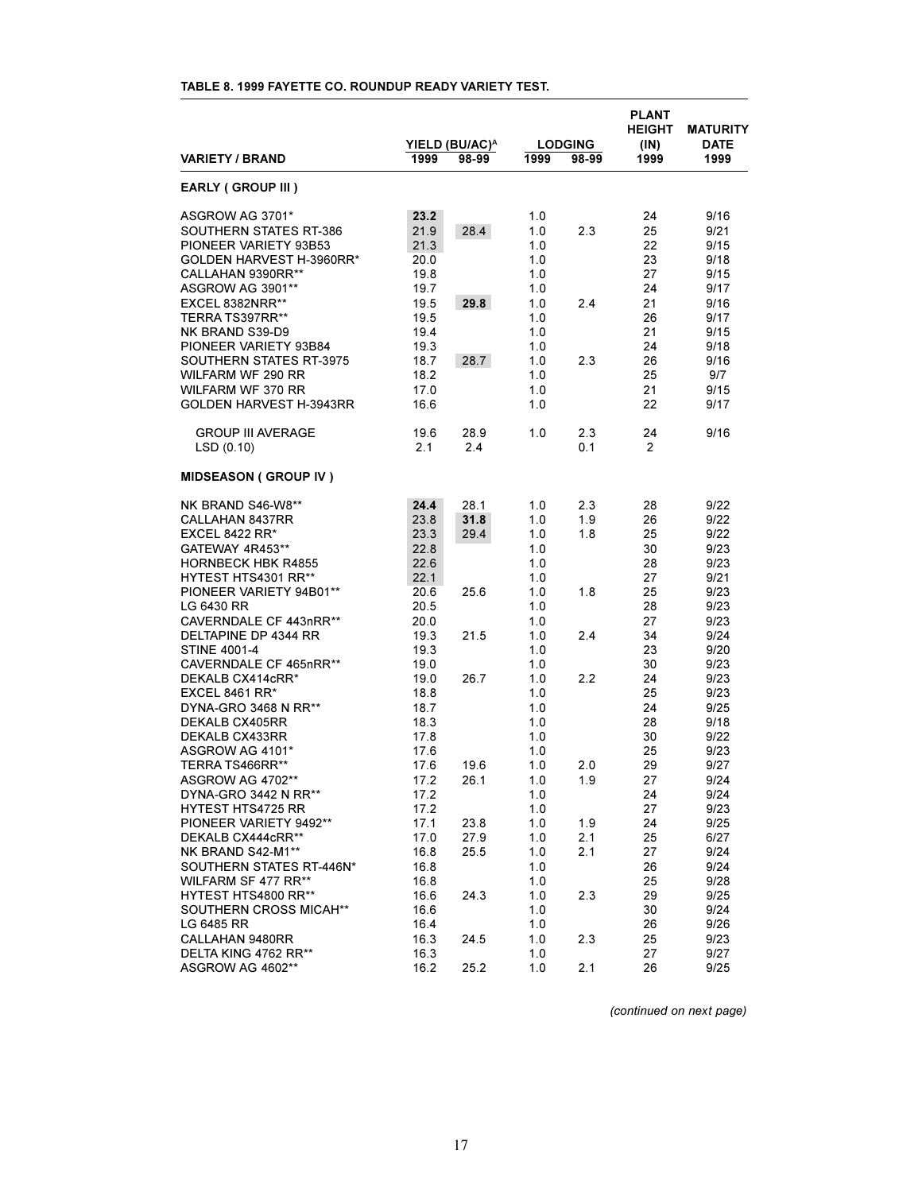**TABLE 8. 1999 FAYETTE CO. ROUNDUP READY VARIETY TEST.**

| VARIETY / BRAND | YIELD (BU/AC)[A] | | LODGING | | PLANT HEIGHT (IN) | MATURITY DATE |
|---|---|---|---|---|---|---|
| | 1999 | 98-99 | 1999 | 98-99 | 1999 | 1999 |
| **EARLY ( GROUP III )** | | | | | | |
| ASGROW AG 3701* | **23.2** | | 1.0 | | 24 | 9/16 |
| SOUTHERN STATES RT-386 | 21.9 | 28.4 | 1.0 | 2.3 | 25 | 9/21 |
| PIONEER VARIETY 93B53 | 21.3 | | 1.0 | | 22 | 9/15 |
| GOLDEN HARVEST H-3960RR* | 20.0 | | 1.0 | | 23 | 9/18 |
| CALLAHAN 9390RR** | 19.8 | | 1.0 | | 27 | 9/15 |
| ASGROW AG 3901** | 19.7 | | 1.0 | | 24 | 9/17 |
| EXCEL 8382NRR** | 19.5 | **29.8** | 1.0 | 2.4 | 21 | 9/16 |
| TERRA TS397RR** | 19.5 | | 1.0 | | 26 | 9/17 |
| NK BRAND S39-D9 | 19.4 | | 1.0 | | 21 | 9/15 |
| PIONEER VARIETY 93B84 | 19.3 | | 1.0 | | 24 | 9/18 |
| SOUTHERN STATES RT-3975 | 18.7 | 28.7 | 1.0 | 2.3 | 26 | 9/16 |
| WILFARM WF 290 RR | 18.2 | | 1.0 | | 25 | 9/7 |
| WILFARM WF 370 RR | 17.0 | | 1.0 | | 21 | 9/15 |
| GOLDEN HARVEST H-3943RR | 16.6 | | 1.0 | | 22 | 9/17 |
| GROUP III AVERAGE | 19.6 | 28.9 | 1.0 | 2.3 | 24 | 9/16 |
| LSD (0.10) | 2.1 | 2.4 | | 0.1 | 2 | |
| **MIDSEASON ( GROUP IV )** | | | | | | |
| NK BRAND S46-W8** | **24.4** | 28.1 | 1.0 | 2.3 | 28 | 9/22 |
| CALLAHAN 8437RR | 23.8 | **31.8** | 1.0 | 1.9 | 26 | 9/22 |
| EXCEL 8422 RR* | 23.3 | 29.4 | 1.0 | 1.8 | 25 | 9/22 |
| GATEWAY 4R453** | 22.8 | | 1.0 | | 30 | 9/23 |
| HORNBECK HBK R4855 | 22.6 | | 1.0 | | 28 | 9/23 |
| HYTEST HTS4301 RR** | 22.1 | | 1.0 | | 27 | 9/21 |
| PIONEER VARIETY 94B01** | 20.6 | 25.6 | 1.0 | 1.8 | 25 | 9/23 |
| LG 6430 RR | 20.5 | | 1.0 | | 28 | 9/23 |
| CAVERNDALE CF 443nRR** | 20.0 | | 1.0 | | 27 | 9/23 |
| DELTAPINE DP 4344 RR | 19.3 | 21.5 | 1.0 | 2.4 | 34 | 9/24 |
| STINE 4001-4 | 19.3 | | 1.0 | | 23 | 9/20 |
| CAVERNDALE CF 465nRR** | 19.0 | | 1.0 | | 30 | 9/23 |
| DEKALB CX414cRR* | 19.0 | 26.7 | 1.0 | 2.2 | 24 | 9/23 |
| EXCEL 8461 RR* | 18.8 | | 1.0 | | 25 | 9/23 |
| DYNA-GRO 3468 N RR** | 18.7 | | 1.0 | | 24 | 9/25 |
| DEKALB CX405RR | 18.3 | | 1.0 | | 28 | 9/18 |
| DEKALB CX433RR | 17.8 | | 1.0 | | 30 | 9/22 |
| ASGROW AG 4101* | 17.6 | | 1.0 | | 25 | 9/23 |
| TERRA TS466RR** | 17.6 | 19.6 | 1.0 | 2.0 | 29 | 9/27 |
| ASGROW AG 4702** | 17.2 | 26.1 | 1.0 | 1.9 | 27 | 9/24 |
| DYNA-GRO 3442 N RR** | 17.2 | | 1.0 | | 24 | 9/24 |
| HYTEST HTS4725 RR | 17.2 | | 1.0 | | 27 | 9/23 |
| PIONEER VARIETY 9492** | 17.1 | 23.8 | 1.0 | 1.9 | 24 | 9/25 |
| DEKALB CX444cRR** | 17.0 | 27.9 | 1.0 | 2.1 | 25 | 6/27 |
| NK BRAND S42-M1** | 16.8 | 25.5 | 1.0 | 2.1 | 27 | 9/24 |
| SOUTHERN STATES RT-446N* | 16.8 | | 1.0 | | 26 | 9/24 |
| WILFARM SF 477 RR** | 16.8 | | 1.0 | | 25 | 9/28 |
| HYTEST HTS4800 RR** | 16.6 | 24.3 | 1.0 | 2.3 | 29 | 9/25 |
| SOUTHERN CROSS MICAH** | 16.6 | | 1.0 | | 30 | 9/24 |
| LG 6485 RR | 16.4 | | 1.0 | | 26 | 9/26 |
| CALLAHAN 9480RR | 16.3 | 24.5 | 1.0 | 2.3 | 25 | 9/23 |
| DELTA KING 4762 RR** | 16.3 | | 1.0 | | 27 | 9/27 |
| ASGROW AG 4602** | 16.2 | 25.2 | 1.0 | 2.1 | 26 | 9/25 |

*(continued on next page)*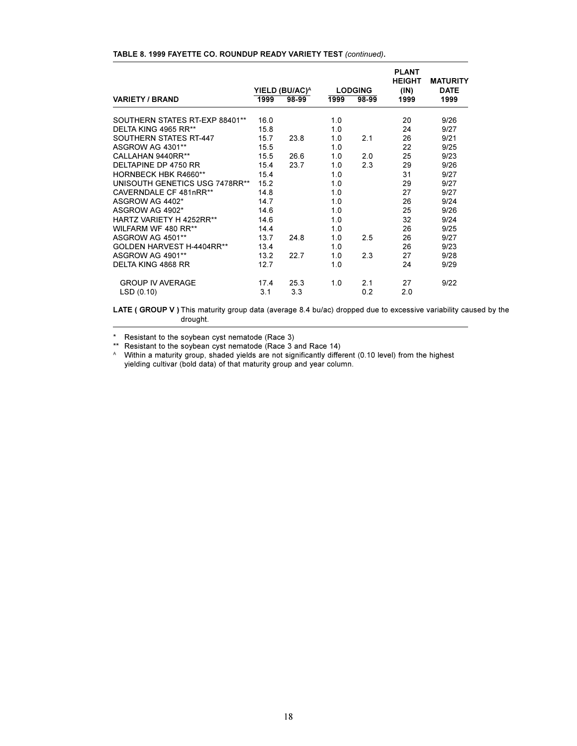**TABLE 8. 1999 FAYETTE CO. ROUNDUP READY VARIETY TEST** *(continued)*.

| VARIETY / BRAND | YIELD (BU/AC)[A] | | LODGING | | PLANT HEIGHT (IN) | MATURITY DATE |
|---|---|---|---|---|---|---|
| | 1999 | 98-99 | 1999 | 98-99 | 1999 | 1999 |
| SOUTHERN STATES RT-EXP 88401** | 16.0 | | 1.0 | | 20 | 9/26 |
| DELTA KING 4965 RR** | 15.8 | | 1.0 | | 24 | 9/27 |
| SOUTHERN STATES RT-447 | 15.7 | 23.8 | 1.0 | 2.1 | 26 | 9/21 |
| ASGROW AG 4301** | 15.5 | | 1.0 | | 22 | 9/25 |
| CALLAHAN 9440RR** | 15.5 | 26.6 | 1.0 | 2.0 | 25 | 9/23 |
| DELTAPINE DP 4750 RR | 15.4 | 23.7 | 1.0 | 2.3 | 29 | 9/26 |
| HORNBECK HBK R4660** | 15.4 | | 1.0 | | 31 | 9/27 |
| UNISOUTH GENETICS USG 7478RR** | 15.2 | | 1.0 | | 29 | 9/27 |
| CAVERNDALE CF 481nRR** | 14.8 | | 1.0 | | 27 | 9/27 |
| ASGROW AG 4402* | 14.7 | | 1.0 | | 26 | 9/24 |
| ASGROW AG 4902* | 14.6 | | 1.0 | | 25 | 9/26 |
| HARTZ VARIETY H 4252RR** | 14.6 | | 1.0 | | 32 | 9/24 |
| WILFARM WF 480 RR** | 14.4 | | 1.0 | | 26 | 9/25 |
| ASGROW AG 4501** | 13.7 | 24.8 | 1.0 | 2.5 | 26 | 9/27 |
| GOLDEN HARVEST H-4404RR** | 13.4 | | 1.0 | | 26 | 9/23 |
| ASGROW AG 4901** | 13.2 | 22.7 | 1.0 | 2.3 | 27 | 9/28 |
| DELTA KING 4868 RR | 12.7 | | 1.0 | | 24 | 9/29 |
| GROUP IV AVERAGE | 17.4 | 25.3 | 1.0 | 2.1 | 27 | 9/22 |
| LSD (0.10) | 3.1 | 3.3 | | 0.2 | 2.0 | |

**LATE ( GROUP V )** This maturity group data (average 8.4 bu/ac) dropped due to excessive variability caused by the drought.

\* Resistant to the soybean cyst nematode (Race 3)

\** Resistant to the soybean cyst nematode (Race 3 and Race 14)

[A] Within a maturity group, shaded yields are not significantly different (0.10 level) from the highest yielding cultivar (bold data) of that maturity group and year column.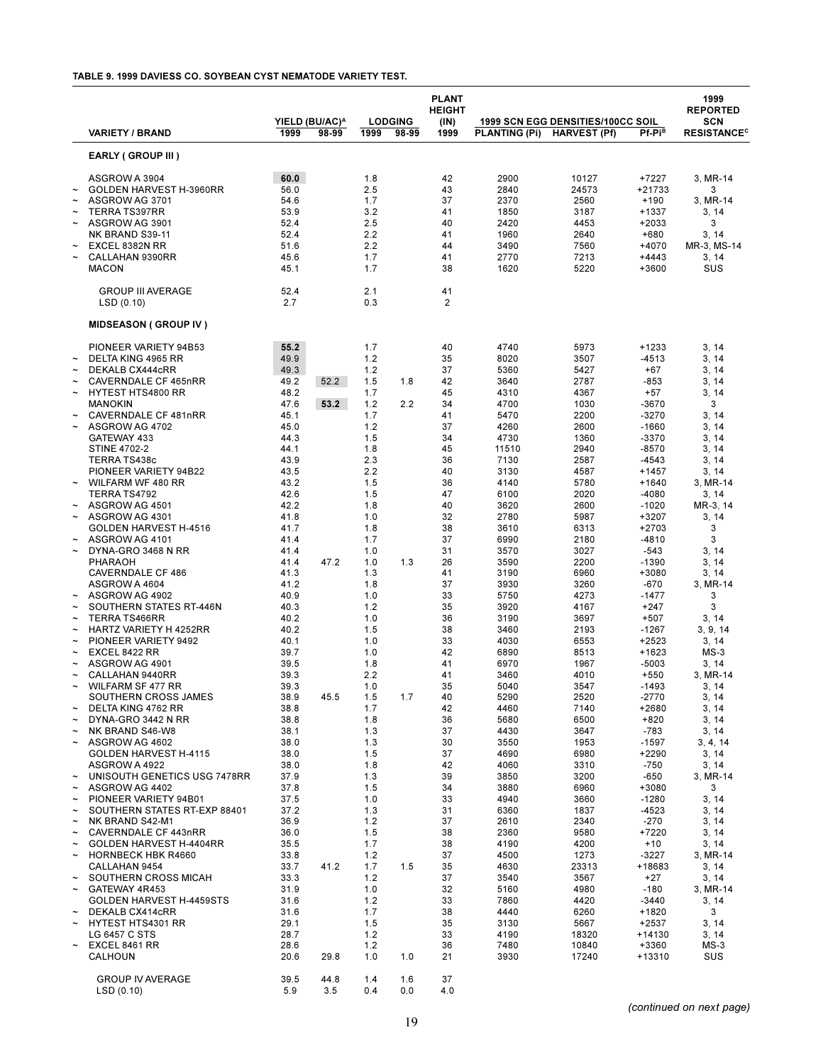**TABLE 9. 1999 DAVIESS CO. SOYBEAN CYST NEMATODE VARIETY TEST.**

| | VARIETY / BRAND | YIELD (BU/AC)[A] 1999 | YIELD (BU/AC)[A] 98-99 | LODGING 1999 | LODGING 98-99 | PLANT HEIGHT (IN) 1999 | 1999 SCN EGG DENSITIES/100CC SOIL PLANTING (Pi) | HARVEST (Pf) | Pf-Pi[B] | 1999 REPORTED SCN RESISTANCE[C] |
|---|---|---|---|---|---|---|---|---|---|---|
| | **EARLY ( GROUP III )** | | | | | | | | | |
| | ASGROW A 3904 | **60.0** | | 1.8 | | 42 | 2900 | 10127 | +7227 | 3, MR-14 |
| ~ | GOLDEN HARVEST H-3960RR | 56.0 | | 2.5 | | 43 | 2840 | 24573 | +21733 | 3 |
| ~ | ASGROW AG 3701 | 54.6 | | 1.7 | | 37 | 2370 | 2560 | +190 | 3, MR-14 |
| ~ | TERRA TS397RR | 53.9 | | 3.2 | | 41 | 1850 | 3187 | +1337 | 3, 14 |
| ~ | ASGROW AG 3901 | 52.4 | | 2.5 | | 40 | 2420 | 4453 | +2033 | 3 |
| | NK BRAND S39-11 | 52.4 | | 2.2 | | 41 | 1960 | 2640 | +680 | 3, 14 |
| ~ | EXCEL 8382N RR | 51.6 | | 2.2 | | 44 | 3490 | 7560 | +4070 | MR-3, MS-14 |
| ~ | CALLAHAN 9390RR | 45.6 | | 1.7 | | 41 | 2770 | 7213 | +4443 | 3, 14 |
| | MACON | 45.1 | | 1.7 | | 38 | 1620 | 5220 | +3600 | SUS |
| | GROUP III AVERAGE | 52.4 | | 2.1 | | 41 | | | | |
| | LSD (0.10) | 2.7 | | 0.3 | | 2 | | | | |
| | **MIDSEASON ( GROUP IV )** | | | | | | | | | |
| | PIONEER VARIETY 94B53 | **55.2** | | 1.7 | | 40 | 4740 | 5973 | +1233 | 3, 14 |
| ~ | DELTA KING 4965 RR | 49.9 | | 1.2 | | 35 | 8020 | 3507 | -4513 | 3, 14 |
| ~ | DEKALB CX444cRR | 49.3 | | 1.2 | | 37 | 5360 | 5427 | +67 | 3, 14 |
| ~ | CAVERNDALE CF 465nRR | 49.2 | 52.2 | 1.5 | 1.8 | 42 | 3640 | 2787 | -853 | 3, 14 |
| ~ | HYTEST HTS4800 RR | 48.2 | | 1.7 | | 45 | 4310 | 4367 | +57 | 3, 14 |
| | MANOKIN | 47.6 | **53.2** | 1.2 | 2.2 | 34 | 4700 | 1030 | -3670 | 3 |
| ~ | CAVERNDALE CF 481nRR | 45.1 | | 1.7 | | 41 | 5470 | 2200 | -3270 | 3, 14 |
| ~ | ASGROW AG 4702 | 45.0 | | 1.2 | | 37 | 4260 | 2600 | -1660 | 3, 14 |
| | GATEWAY 433 | 44.3 | | 1.5 | | 34 | 4730 | 1360 | -3370 | 3, 14 |
| | STINE 4702-2 | 44.1 | | 1.8 | | 45 | 11510 | 2940 | -8570 | 3, 14 |
| | TERRA TS438c | 43.9 | | 2.3 | | 36 | 7130 | 2587 | -4543 | 3, 14 |
| | PIONEER VARIETY 94B22 | 43.5 | | 2.2 | | 40 | 3130 | 4587 | +1457 | 3, 14 |
| ~ | WILFARM WF 480 RR | 43.2 | | 1.5 | | 36 | 4140 | 5780 | +1640 | 3, MR-14 |
| | TERRA TS4792 | 42.6 | | 1.5 | | 47 | 6100 | 2020 | -4080 | 3, 14 |
| ~ | ASGROW AG 4501 | 42.2 | | 1.8 | | 40 | 3620 | 2600 | -1020 | MR-3, 14 |
| ~ | ASGROW AG 4301 | 41.8 | | 1.0 | | 32 | 2780 | 5987 | +3207 | 3, 14 |
| | GOLDEN HARVEST H-4516 | 41.7 | | 1.8 | | 38 | 3610 | 6313 | +2703 | 3 |
| ~ | ASGROW AG 4101 | 41.4 | | 1.7 | | 37 | 6990 | 2180 | -4810 | 3 |
| ~ | DYNA-GRO 3468 N RR | 41.4 | | 1.0 | | 31 | 3570 | 3027 | -543 | 3, 14 |
| | PHARAOH | 41.4 | 47.2 | 1.0 | 1.3 | 26 | 3590 | 2200 | -1390 | 3, 14 |
| | CAVERNDALE CF 486 | 41.3 | | 1.3 | | 41 | 3190 | 6960 | +3080 | 3, 14 |
| | ASGROW A 4604 | 41.2 | | 1.8 | | 37 | 3930 | 3260 | -670 | 3, MR-14 |
| ~ | ASGROW AG 4902 | 40.9 | | 1.0 | | 33 | 5750 | 4273 | -1477 | 3 |
| ~ | SOUTHERN STATES RT-446N | 40.3 | | 1.2 | | 35 | 3920 | 4167 | +247 | 3 |
| ~ | TERRA TS466RR | 40.2 | | 1.0 | | 36 | 3190 | 3697 | +507 | 3, 14 |
| ~ | HARTZ VARIETY H 4252RR | 40.2 | | 1.5 | | 38 | 3460 | 2193 | -1267 | 3, 9, 14 |
| ~ | PIONEER VARIETY 9492 | 40.1 | | 1.0 | | 33 | 4030 | 6553 | +2523 | 3, 14 |
| ~ | EXCEL 8422 RR | 39.7 | | 1.0 | | 42 | 6890 | 8513 | +1623 | MS-3 |
| ~ | ASGROW AG 4901 | 39.5 | | 1.8 | | 41 | 6970 | 1967 | -5003 | 3, 14 |
| ~ | CALLAHAN 9440RR | 39.3 | | 2.2 | | 41 | 3460 | 4010 | +550 | 3, MR-14 |
| ~ | WILFARM SF 477 RR | 39.3 | | 1.0 | | 35 | 5040 | 3547 | -1493 | 3, 14 |
| | SOUTHERN CROSS JAMES | 38.9 | 45.5 | 1.5 | 1.7 | 40 | 5290 | 2520 | -2770 | 3, 14 |
| ~ | DELTA KING 4762 RR | 38.8 | | 1.7 | | 42 | 4460 | 7140 | +2680 | 3, 14 |
| ~ | DYNA-GRO 3442 N RR | 38.8 | | 1.8 | | 36 | 5680 | 6500 | +820 | 3, 14 |
| ~ | NK BRAND S46-W8 | 38.1 | | 1.3 | | 37 | 4430 | 3647 | -783 | 3, 14 |
| ~ | ASGROW AG 4602 | 38.0 | | 1.3 | | 30 | 3550 | 1953 | -1597 | 3, 4, 14 |
| | GOLDEN HARVEST H-4115 | 38.0 | | 1.5 | | 37 | 4690 | 6980 | +2290 | 3, 14 |
| | ASGROW A 4922 | 38.0 | | 1.8 | | 42 | 4060 | 3310 | -750 | 3, 14 |
| ~ | UNISOUTH GENETICS USG 7478RR | 37.9 | | 1.3 | | 39 | 3850 | 3200 | -650 | 3, MR-14 |
| ~ | ASGROW AG 4402 | 37.8 | | 1.5 | | 34 | 3880 | 6960 | +3080 | 3 |
| ~ | PIONEER VARIETY 94B01 | 37.5 | | 1.0 | | 33 | 4940 | 3660 | -1280 | 3, 14 |
| ~ | SOUTHERN STATES RT-EXP 88401 | 37.2 | | 1.3 | | 31 | 6360 | 1837 | -4523 | 3, 14 |
| ~ | NK BRAND S42-M1 | 36.9 | | 1.2 | | 37 | 2610 | 2340 | -270 | 3, 14 |
| ~ | CAVERNDALE CF 443nRR | 36.0 | | 1.5 | | 38 | 2360 | 9580 | +7220 | 3, 14 |
| ~ | GOLDEN HARVEST H-4404RR | 35.5 | | 1.7 | | 38 | 4190 | 4200 | +10 | 3, 14 |
| ~ | HORNBECK HBK R4660 | 33.8 | | 1.2 | | 37 | 4500 | 1273 | -3227 | 3, MR-14 |
| | CALLAHAN 9454 | 33.7 | 41.2 | 1.7 | 1.5 | 35 | 4630 | 23313 | +18683 | 3, 14 |
| ~ | SOUTHERN CROSS MICAH | 33.3 | | 1.2 | | 37 | 3540 | 3567 | +27 | 3, 14 |
| ~ | GATEWAY 4R453 | 31.9 | | 1.0 | | 32 | 5160 | 4980 | -180 | 3, MR-14 |
| | GOLDEN HARVEST H-4459STS | 31.6 | | 1.2 | | 33 | 7860 | 4420 | -3440 | 3, 14 |
| ~ | DEKALB CX414cRR | 31.6 | | 1.7 | | 38 | 4440 | 6260 | +1820 | 3 |
| ~ | HYTEST HTS4301 RR | 29.1 | | 1.5 | | 35 | 3130 | 5667 | +2537 | 3, 14 |
| | LG 6457 C STS | 28.7 | | 1.2 | | 33 | 4190 | 18320 | +14130 | 3, 14 |
| ~ | EXCEL 8461 RR | 28.6 | | 1.2 | | 36 | 7480 | 10840 | +3360 | MS-3 |
| | CALHOUN | 20.6 | 29.8 | 1.0 | 1.0 | 21 | 3930 | 17240 | +13310 | SUS |
| | GROUP IV AVERAGE | 39.5 | 44.8 | 1.4 | 1.6 | 37 | | | | |
| | LSD (0.10) | 5.9 | 3.5 | 0.4 | 0.0 | 4.0 | | | | |

*(continued on next page)*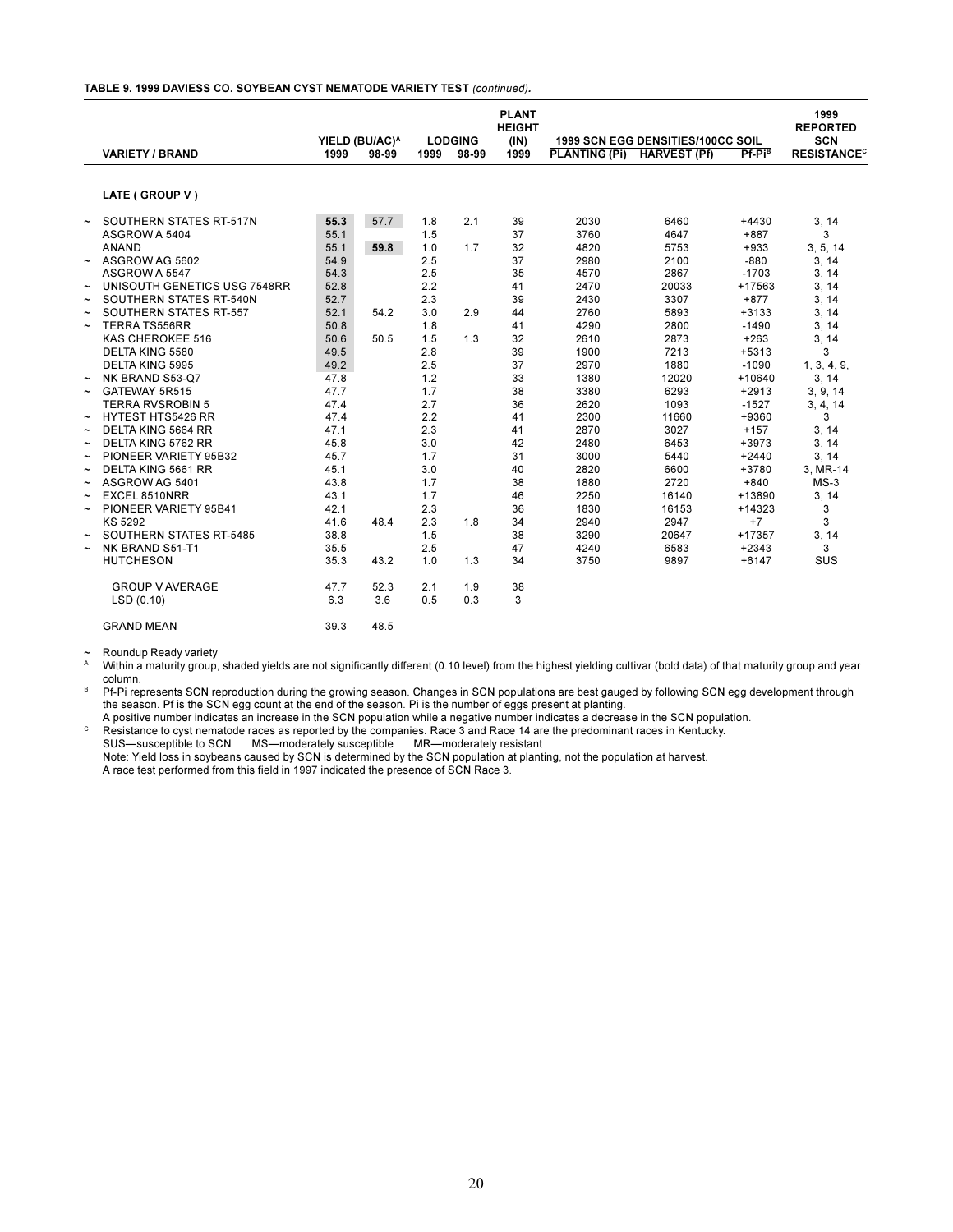**TABLE 9. 1999 DAVIESS CO. SOYBEAN CYST NEMATODE VARIETY TEST** *(continued).*

| | VARIETY / BRAND | YIELD (BU/AC)[A] 1999 | YIELD (BU/AC)[A] 98-99 | LODGING 1999 | LODGING 98-99 | PLANT HEIGHT (IN) 1999 | 1999 SCN EGG DENSITIES/100CC SOIL PLANTING (Pi) | HARVEST (Pf) | Pf-Pi[B] | 1999 REPORTED SCN RESISTANCE[C] |
|---|---|---|---|---|---|---|---|---|---|---|
| | **LATE ( GROUP V )** | | | | | | | | | |
| ~ | SOUTHERN STATES RT-517N | **55.3** | 57.7 | 1.8 | 2.1 | 39 | 2030 | 6460 | +4430 | 3, 14 |
| | ASGROW A 5404 | 55.1 | | 1.5 | | 37 | 3760 | 4647 | +887 | 3 |
| | ANAND | 55.1 | **59.8** | 1.0 | 1.7 | 32 | 4820 | 5753 | +933 | 3, 5, 14 |
| ~ | ASGROW AG 5602 | 54.9 | | 2.5 | | 37 | 2980 | 2100 | -880 | 3, 14 |
| | ASGROW A 5547 | 54.3 | | 2.5 | | 35 | 4570 | 2867 | -1703 | 3, 14 |
| ~ | UNISOUTH GENETICS USG 7548RR | 52.8 | | 2.2 | | 41 | 2470 | 20033 | +17563 | 3, 14 |
| ~ | SOUTHERN STATES RT-540N | 52.7 | | 2.3 | | 39 | 2430 | 3307 | +877 | 3, 14 |
| ~ | SOUTHERN STATES RT-557 | 52.1 | 54.2 | 3.0 | 2.9 | 44 | 2760 | 5893 | +3133 | 3, 14 |
| ~ | TERRA TS556RR | 50.8 | | 1.8 | | 41 | 4290 | 2800 | -1490 | 3, 14 |
| | KAS CHEROKEE 516 | 50.6 | 50.5 | 1.5 | 1.3 | 32 | 2610 | 2873 | +263 | 3, 14 |
| | DELTA KING 5580 | 49.5 | | 2.8 | | 39 | 1900 | 7213 | +5313 | 3 |
| | DELTA KING 5995 | 49.2 | | 2.5 | | 37 | 2970 | 1880 | -1090 | 1, 3, 4, 9, |
| ~ | NK BRAND S53-Q7 | 47.8 | | 1.2 | | 33 | 1380 | 12020 | +10640 | 3, 14 |
| ~ | GATEWAY 5R515 | 47.7 | | 1.7 | | 38 | 3380 | 6293 | +2913 | 3, 9, 14 |
| | TERRA RVSROBIN 5 | 47.4 | | 2.7 | | 36 | 2620 | 1093 | -1527 | 3, 4, 14 |
| ~ | HYTEST HTS5426 RR | 47.4 | | 2.2 | | 41 | 2300 | 11660 | +9360 | 3 |
| ~ | DELTA KING 5664 RR | 47.1 | | 2.3 | | 41 | 2870 | 3027 | +157 | 3, 14 |
| ~ | DELTA KING 5762 RR | 45.8 | | 3.0 | | 42 | 2480 | 6453 | +3973 | 3, 14 |
| ~ | PIONEER VARIETY 95B32 | 45.7 | | 1.7 | | 31 | 3000 | 5440 | +2440 | 3, 14 |
| ~ | DELTA KING 5661 RR | 45.1 | | 3.0 | | 40 | 2820 | 6600 | +3780 | 3, MR-14 |
| ~ | ASGROW AG 5401 | 43.8 | | 1.7 | | 38 | 1880 | 2720 | +840 | MS-3 |
| ~ | EXCEL 8510NRR | 43.1 | | 1.7 | | 46 | 2250 | 16140 | +13890 | 3, 14 |
| ~ | PIONEER VARIETY 95B41 | 42.1 | | 2.3 | | 36 | 1830 | 16153 | +14323 | 3 |
| | KS 5292 | 41.6 | 48.4 | 2.3 | 1.8 | 34 | 2940 | 2947 | +7 | 3 |
| ~ | SOUTHERN STATES RT-5485 | 38.8 | | 1.5 | | 38 | 3290 | 20647 | +17357 | 3, 14 |
| ~ | NK BRAND S51-T1 | 35.5 | | 2.5 | | 47 | 4240 | 6583 | +2343 | 3 |
| | HUTCHESON | 35.3 | 43.2 | 1.0 | 1.3 | 34 | 3750 | 9897 | +6147 | SUS |
| | GROUP V AVERAGE | 47.7 | 52.3 | 2.1 | 1.9 | 38 | | | | |
| | LSD (0.10) | 6.3 | 3.6 | 0.5 | 0.3 | 3 | | | | |
| | GRAND MEAN | 39.3 | 48.5 | | | | | | | |

~ Roundup Ready variety

[A] Within a maturity group, shaded yields are not significantly different (0.10 level) from the highest yielding cultivar (bold data) of that maturity group and year column.

[B] Pf-Pi represents SCN reproduction during the growing season. Changes in SCN populations are best gauged by following SCN egg development through the season. Pf is the SCN egg count at the end of the season. Pi is the number of eggs present at planting.
A positive number indicates an increase in the SCN population while a negative number indicates a decrease in the SCN population.

[C] Resistance to cyst nematode races as reported by the companies. Race 3 and Race 14 are the predominant races in Kentucky.
SUS—susceptible to SCN  MS—moderately susceptible  MR—moderately resistant
Note: Yield loss in soybeans caused by SCN is determined by the SCN population at planting, not the population at harvest.
A race test performed from this field in 1997 indicated the presence of SCN Race 3.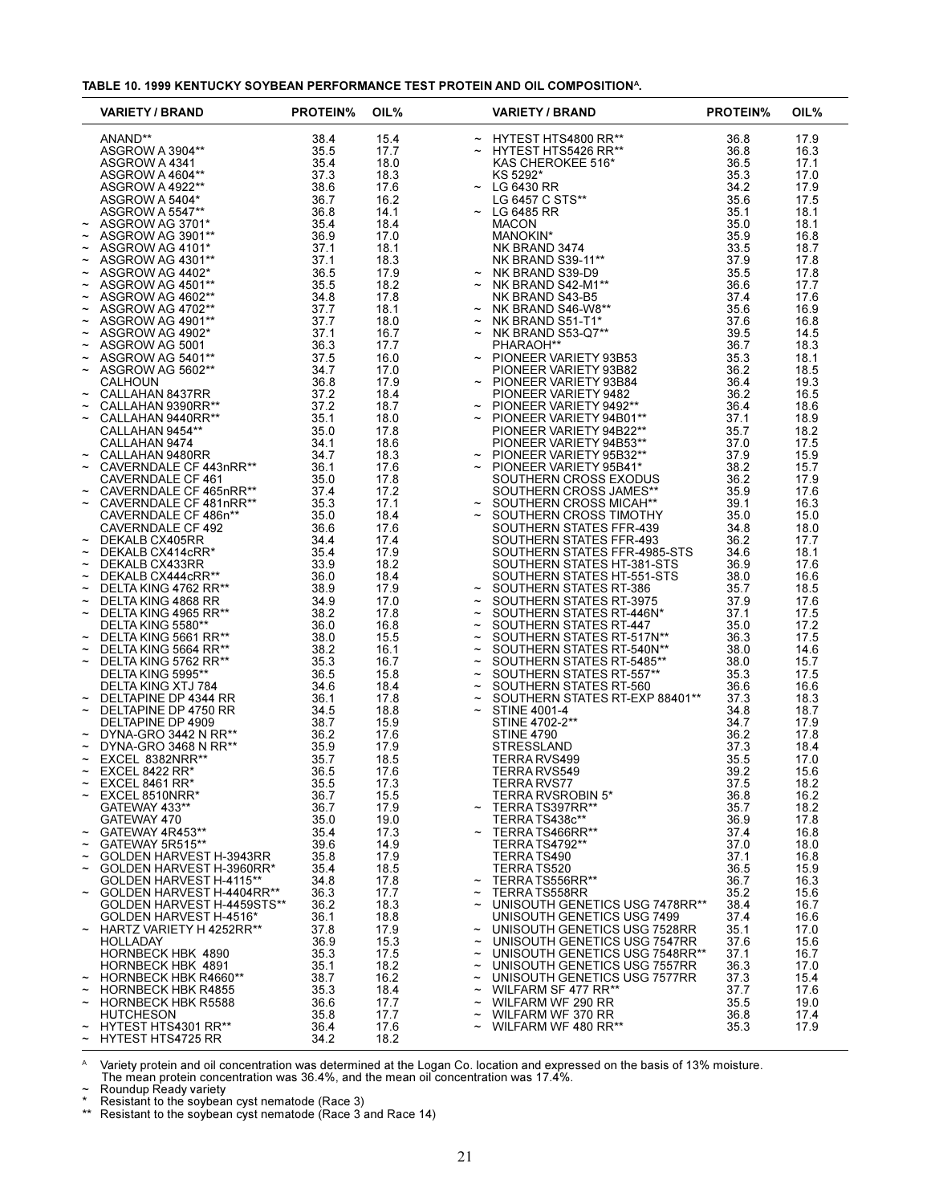**TABLE 10. 1999 KENTUCKY SOYBEAN PERFORMANCE TEST PROTEIN AND OIL COMPOSITION[A].**

| | VARIETY / BRAND | PROTEIN% | OIL% | | VARIETY / BRAND | PROTEIN% | OIL% |
|---|---|---|---|---|---|---|---|
| | ANAND** | 38.4 | 15.4 | ~ | HYTEST HTS4800 RR** | 36.8 | 17.9 |
| | ASGROW A 3904** | 35.5 | 17.7 | ~ | HYTEST HTS5426 RR** | 36.8 | 16.3 |
| | ASGROW A 4341 | 35.4 | 18.0 | | KAS CHEROKEE 516* | 36.5 | 17.1 |
| | ASGROW A 4604** | 37.3 | 18.3 | | KS 5292* | 35.3 | 17.0 |
| | ASGROW A 4922** | 38.6 | 17.6 | ~ | LG 6430 RR | 34.2 | 17.9 |
| | ASGROW A 5404* | 36.7 | 16.2 | | LG 6457 C STS** | 35.6 | 17.5 |
| | ASGROW A 5547** | 36.8 | 14.1 | ~ | LG 6485 RR | 35.1 | 18.1 |
| ~ | ASGROW AG 3701* | 35.4 | 18.4 | | MACON | 35.0 | 18.1 |
| ~ | ASGROW AG 3901** | 36.9 | 17.0 | | MANOKIN* | 35.9 | 16.8 |
| ~ | ASGROW AG 4101* | 37.1 | 18.1 | | NK BRAND 3474 | 33.5 | 18.7 |
| ~ | ASGROW AG 4301** | 37.1 | 18.3 | | NK BRAND S39-11** | 37.9 | 17.8 |
| ~ | ASGROW AG 4402* | 36.5 | 17.9 | ~ | NK BRAND S39-D9 | 35.5 | 17.8 |
| ~ | ASGROW AG 4501** | 35.5 | 18.2 | ~ | NK BRAND S42-M1** | 36.6 | 17.7 |
| ~ | ASGROW AG 4602** | 34.8 | 17.8 | | NK BRAND S43-B5 | 37.4 | 17.6 |
| ~ | ASGROW AG 4702** | 37.7 | 18.1 | ~ | NK BRAND S46-W8** | 35.6 | 16.9 |
| ~ | ASGROW AG 4901** | 37.7 | 18.0 | ~ | NK BRAND S51-T1* | 37.6 | 16.8 |
| ~ | ASGROW AG 4902* | 37.1 | 16.7 | ~ | NK BRAND S53-Q7** | 39.5 | 14.5 |
| ~ | ASGROW AG 5001 | 36.3 | 17.7 | | PHARAOH** | 36.7 | 18.3 |
| ~ | ASGROW AG 5401** | 37.5 | 16.0 | ~ | PIONEER VARIETY 93B53 | 35.3 | 18.1 |
| ~ | ASGROW AG 5602** | 34.7 | 17.0 | | PIONEER VARIETY 93B82 | 36.2 | 18.5 |
| | CALHOUN | 36.8 | 17.9 | ~ | PIONEER VARIETY 93B84 | 36.4 | 19.3 |
| ~ | CALLAHAN 8437RR | 37.2 | 18.4 | | PIONEER VARIETY 9482 | 36.2 | 16.5 |
| ~ | CALLAHAN 9390RR** | 37.2 | 18.7 | ~ | PIONEER VARIETY 9492** | 36.4 | 18.6 |
| ~ | CALLAHAN 9440RR** | 35.1 | 18.0 | ~ | PIONEER VARIETY 94B01** | 37.1 | 18.9 |
| | CALLAHAN 9454** | 35.0 | 17.8 | | PIONEER VARIETY 94B22** | 35.7 | 18.2 |
| | CALLAHAN 9474 | 34.1 | 18.6 | | PIONEER VARIETY 94B53** | 37.0 | 17.5 |
| ~ | CALLAHAN 9480RR | 34.7 | 18.3 | ~ | PIONEER VARIETY 95B32** | 37.9 | 15.9 |
| ~ | CAVERNDALE CF 443nRR** | 36.1 | 17.6 | ~ | PIONEER VARIETY 95B41* | 38.2 | 15.7 |
| | CAVERNDALE CF 461 | 35.0 | 17.8 | | SOUTHERN CROSS EXODUS | 36.2 | 17.9 |
| ~ | CAVERNDALE CF 465nRR** | 37.4 | 17.2 | | SOUTHERN CROSS JAMES** | 35.9 | 17.6 |
| ~ | CAVERNDALE CF 481nRR** | 35.3 | 17.1 | ~ | SOUTHERN CROSS MICAH** | 39.1 | 16.3 |
| | CAVERNDALE CF 486n** | 35.0 | 18.4 | ~ | SOUTHERN CROSS TIMOTHY | 35.0 | 15.0 |
| | CAVERNDALE CF 492 | 36.6 | 17.6 | | SOUTHERN STATES FFR-439 | 34.8 | 18.0 |
| ~ | DEKALB CX405RR | 34.4 | 17.4 | | SOUTHERN STATES FFR-493 | 36.2 | 17.7 |
| ~ | DEKALB CX414cRR* | 35.4 | 17.9 | | SOUTHERN STATES FFR-4985-STS | 34.6 | 18.1 |
| ~ | DEKALB CX433RR | 33.9 | 18.2 | | SOUTHERN STATES HT-381-STS | 36.9 | 17.6 |
| ~ | DEKALB CX444cRR** | 36.0 | 18.4 | | SOUTHERN STATES HT-551-STS | 38.0 | 16.6 |
| ~ | DELTA KING 4762 RR** | 38.9 | 17.9 | ~ | SOUTHERN STATES RT-386 | 35.7 | 18.5 |
| ~ | DELTA KING 4868 RR | 34.9 | 17.0 | ~ | SOUTHERN STATES RT-3975 | 37.9 | 17.6 |
| ~ | DELTA KING 4965 RR** | 38.2 | 17.8 | ~ | SOUTHERN STATES RT-446N* | 37.1 | 17.5 |
| | DELTA KING 5580** | 36.0 | 16.8 | ~ | SOUTHERN STATES RT-447 | 35.0 | 17.2 |
| ~ | DELTA KING 5661 RR** | 38.0 | 15.5 | ~ | SOUTHERN STATES RT-517N** | 36.3 | 17.5 |
| ~ | DELTA KING 5664 RR** | 38.2 | 16.1 | ~ | SOUTHERN STATES RT-540N** | 38.0 | 14.6 |
| ~ | DELTA KING 5762 RR** | 35.3 | 16.7 | ~ | SOUTHERN STATES RT-5485** | 38.0 | 15.7 |
| | DELTA KING 5995** | 36.5 | 15.8 | ~ | SOUTHERN STATES RT-557** | 35.3 | 17.5 |
| | DELTA KING XTJ 784 | 34.6 | 18.4 | ~ | SOUTHERN STATES RT-560 | 36.6 | 16.6 |
| ~ | DELTAPINE DP 4344 RR | 36.1 | 17.8 | ~ | SOUTHERN STATES RT-EXP 88401** | 37.3 | 18.3 |
| ~ | DELTAPINE DP 4750 RR | 34.5 | 18.8 | ~ | STINE 4001-4 | 34.8 | 18.7 |
| | DELTAPINE DP 4909 | 38.7 | 15.9 | | STINE 4702-2** | 34.7 | 17.9 |
| ~ | DYNA-GRO 3442 N RR** | 36.2 | 17.6 | | STINE 4790 | 36.2 | 17.8 |
| ~ | DYNA-GRO 3468 N RR** | 35.9 | 17.9 | | STRESSLAND | 37.3 | 18.4 |
| ~ | EXCEL 8382NRR** | 35.7 | 18.5 | | TERRA RVS499 | 35.5 | 17.0 |
| ~ | EXCEL 8422 RR* | 36.5 | 17.6 | | TERRA RVS549 | 39.2 | 15.6 |
| ~ | EXCEL 8461 RR* | 35.5 | 17.3 | | TERRA RVS77 | 37.5 | 18.2 |
| ~ | EXCEL 8510NRR* | 36.7 | 15.5 | | TERRA RVSROBIN 5* | 36.8 | 16.2 |
| | GATEWAY 433** | 36.7 | 17.9 | ~ | TERRA TS397RR** | 35.7 | 18.2 |
| | GATEWAY 470 | 35.0 | 19.0 | | TERRA TS438c** | 36.9 | 17.8 |
| ~ | GATEWAY 4R453** | 35.4 | 17.3 | ~ | TERRA TS466RR** | 37.4 | 16.8 |
| ~ | GATEWAY 5R515** | 39.6 | 14.9 | | TERRA TS4792** | 37.0 | 18.0 |
| ~ | GOLDEN HARVEST H-3943RR | 35.8 | 17.9 | | TERRA TS490 | 37.1 | 16.8 |
| ~ | GOLDEN HARVEST H-3960RR* | 35.4 | 18.5 | | TERRA TS520 | 36.5 | 15.9 |
| | GOLDEN HARVEST H-4115** | 34.8 | 17.8 | ~ | TERRA TS556RR** | 36.7 | 16.3 |
| ~ | GOLDEN HARVEST H-4404RR** | 36.3 | 17.7 | ~ | TERRA TS558RR | 35.2 | 15.6 |
| | GOLDEN HARVEST H-4459STS** | 36.2 | 18.3 | ~ | UNISOUTH GENETICS USG 7478RR** | 38.4 | 16.7 |
| | GOLDEN HARVEST H-4516* | 36.1 | 18.8 | | UNISOUTH GENETICS USG 7499 | 37.4 | 16.6 |
| ~ | HARTZ VARIETY H 4252RR** | 37.8 | 17.9 | ~ | UNISOUTH GENETICS USG 7528RR | 35.1 | 17.0 |
| | HOLLADAY | 36.9 | 15.3 | ~ | UNISOUTH GENETICS USG 7547RR | 37.6 | 15.6 |
| | HORNBECK HBK 4890 | 35.3 | 17.5 | ~ | UNISOUTH GENETICS USG 7548RR** | 37.1 | 16.7 |
| | HORNBECK HBK 4891 | 35.1 | 18.2 | ~ | UNISOUTH GENETICS USG 7557RR | 36.3 | 17.0 |
| ~ | HORNBECK HBK R4660** | 38.7 | 16.2 | ~ | UNISOUTH GENETICS USG 7577RR | 37.3 | 15.4 |
| ~ | HORNBECK HBK R4855 | 35.3 | 18.4 | ~ | WILFARM SF 477 RR** | 37.7 | 17.6 |
| ~ | HORNBECK HBK R5588 | 36.6 | 17.7 | ~ | WILFARM WF 290 RR | 35.5 | 19.0 |
| | HUTCHESON | 35.8 | 17.7 | ~ | WILFARM WF 370 RR | 36.8 | 17.4 |
| ~ | HYTEST HTS4301 RR** | 36.4 | 17.6 | ~ | WILFARM WF 480 RR** | 35.3 | 17.9 |
| ~ | HYTEST HTS4725 RR | 34.2 | 18.2 | | | | |

[A] Variety protein and oil concentration was determined at the Logan Co. location and expressed on the basis of 13% moisture. The mean protein concentration was 36.4%, and the mean oil concentration was 17.4%.

~ Roundup Ready variety

\* Resistant to the soybean cyst nematode (Race 3)

\*\* Resistant to the soybean cyst nematode (Race 3 and Race 14)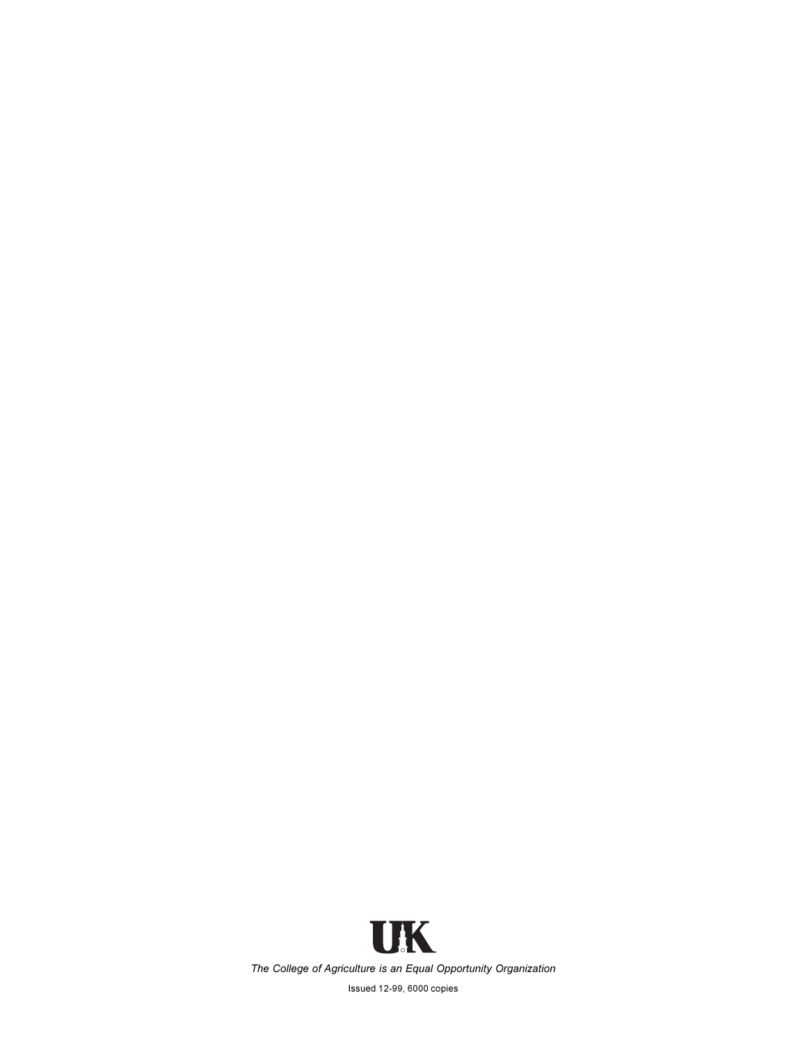UK

*The College of Agriculture is an Equal Opportunity Organization*

Issued 12-99, 6000 copies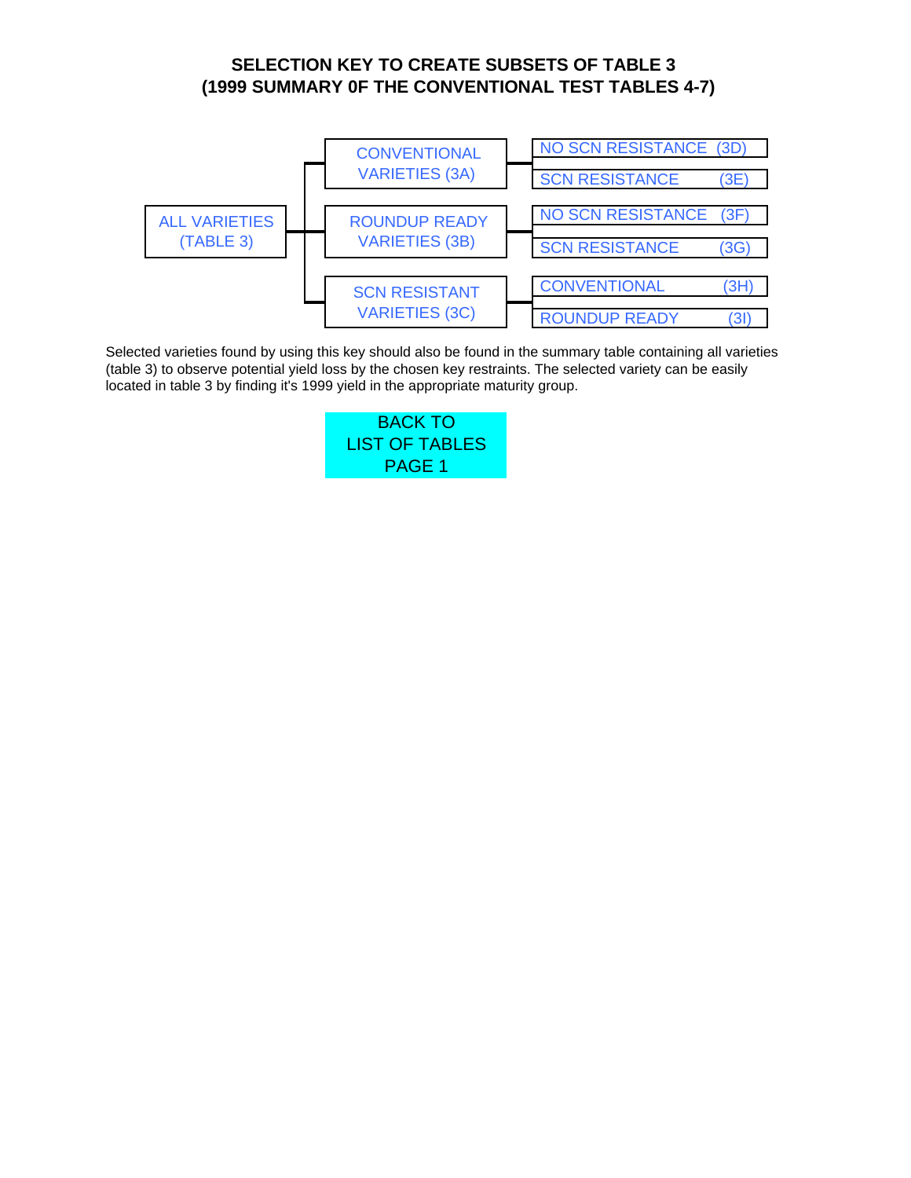## SELECTION KEY TO CREATE SUBSETS OF TABLE 3
## (1999 SUMMARY 0F THE CONVENTIONAL TEST TABLES 4-7)

- ALL VARIETIES (TABLE 3)
  - CONVENTIONAL VARIETIES (3A)
    - NO SCN RESISTANCE (3D)
    - SCN RESISTANCE (3E)
  - ROUNDUP READY VARIETIES (3B)
    - NO SCN RESISTANCE (3F)
    - SCN RESISTANCE (3G)
  - SCN RESISTANT VARIETIES (3C)
    - CONVENTIONAL (3H)
    - ROUNDUP READY (3I)

Selected varieties found by using this key should also be found in the summary table containing all varieties (table 3) to observe potential yield loss by the chosen key restraints. The selected variety can be easily located in table 3 by finding it's 1999 yield in the appropriate maturity group.

BACK TO
LIST OF TABLES
PAGE 1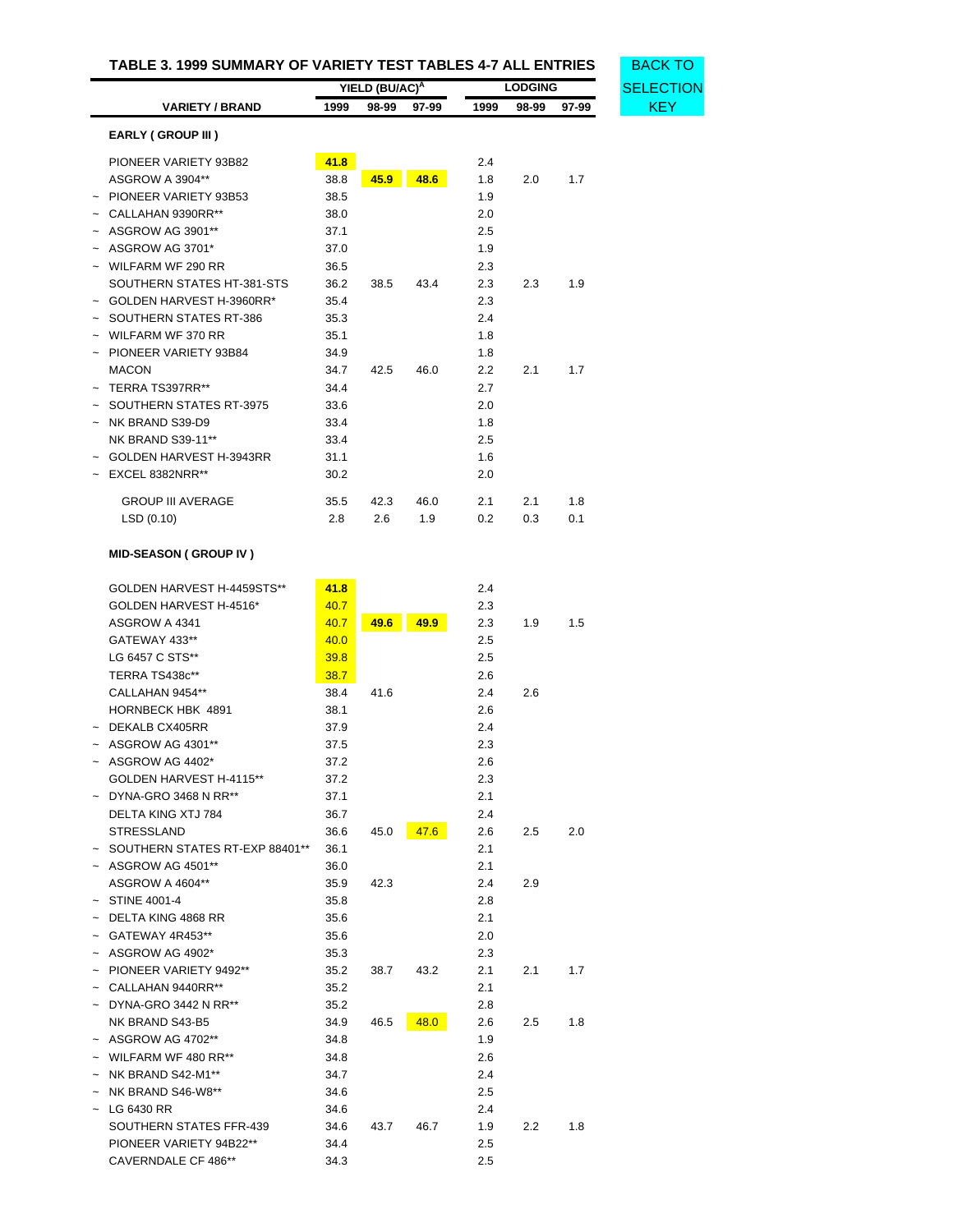## TABLE 3. 1999 SUMMARY OF VARIETY TEST TABLES 4-7 ALL ENTRIES

BACK TO SELECTION KEY

| | VARIETY / BRAND | YIELD (BU/AC)[A] | | | LODGING | | |
|---|---|---|---|---|---|---|---|
| | | 1999 | 98-99 | 97-99 | 1999 | 98-99 | 97-99 |
| | **EARLY ( GROUP III )** | | | | | | |
| | PIONEER VARIETY 93B82 | 41.8 | | | 2.4 | | |
| | ASGROW A 3904** | 38.8 | 45.9 | 48.6 | 1.8 | 2.0 | 1.7 |
| ~ | PIONEER VARIETY 93B53 | 38.5 | | | 1.9 | | |
| ~ | CALLAHAN 9390RR** | 38.0 | | | 2.0 | | |
| ~ | ASGROW AG 3901** | 37.1 | | | 2.5 | | |
| ~ | ASGROW AG 3701* | 37.0 | | | 1.9 | | |
| ~ | WILFARM WF 290 RR | 36.5 | | | 2.3 | | |
| | SOUTHERN STATES HT-381-STS | 36.2 | 38.5 | 43.4 | 2.3 | 2.3 | 1.9 |
| ~ | GOLDEN HARVEST H-3960RR* | 35.4 | | | 2.3 | | |
| ~ | SOUTHERN STATES RT-386 | 35.3 | | | 2.4 | | |
| ~ | WILFARM WF 370 RR | 35.1 | | | 1.8 | | |
| ~ | PIONEER VARIETY 93B84 | 34.9 | | | 1.8 | | |
| | MACON | 34.7 | 42.5 | 46.0 | 2.2 | 2.1 | 1.7 |
| ~ | TERRA TS397RR** | 34.4 | | | 2.7 | | |
| ~ | SOUTHERN STATES RT-3975 | 33.6 | | | 2.0 | | |
| ~ | NK BRAND S39-D9 | 33.4 | | | 1.8 | | |
| | NK BRAND S39-11** | 33.4 | | | 2.5 | | |
| ~ | GOLDEN HARVEST H-3943RR | 31.1 | | | 1.6 | | |
| ~ | EXCEL 8382NRR** | 30.2 | | | 2.0 | | |
| | GROUP III AVERAGE | 35.5 | 42.3 | 46.0 | 2.1 | 2.1 | 1.8 |
| | LSD (0.10) | 2.8 | 2.6 | 1.9 | 0.2 | 0.3 | 0.1 |
| | **MID-SEASON ( GROUP IV )** | | | | | | |
| | GOLDEN HARVEST H-4459STS** | 41.8 | | | 2.4 | | |
| | GOLDEN HARVEST H-4516* | 40.7 | | | 2.3 | | |
| | ASGROW A 4341 | 40.7 | 49.6 | 49.9 | 2.3 | 1.9 | 1.5 |
| | GATEWAY 433** | 40.0 | | | 2.5 | | |
| | LG 6457 C STS** | 39.8 | | | 2.5 | | |
| | TERRA TS438c** | 38.7 | | | 2.6 | | |
| | CALLAHAN 9454** | 38.4 | 41.6 | | 2.4 | 2.6 | |
| | HORNBECK HBK 4891 | 38.1 | | | 2.6 | | |
| ~ | DEKALB CX405RR | 37.9 | | | 2.4 | | |
| ~ | ASGROW AG 4301** | 37.5 | | | 2.3 | | |
| ~ | ASGROW AG 4402* | 37.2 | | | 2.6 | | |
| | GOLDEN HARVEST H-4115** | 37.2 | | | 2.3 | | |
| ~ | DYNA-GRO 3468 N RR** | 37.1 | | | 2.1 | | |
| | DELTA KING XTJ 784 | 36.7 | | | 2.4 | | |
| | STRESSLAND | 36.6 | 45.0 | 47.6 | 2.6 | 2.5 | 2.0 |
| ~ | SOUTHERN STATES RT-EXP 88401** | 36.1 | | | 2.1 | | |
| ~ | ASGROW AG 4501** | 36.0 | | | 2.1 | | |
| | ASGROW A 4604** | 35.9 | 42.3 | | 2.4 | 2.9 | |
| ~ | STINE 4001-4 | 35.8 | | | 2.8 | | |
| ~ | DELTA KING 4868 RR | 35.6 | | | 2.1 | | |
| ~ | GATEWAY 4R453** | 35.6 | | | 2.0 | | |
| ~ | ASGROW AG 4902* | 35.3 | | | 2.3 | | |
| ~ | PIONEER VARIETY 9492** | 35.2 | 38.7 | 43.2 | 2.1 | 2.1 | 1.7 |
| ~ | CALLAHAN 9440RR** | 35.2 | | | 2.1 | | |
| ~ | DYNA-GRO 3442 N RR** | 35.2 | | | 2.8 | | |
| | NK BRAND S43-B5 | 34.9 | 46.5 | 48.0 | 2.6 | 2.5 | 1.8 |
| ~ | ASGROW AG 4702** | 34.8 | | | 1.9 | | |
| ~ | WILFARM WF 480 RR** | 34.8 | | | 2.6 | | |
| ~ | NK BRAND S42-M1** | 34.7 | | | 2.4 | | |
| ~ | NK BRAND S46-W8** | 34.6 | | | 2.5 | | |
| ~ | LG 6430 RR | 34.6 | | | 2.4 | | |
| | SOUTHERN STATES FFR-439 | 34.6 | 43.7 | 46.7 | 1.9 | 2.2 | 1.8 |
| | PIONEER VARIETY 94B22** | 34.4 | | | 2.5 | | |
| | CAVERNDALE CF 486** | 34.3 | | | 2.5 | | |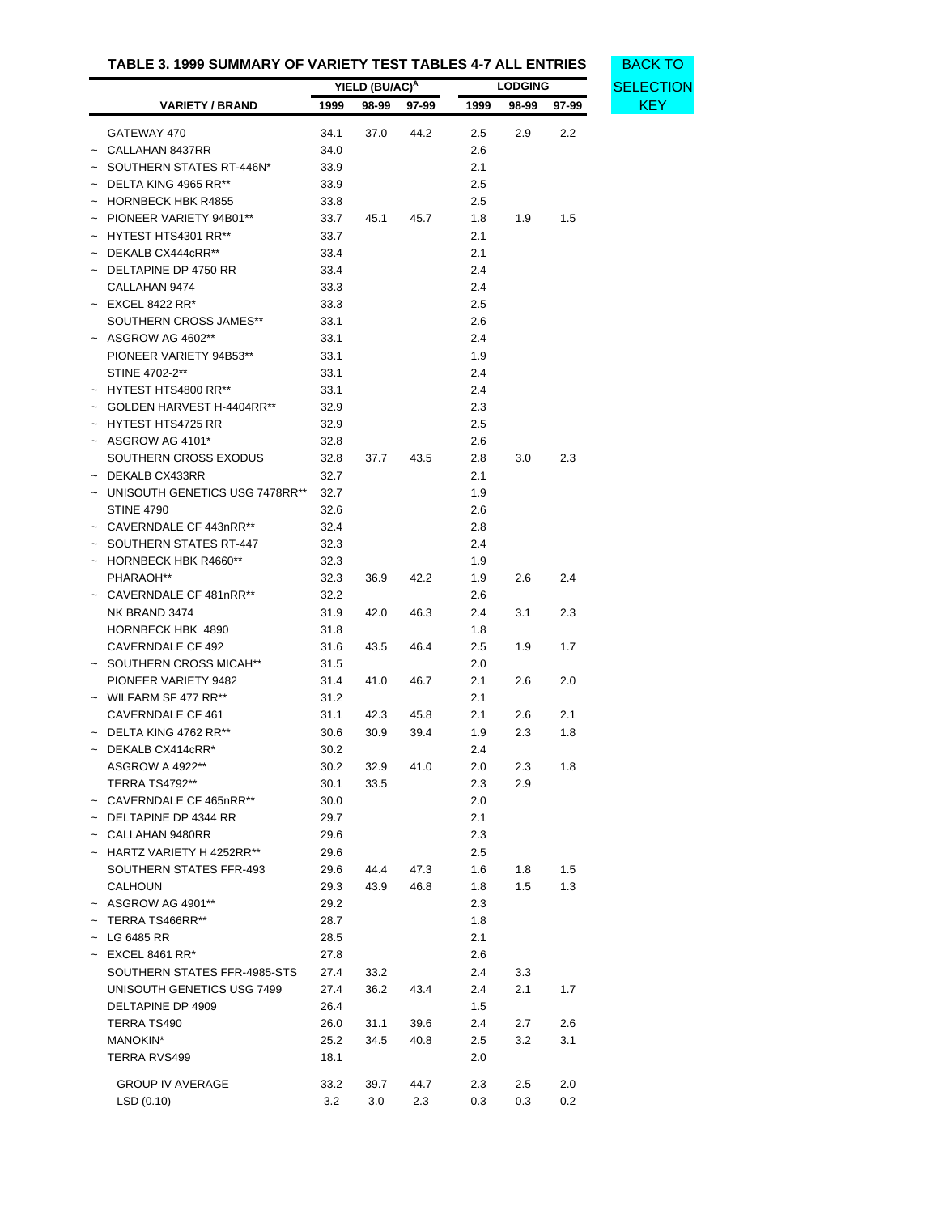## TABLE 3. 1999 SUMMARY OF VARIETY TEST TABLES 4-7 ALL ENTRIES

BACK TO SELECTION KEY

| | VARIETY / BRAND | YIELD (BU/AC)[A] 1999 | 98-99 | 97-99 | LODGING 1999 | 98-99 | 97-99 |
|---|---|---|---|---|---|---|---|
| | GATEWAY 470 | 34.1 | 37.0 | 44.2 | 2.5 | 2.9 | 2.2 |
| ~ | CALLAHAN 8437RR | 34.0 | | | 2.6 | | |
| ~ | SOUTHERN STATES RT-446N* | 33.9 | | | 2.1 | | |
| ~ | DELTA KING 4965 RR** | 33.9 | | | 2.5 | | |
| ~ | HORNBECK HBK R4855 | 33.8 | | | 2.5 | | |
| ~ | PIONEER VARIETY 94B01** | 33.7 | 45.1 | 45.7 | 1.8 | 1.9 | 1.5 |
| ~ | HYTEST HTS4301 RR** | 33.7 | | | 2.1 | | |
| ~ | DEKALB CX444cRR** | 33.4 | | | 2.1 | | |
| ~ | DELTAPINE DP 4750 RR | 33.4 | | | 2.4 | | |
| | CALLAHAN 9474 | 33.3 | | | 2.4 | | |
| ~ | EXCEL 8422 RR* | 33.3 | | | 2.5 | | |
| | SOUTHERN CROSS JAMES** | 33.1 | | | 2.6 | | |
| ~ | ASGROW AG 4602** | 33.1 | | | 2.4 | | |
| | PIONEER VARIETY 94B53** | 33.1 | | | 1.9 | | |
| | STINE 4702-2** | 33.1 | | | 2.4 | | |
| ~ | HYTEST HTS4800 RR** | 33.1 | | | 2.4 | | |
| ~ | GOLDEN HARVEST H-4404RR** | 32.9 | | | 2.3 | | |
| ~ | HYTEST HTS4725 RR | 32.9 | | | 2.5 | | |
| ~ | ASGROW AG 4101* | 32.8 | | | 2.6 | | |
| | SOUTHERN CROSS EXODUS | 32.8 | 37.7 | 43.5 | 2.8 | 3.0 | 2.3 |
| ~ | DEKALB CX433RR | 32.7 | | | 2.1 | | |
| ~ | UNISOUTH GENETICS USG 7478RR** | 32.7 | | | 1.9 | | |
| | STINE 4790 | 32.6 | | | 2.6 | | |
| ~ | CAVERNDALE CF 443nRR** | 32.4 | | | 2.8 | | |
| ~ | SOUTHERN STATES RT-447 | 32.3 | | | 2.4 | | |
| ~ | HORNBECK HBK R4660** | 32.3 | | | 1.9 | | |
| | PHARAOH** | 32.3 | 36.9 | 42.2 | 1.9 | 2.6 | 2.4 |
| ~ | CAVERNDALE CF 481nRR** | 32.2 | | | 2.6 | | |
| | NK BRAND 3474 | 31.9 | 42.0 | 46.3 | 2.4 | 3.1 | 2.3 |
| | HORNBECK HBK 4890 | 31.8 | | | 1.8 | | |
| | CAVERNDALE CF 492 | 31.6 | 43.5 | 46.4 | 2.5 | 1.9 | 1.7 |
| ~ | SOUTHERN CROSS MICAH** | 31.5 | | | 2.0 | | |
| | PIONEER VARIETY 9482 | 31.4 | 41.0 | 46.7 | 2.1 | 2.6 | 2.0 |
| ~ | WILFARM SF 477 RR** | 31.2 | | | 2.1 | | |
| | CAVERNDALE CF 461 | 31.1 | 42.3 | 45.8 | 2.1 | 2.6 | 2.1 |
| ~ | DELTA KING 4762 RR** | 30.6 | 30.9 | 39.4 | 1.9 | 2.3 | 1.8 |
| ~ | DEKALB CX414cRR* | 30.2 | | | 2.4 | | |
| | ASGROW A 4922** | 30.2 | 32.9 | 41.0 | 2.0 | 2.3 | 1.8 |
| | TERRA TS4792** | 30.1 | 33.5 | | 2.3 | 2.9 | |
| ~ | CAVERNDALE CF 465nRR** | 30.0 | | | 2.0 | | |
| ~ | DELTAPINE DP 4344 RR | 29.7 | | | 2.1 | | |
| ~ | CALLAHAN 9480RR | 29.6 | | | 2.3 | | |
| ~ | HARTZ VARIETY H 4252RR** | 29.6 | | | 2.5 | | |
| | SOUTHERN STATES FFR-493 | 29.6 | 44.4 | 47.3 | 1.6 | 1.8 | 1.5 |
| | CALHOUN | 29.3 | 43.9 | 46.8 | 1.8 | 1.5 | 1.3 |
| ~ | ASGROW AG 4901** | 29.2 | | | 2.3 | | |
| ~ | TERRA TS466RR** | 28.7 | | | 1.8 | | |
| ~ | LG 6485 RR | 28.5 | | | 2.1 | | |
| ~ | EXCEL 8461 RR* | 27.8 | | | 2.6 | | |
| | SOUTHERN STATES FFR-4985-STS | 27.4 | 33.2 | | 2.4 | 3.3 | |
| | UNISOUTH GENETICS USG 7499 | 27.4 | 36.2 | 43.4 | 2.4 | 2.1 | 1.7 |
| | DELTAPINE DP 4909 | 26.4 | | | 1.5 | | |
| | TERRA TS490 | 26.0 | 31.1 | 39.6 | 2.4 | 2.7 | 2.6 |
| | MANOKIN* | 25.2 | 34.5 | 40.8 | 2.5 | 3.2 | 3.1 |
| | TERRA RVS499 | 18.1 | | | 2.0 | | |
| | GROUP IV AVERAGE | 33.2 | 39.7 | 44.7 | 2.3 | 2.5 | 2.0 |
| | LSD (0.10) | 3.2 | 3.0 | 2.3 | 0.3 | 0.3 | 0.2 |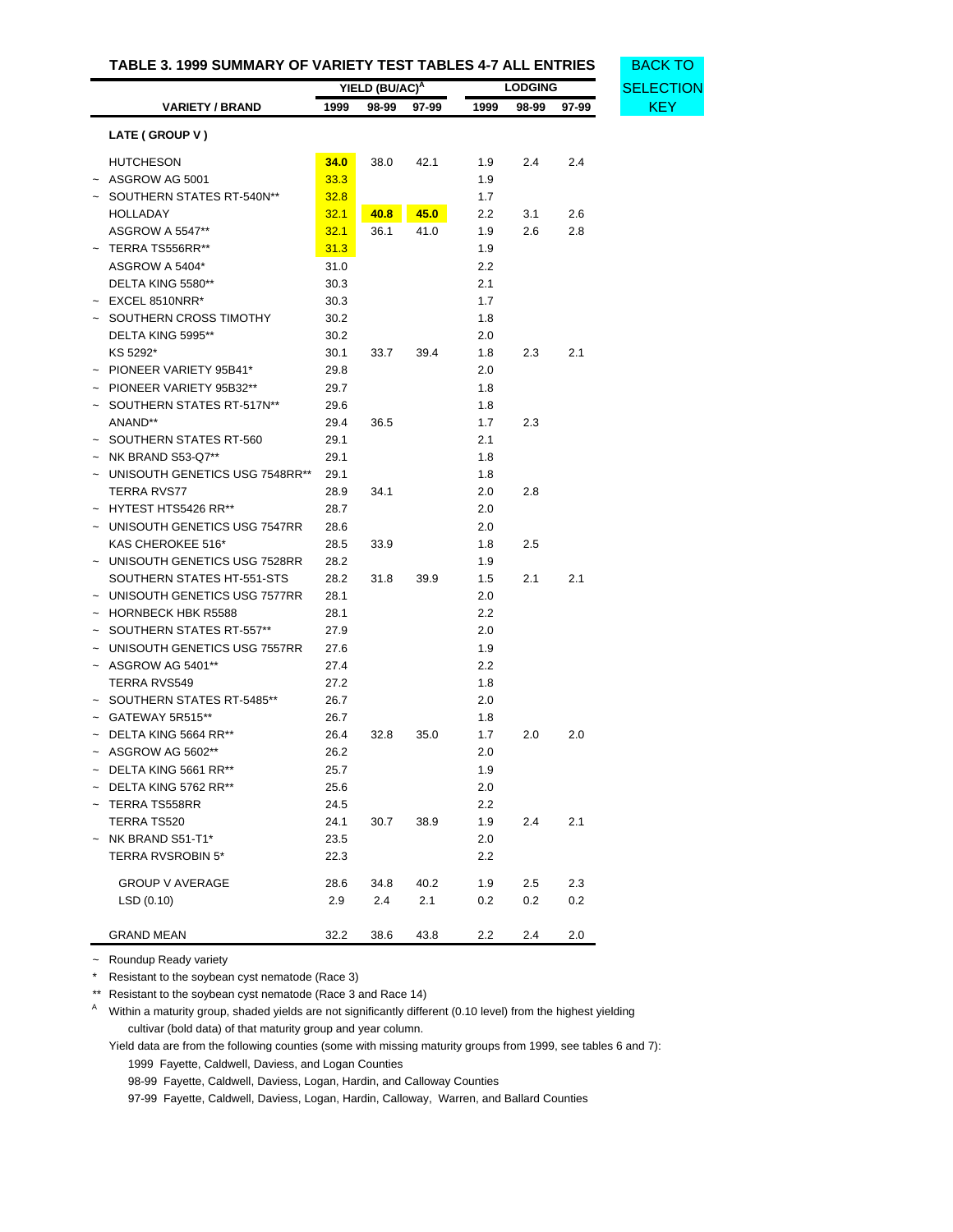## TABLE 3. 1999 SUMMARY OF VARIETY TEST TABLES 4-7 ALL ENTRIES

BACK TO SELECTION KEY

| | VARIETY / BRAND | YIELD (BU/AC)[A] 1999 | YIELD (BU/AC)[A] 98-99 | YIELD (BU/AC)[A] 97-99 | LODGING 1999 | LODGING 98-99 | LODGING 97-99 |
|---|---|---|---|---|---|---|---|
| | **LATE ( GROUP V )** | | | | | | |
| | HUTCHESON | **34.0** | 38.0 | 42.1 | 1.9 | 2.4 | 2.4 |
| ~ | ASGROW AG 5001 | 33.3 | | | 1.9 | | |
| ~ | SOUTHERN STATES RT-540N** | 32.8 | | | 1.7 | | |
| | HOLLADAY | 32.1 | **40.8** | **45.0** | 2.2 | 3.1 | 2.6 |
| | ASGROW A 5547** | 32.1 | 36.1 | 41.0 | 1.9 | 2.6 | 2.8 |
| ~ | TERRA TS556RR** | 31.3 | | | 1.9 | | |
| | ASGROW A 5404* | 31.0 | | | 2.2 | | |
| | DELTA KING 5580** | 30.3 | | | 2.1 | | |
| ~ | EXCEL 8510NRR* | 30.3 | | | 1.7 | | |
| ~ | SOUTHERN CROSS TIMOTHY | 30.2 | | | 1.8 | | |
| | DELTA KING 5995** | 30.2 | | | 2.0 | | |
| | KS 5292* | 30.1 | 33.7 | 39.4 | 1.8 | 2.3 | 2.1 |
| ~ | PIONEER VARIETY 95B41* | 29.8 | | | 2.0 | | |
| ~ | PIONEER VARIETY 95B32** | 29.7 | | | 1.8 | | |
| ~ | SOUTHERN STATES RT-517N** | 29.6 | | | 1.8 | | |
| | ANAND** | 29.4 | 36.5 | | 1.7 | 2.3 | |
| ~ | SOUTHERN STATES RT-560 | 29.1 | | | 2.1 | | |
| ~ | NK BRAND S53-Q7** | 29.1 | | | 1.8 | | |
| ~ | UNISOUTH GENETICS USG 7548RR** | 29.1 | | | 1.8 | | |
| | TERRA RVS77 | 28.9 | 34.1 | | 2.0 | 2.8 | |
| ~ | HYTEST HTS5426 RR** | 28.7 | | | 2.0 | | |
| ~ | UNISOUTH GENETICS USG 7547RR | 28.6 | | | 2.0 | | |
| | KAS CHEROKEE 516* | 28.5 | 33.9 | | 1.8 | 2.5 | |
| ~ | UNISOUTH GENETICS USG 7528RR | 28.2 | | | 1.9 | | |
| | SOUTHERN STATES HT-551-STS | 28.2 | 31.8 | 39.9 | 1.5 | 2.1 | 2.1 |
| ~ | UNISOUTH GENETICS USG 7577RR | 28.1 | | | 2.0 | | |
| ~ | HORNBECK HBK R5588 | 28.1 | | | 2.2 | | |
| ~ | SOUTHERN STATES RT-557** | 27.9 | | | 2.0 | | |
| ~ | UNISOUTH GENETICS USG 7557RR | 27.6 | | | 1.9 | | |
| ~ | ASGROW AG 5401** | 27.4 | | | 2.2 | | |
| | TERRA RVS549 | 27.2 | | | 1.8 | | |
| ~ | SOUTHERN STATES RT-5485** | 26.7 | | | 2.0 | | |
| ~ | GATEWAY 5R515** | 26.7 | | | 1.8 | | |
| ~ | DELTA KING 5664 RR** | 26.4 | 32.8 | 35.0 | 1.7 | 2.0 | 2.0 |
| ~ | ASGROW AG 5602** | 26.2 | | | 2.0 | | |
| ~ | DELTA KING 5661 RR** | 25.7 | | | 1.9 | | |
| ~ | DELTA KING 5762 RR** | 25.6 | | | 2.0 | | |
| ~ | TERRA TS558RR | 24.5 | | | 2.2 | | |
| | TERRA TS520 | 24.1 | 30.7 | 38.9 | 1.9 | 2.4 | 2.1 |
| ~ | NK BRAND S51-T1* | 23.5 | | | 2.0 | | |
| | TERRA RVSROBIN 5* | 22.3 | | | 2.2 | | |
| | GROUP V AVERAGE | 28.6 | 34.8 | 40.2 | 1.9 | 2.5 | 2.3 |
| | LSD (0.10) | 2.9 | 2.4 | 2.1 | 0.2 | 0.2 | 0.2 |
| | GRAND MEAN | 32.2 | 38.6 | 43.8 | 2.2 | 2.4 | 2.0 |

~ Roundup Ready variety

\* Resistant to the soybean cyst nematode (Race 3)

\** Resistant to the soybean cyst nematode (Race 3 and Race 14)

[A] Within a maturity group, shaded yields are not significantly different (0.10 level) from the highest yielding cultivar (bold data) of that maturity group and year column.

Yield data are from the following counties (some with missing maturity groups from 1999, see tables 6 and 7):

1999 Fayette, Caldwell, Daviess, and Logan Counties

98-99 Fayette, Caldwell, Daviess, Logan, Hardin, and Calloway Counties

97-99 Fayette, Caldwell, Daviess, Logan, Hardin, Calloway, Warren, and Ballard Counties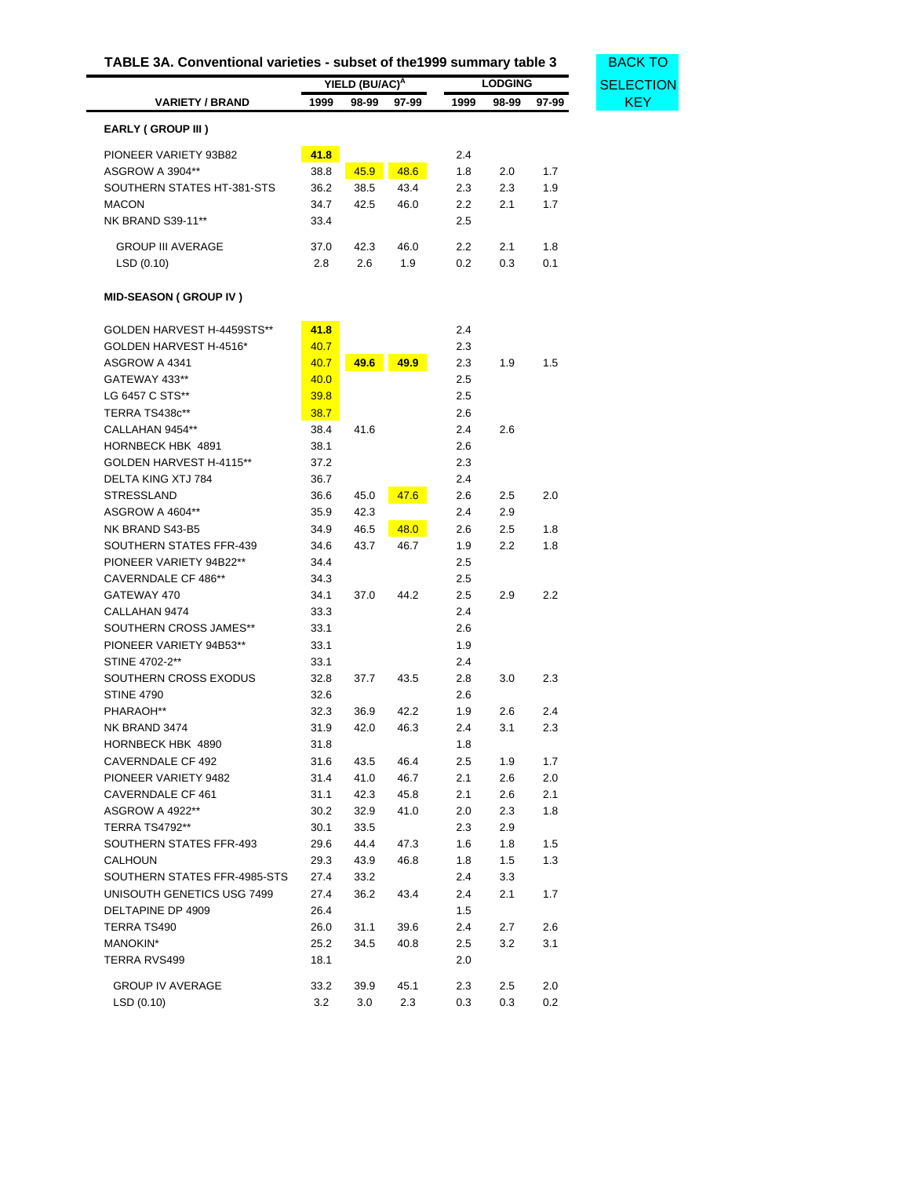**TABLE 3A. Conventional varieties - subset of the1999 summary table 3**

BACK TO SELECTION KEY

| VARIETY / BRAND | YIELD (BU/AC)[A] | | | LODGING | | |
|---|---|---|---|---|---|---|
| | 1999 | 98-99 | 97-99 | 1999 | 98-99 | 97-99 |
| **EARLY ( GROUP III )** | | | | | | |
| PIONEER VARIETY 93B82 | **41.8** | | | 2.4 | | |
| ASGROW A 3904** | 38.8 | 45.9 | 48.6 | 1.8 | 2.0 | 1.7 |
| SOUTHERN STATES HT-381-STS | 36.2 | 38.5 | 43.4 | 2.3 | 2.3 | 1.9 |
| MACON | 34.7 | 42.5 | 46.0 | 2.2 | 2.1 | 1.7 |
| NK BRAND S39-11** | 33.4 | | | 2.5 | | |
| GROUP III AVERAGE | 37.0 | 42.3 | 46.0 | 2.2 | 2.1 | 1.8 |
| LSD (0.10) | 2.8 | 2.6 | 1.9 | 0.2 | 0.3 | 0.1 |
| **MID-SEASON ( GROUP IV )** | | | | | | |
| GOLDEN HARVEST H-4459STS** | **41.8** | | | 2.4 | | |
| GOLDEN HARVEST H-4516* | 40.7 | | | 2.3 | | |
| ASGROW A 4341 | 40.7 | **49.6** | **49.9** | 2.3 | 1.9 | 1.5 |
| GATEWAY 433** | 40.0 | | | 2.5 | | |
| LG 6457 C STS** | 39.8 | | | 2.5 | | |
| TERRA TS438c** | 38.7 | | | 2.6 | | |
| CALLAHAN 9454** | 38.4 | 41.6 | | 2.4 | 2.6 | |
| HORNBECK HBK 4891 | 38.1 | | | 2.6 | | |
| GOLDEN HARVEST H-4115** | 37.2 | | | 2.3 | | |
| DELTA KING XTJ 784 | 36.7 | | | 2.4 | | |
| STRESSLAND | 36.6 | 45.0 | 47.6 | 2.6 | 2.5 | 2.0 |
| ASGROW A 4604** | 35.9 | 42.3 | | 2.4 | 2.9 | |
| NK BRAND S43-B5 | 34.9 | 46.5 | 48.0 | 2.6 | 2.5 | 1.8 |
| SOUTHERN STATES FFR-439 | 34.6 | 43.7 | 46.7 | 1.9 | 2.2 | 1.8 |
| PIONEER VARIETY 94B22** | 34.4 | | | 2.5 | | |
| CAVERNDALE CF 486** | 34.3 | | | 2.5 | | |
| GATEWAY 470 | 34.1 | 37.0 | 44.2 | 2.5 | 2.9 | 2.2 |
| CALLAHAN 9474 | 33.3 | | | 2.4 | | |
| SOUTHERN CROSS JAMES** | 33.1 | | | 2.6 | | |
| PIONEER VARIETY 94B53** | 33.1 | | | 1.9 | | |
| STINE 4702-2** | 33.1 | | | 2.4 | | |
| SOUTHERN CROSS EXODUS | 32.8 | 37.7 | 43.5 | 2.8 | 3.0 | 2.3 |
| STINE 4790 | 32.6 | | | 2.6 | | |
| PHARAOH** | 32.3 | 36.9 | 42.2 | 1.9 | 2.6 | 2.4 |
| NK BRAND 3474 | 31.9 | 42.0 | 46.3 | 2.4 | 3.1 | 2.3 |
| HORNBECK HBK 4890 | 31.8 | | | 1.8 | | |
| CAVERNDALE CF 492 | 31.6 | 43.5 | 46.4 | 2.5 | 1.9 | 1.7 |
| PIONEER VARIETY 9482 | 31.4 | 41.0 | 46.7 | 2.1 | 2.6 | 2.0 |
| CAVERNDALE CF 461 | 31.1 | 42.3 | 45.8 | 2.1 | 2.6 | 2.1 |
| ASGROW A 4922** | 30.2 | 32.9 | 41.0 | 2.0 | 2.3 | 1.8 |
| TERRA TS4792** | 30.1 | 33.5 | | 2.3 | 2.9 | |
| SOUTHERN STATES FFR-493 | 29.6 | 44.4 | 47.3 | 1.6 | 1.8 | 1.5 |
| CALHOUN | 29.3 | 43.9 | 46.8 | 1.8 | 1.5 | 1.3 |
| SOUTHERN STATES FFR-4985-STS | 27.4 | 33.2 | | 2.4 | 3.3 | |
| UNISOUTH GENETICS USG 7499 | 27.4 | 36.2 | 43.4 | 2.4 | 2.1 | 1.7 |
| DELTAPINE DP 4909 | 26.4 | | | 1.5 | | |
| TERRA TS490 | 26.0 | 31.1 | 39.6 | 2.4 | 2.7 | 2.6 |
| MANOKIN* | 25.2 | 34.5 | 40.8 | 2.5 | 3.2 | 3.1 |
| TERRA RVS499 | 18.1 | | | 2.0 | | |
| GROUP IV AVERAGE | 33.2 | 39.9 | 45.1 | 2.3 | 2.5 | 2.0 |
| LSD (0.10) | 3.2 | 3.0 | 2.3 | 0.3 | 0.3 | 0.2 |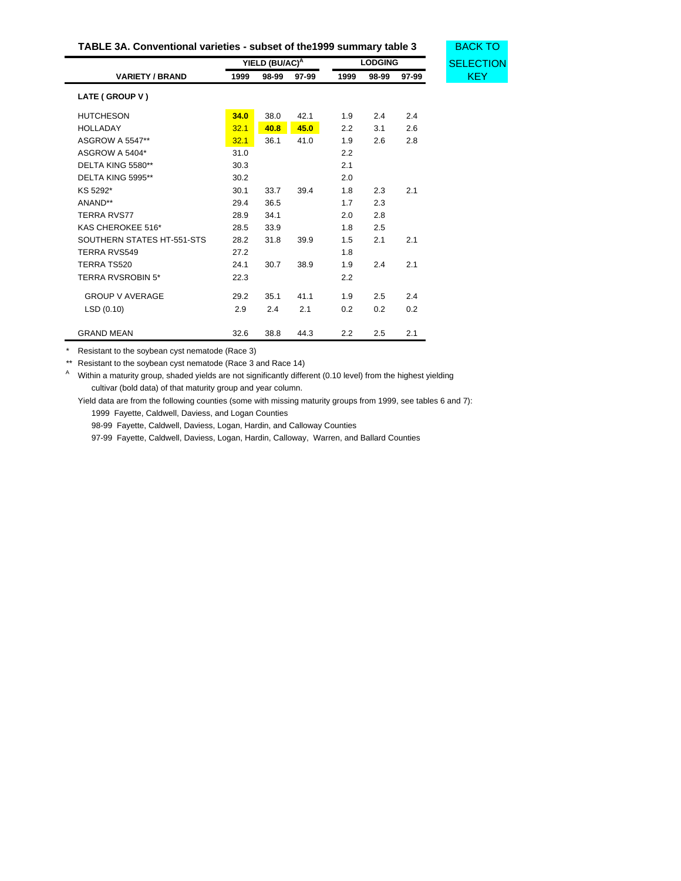**TABLE 3A. Conventional varieties - subset of the1999 summary table 3**

BACK TO SELECTION KEY

| VARIETY / BRAND | YIELD (BU/AC)[A] | | | LODGING | | |
|---|---|---|---|---|---|---|
| | 1999 | 98-99 | 97-99 | 1999 | 98-99 | 97-99 |
| **LATE ( GROUP V )** | | | | | | |
| HUTCHESON | **34.0** | 38.0 | 42.1 | 1.9 | 2.4 | 2.4 |
| HOLLADAY | 32.1 | **40.8** | **45.0** | 2.2 | 3.1 | 2.6 |
| ASGROW A 5547** | 32.1 | 36.1 | 41.0 | 1.9 | 2.6 | 2.8 |
| ASGROW A 5404* | 31.0 | | | 2.2 | | |
| DELTA KING 5580** | 30.3 | | | 2.1 | | |
| DELTA KING 5995** | 30.2 | | | 2.0 | | |
| KS 5292* | 30.1 | 33.7 | 39.4 | 1.8 | 2.3 | 2.1 |
| ANAND** | 29.4 | 36.5 | | 1.7 | 2.3 | |
| TERRA RVS77 | 28.9 | 34.1 | | 2.0 | 2.8 | |
| KAS CHEROKEE 516* | 28.5 | 33.9 | | 1.8 | 2.5 | |
| SOUTHERN STATES HT-551-STS | 28.2 | 31.8 | 39.9 | 1.5 | 2.1 | 2.1 |
| TERRA RVS549 | 27.2 | | | 1.8 | | |
| TERRA TS520 | 24.1 | 30.7 | 38.9 | 1.9 | 2.4 | 2.1 |
| TERRA RVSROBIN 5* | 22.3 | | | 2.2 | | |
| GROUP V AVERAGE | 29.2 | 35.1 | 41.1 | 1.9 | 2.5 | 2.4 |
| LSD (0.10) | 2.9 | 2.4 | 2.1 | 0.2 | 0.2 | 0.2 |
| GRAND MEAN | 32.6 | 38.8 | 44.3 | 2.2 | 2.5 | 2.1 |

\* Resistant to the soybean cyst nematode (Race 3)

\** Resistant to the soybean cyst nematode (Race 3 and Race 14)

[A] Within a maturity group, shaded yields are not significantly different (0.10 level) from the highest yielding cultivar (bold data) of that maturity group and year column.

Yield data are from the following counties (some with missing maturity groups from 1999, see tables 6 and 7):

1999 Fayette, Caldwell, Daviess, and Logan Counties

98-99 Fayette, Caldwell, Daviess, Logan, Hardin, and Calloway Counties

97-99 Fayette, Caldwell, Daviess, Logan, Hardin, Calloway, Warren, and Ballard Counties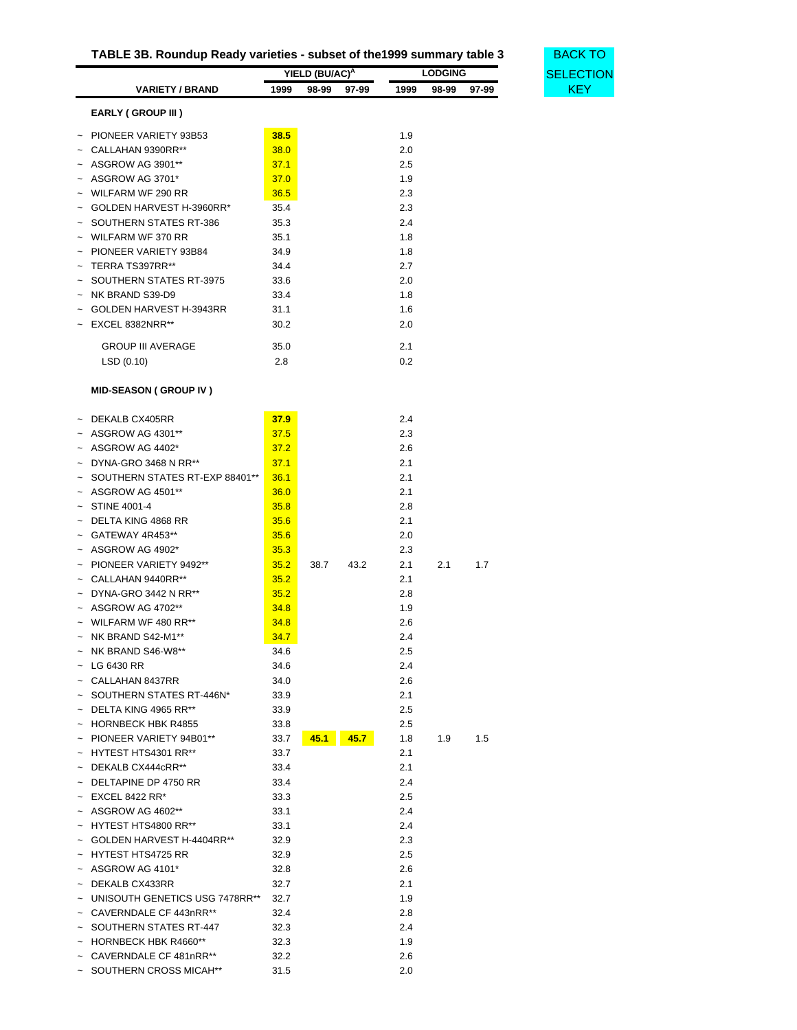## TABLE 3B. Roundup Ready varieties - subset of the1999 summary table 3

BACK TO SELECTION KEY

| | VARIETY / BRAND | YIELD (BU/AC)[A] 1999 | 98-99 | 97-99 | LODGING 1999 | 98-99 | 97-99 |
|---|---|---|---|---|---|---|---|
| | **EARLY ( GROUP III )** | | | | | | |
| ~ | PIONEER VARIETY 93B53 | **38.5** | | | 1.9 | | |
| ~ | CALLAHAN 9390RR** | 38.0 | | | 2.0 | | |
| ~ | ASGROW AG 3901** | 37.1 | | | 2.5 | | |
| ~ | ASGROW AG 3701* | 37.0 | | | 1.9 | | |
| ~ | WILFARM WF 290 RR | 36.5 | | | 2.3 | | |
| ~ | GOLDEN HARVEST H-3960RR* | 35.4 | | | 2.3 | | |
| ~ | SOUTHERN STATES RT-386 | 35.3 | | | 2.4 | | |
| ~ | WILFARM WF 370 RR | 35.1 | | | 1.8 | | |
| ~ | PIONEER VARIETY 93B84 | 34.9 | | | 1.8 | | |
| ~ | TERRA TS397RR** | 34.4 | | | 2.7 | | |
| ~ | SOUTHERN STATES RT-3975 | 33.6 | | | 2.0 | | |
| ~ | NK BRAND S39-D9 | 33.4 | | | 1.8 | | |
| ~ | GOLDEN HARVEST H-3943RR | 31.1 | | | 1.6 | | |
| ~ | EXCEL 8382NRR** | 30.2 | | | 2.0 | | |
| | GROUP III AVERAGE | 35.0 | | | 2.1 | | |
| | LSD (0.10) | 2.8 | | | 0.2 | | |
| | **MID-SEASON ( GROUP IV )** | | | | | | |
| ~ | DEKALB CX405RR | **37.9** | | | 2.4 | | |
| ~ | ASGROW AG 4301** | 37.5 | | | 2.3 | | |
| ~ | ASGROW AG 4402* | 37.2 | | | 2.6 | | |
| ~ | DYNA-GRO 3468 N RR** | 37.1 | | | 2.1 | | |
| ~ | SOUTHERN STATES RT-EXP 88401** | 36.1 | | | 2.1 | | |
| ~ | ASGROW AG 4501** | 36.0 | | | 2.1 | | |
| ~ | STINE 4001-4 | 35.8 | | | 2.8 | | |
| ~ | DELTA KING 4868 RR | 35.6 | | | 2.1 | | |
| ~ | GATEWAY 4R453** | 35.6 | | | 2.0 | | |
| ~ | ASGROW AG 4902* | 35.3 | | | 2.3 | | |
| ~ | PIONEER VARIETY 9492** | 35.2 | 38.7 | 43.2 | 2.1 | 2.1 | 1.7 |
| ~ | CALLAHAN 9440RR** | 35.2 | | | 2.1 | | |
| ~ | DYNA-GRO 3442 N RR** | 35.2 | | | 2.8 | | |
| ~ | ASGROW AG 4702** | 34.8 | | | 1.9 | | |
| ~ | WILFARM WF 480 RR** | 34.8 | | | 2.6 | | |
| ~ | NK BRAND S42-M1** | 34.7 | | | 2.4 | | |
| ~ | NK BRAND S46-W8** | 34.6 | | | 2.5 | | |
| ~ | LG 6430 RR | 34.6 | | | 2.4 | | |
| ~ | CALLAHAN 8437RR | 34.0 | | | 2.6 | | |
| ~ | SOUTHERN STATES RT-446N* | 33.9 | | | 2.1 | | |
| ~ | DELTA KING 4965 RR** | 33.9 | | | 2.5 | | |
| ~ | HORNBECK HBK R4855 | 33.8 | | | 2.5 | | |
| ~ | PIONEER VARIETY 94B01** | 33.7 | **45.1** | **45.7** | 1.8 | 1.9 | 1.5 |
| ~ | HYTEST HTS4301 RR** | 33.7 | | | 2.1 | | |
| ~ | DEKALB CX444cRR** | 33.4 | | | 2.1 | | |
| ~ | DELTAPINE DP 4750 RR | 33.4 | | | 2.4 | | |
| ~ | EXCEL 8422 RR* | 33.3 | | | 2.5 | | |
| ~ | ASGROW AG 4602** | 33.1 | | | 2.4 | | |
| ~ | HYTEST HTS4800 RR** | 33.1 | | | 2.4 | | |
| ~ | GOLDEN HARVEST H-4404RR** | 32.9 | | | 2.3 | | |
| ~ | HYTEST HTS4725 RR | 32.9 | | | 2.5 | | |
| ~ | ASGROW AG 4101* | 32.8 | | | 2.6 | | |
| ~ | DEKALB CX433RR | 32.7 | | | 2.1 | | |
| ~ | UNISOUTH GENETICS USG 7478RR** | 32.7 | | | 1.9 | | |
| ~ | CAVERNDALE CF 443nRR** | 32.4 | | | 2.8 | | |
| ~ | SOUTHERN STATES RT-447 | 32.3 | | | 2.4 | | |
| ~ | HORNBECK HBK R4660** | 32.3 | | | 1.9 | | |
| ~ | CAVERNDALE CF 481nRR** | 32.2 | | | 2.6 | | |
| ~ | SOUTHERN CROSS MICAH** | 31.5 | | | 2.0 | | |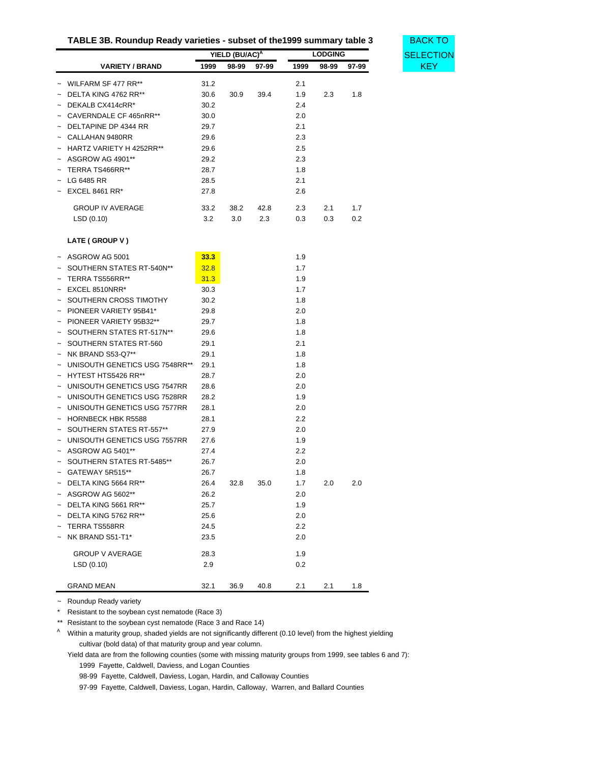**TABLE 3B. Roundup Ready varieties - subset of the1999 summary table 3**

BACK TO SELECTION KEY

| VARIETY / BRAND | YIELD (BU/AC)[A] 1999 | 98-99 | 97-99 | LODGING 1999 | 98-99 | 97-99 |
|---|---|---|---|---|---|---|
| ~ WILFARM SF 477 RR** | 31.2 | | | 2.1 | | |
| ~ DELTA KING 4762 RR** | 30.6 | 30.9 | 39.4 | 1.9 | 2.3 | 1.8 |
| ~ DEKALB CX414cRR* | 30.2 | | | 2.4 | | |
| ~ CAVERNDALE CF 465nRR** | 30.0 | | | 2.0 | | |
| ~ DELTAPINE DP 4344 RR | 29.7 | | | 2.1 | | |
| ~ CALLAHAN 9480RR | 29.6 | | | 2.3 | | |
| ~ HARTZ VARIETY H 4252RR** | 29.6 | | | 2.5 | | |
| ~ ASGROW AG 4901** | 29.2 | | | 2.3 | | |
| ~ TERRA TS466RR** | 28.7 | | | 1.8 | | |
| ~ LG 6485 RR | 28.5 | | | 2.1 | | |
| ~ EXCEL 8461 RR* | 27.8 | | | 2.6 | | |
| GROUP IV AVERAGE | 33.2 | 38.2 | 42.8 | 2.3 | 2.1 | 1.7 |
| LSD (0.10) | 3.2 | 3.0 | 2.3 | 0.3 | 0.3 | 0.2 |
| **LATE ( GROUP V )** | | | | | | |
| ~ ASGROW AG 5001 | **33.3** | | | 1.9 | | |
| ~ SOUTHERN STATES RT-540N** | 32.8 | | | 1.7 | | |
| ~ TERRA TS556RR** | 31.3 | | | 1.9 | | |
| ~ EXCEL 8510NRR* | 30.3 | | | 1.7 | | |
| ~ SOUTHERN CROSS TIMOTHY | 30.2 | | | 1.8 | | |
| ~ PIONEER VARIETY 95B41* | 29.8 | | | 2.0 | | |
| ~ PIONEER VARIETY 95B32** | 29.7 | | | 1.8 | | |
| ~ SOUTHERN STATES RT-517N** | 29.6 | | | 1.8 | | |
| ~ SOUTHERN STATES RT-560 | 29.1 | | | 2.1 | | |
| ~ NK BRAND S53-Q7** | 29.1 | | | 1.8 | | |
| ~ UNISOUTH GENETICS USG 7548RR** | 29.1 | | | 1.8 | | |
| ~ HYTEST HTS5426 RR** | 28.7 | | | 2.0 | | |
| ~ UNISOUTH GENETICS USG 7547RR | 28.6 | | | 2.0 | | |
| ~ UNISOUTH GENETICS USG 7528RR | 28.2 | | | 1.9 | | |
| ~ UNISOUTH GENETICS USG 7577RR | 28.1 | | | 2.0 | | |
| ~ HORNBECK HBK R5588 | 28.1 | | | 2.2 | | |
| ~ SOUTHERN STATES RT-557** | 27.9 | | | 2.0 | | |
| ~ UNISOUTH GENETICS USG 7557RR | 27.6 | | | 1.9 | | |
| ~ ASGROW AG 5401** | 27.4 | | | 2.2 | | |
| ~ SOUTHERN STATES RT-5485** | 26.7 | | | 2.0 | | |
| ~ GATEWAY 5R515** | 26.7 | | | 1.8 | | |
| ~ DELTA KING 5664 RR** | 26.4 | 32.8 | 35.0 | 1.7 | 2.0 | 2.0 |
| ~ ASGROW AG 5602** | 26.2 | | | 2.0 | | |
| ~ DELTA KING 5661 RR** | 25.7 | | | 1.9 | | |
| ~ DELTA KING 5762 RR** | 25.6 | | | 2.0 | | |
| ~ TERRA TS558RR | 24.5 | | | 2.2 | | |
| ~ NK BRAND S51-T1* | 23.5 | | | 2.0 | | |
| GROUP V AVERAGE | 28.3 | | | 1.9 | | |
| LSD (0.10) | 2.9 | | | 0.2 | | |
| GRAND MEAN | 32.1 | 36.9 | 40.8 | 2.1 | 2.1 | 1.8 |

~ Roundup Ready variety

\* Resistant to the soybean cyst nematode (Race 3)

\*\* Resistant to the soybean cyst nematode (Race 3 and Race 14)

[A] Within a maturity group, shaded yields are not significantly different (0.10 level) from the highest yielding cultivar (bold data) of that maturity group and year column.

Yield data are from the following counties (some with missing maturity groups from 1999, see tables 6 and 7):

1999 Fayette, Caldwell, Daviess, and Logan Counties

98-99 Fayette, Caldwell, Daviess, Logan, Hardin, and Calloway Counties

97-99 Fayette, Caldwell, Daviess, Logan, Hardin, Calloway, Warren, and Ballard Counties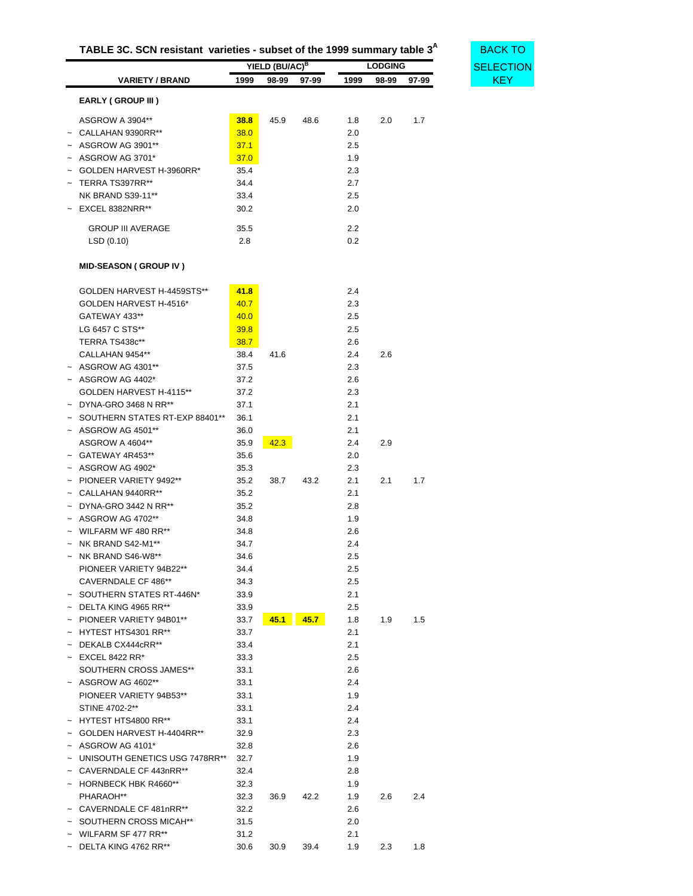**TABLE 3C. SCN resistant varieties - subset of the 1999 summary table 3[A]**

BACK TO SELECTION KEY

| | VARIETY / BRAND | YIELD (BU/AC)[B] | | | LODGING | | |
|---|---|---|---|---|---|---|---|
| | | 1999 | 98-99 | 97-99 | 1999 | 98-99 | 97-99 |
| | **EARLY ( GROUP III )** | | | | | | |
| | ASGROW A 3904** | **38.8** | 45.9 | 48.6 | 1.8 | 2.0 | 1.7 |
| ~ | CALLAHAN 9390RR** | 38.0 | | | 2.0 | | |
| ~ | ASGROW AG 3901** | 37.1 | | | 2.5 | | |
| ~ | ASGROW AG 3701* | 37.0 | | | 1.9 | | |
| ~ | GOLDEN HARVEST H-3960RR* | 35.4 | | | 2.3 | | |
| ~ | TERRA TS397RR** | 34.4 | | | 2.7 | | |
| | NK BRAND S39-11** | 33.4 | | | 2.5 | | |
| ~ | EXCEL 8382NRR** | 30.2 | | | 2.0 | | |
| | GROUP III AVERAGE | 35.5 | | | 2.2 | | |
| | LSD (0.10) | 2.8 | | | 0.2 | | |
| | **MID-SEASON ( GROUP IV )** | | | | | | |
| | GOLDEN HARVEST H-4459STS** | **41.8** | | | 2.4 | | |
| | GOLDEN HARVEST H-4516* | 40.7 | | | 2.3 | | |
| | GATEWAY 433** | 40.0 | | | 2.5 | | |
| | LG 6457 C STS** | 39.8 | | | 2.5 | | |
| | TERRA TS438c** | 38.7 | | | 2.6 | | |
| | CALLAHAN 9454** | 38.4 | 41.6 | | 2.4 | 2.6 | |
| ~ | ASGROW AG 4301** | 37.5 | | | 2.3 | | |
| ~ | ASGROW AG 4402* | 37.2 | | | 2.6 | | |
| | GOLDEN HARVEST H-4115** | 37.2 | | | 2.3 | | |
| ~ | DYNA-GRO 3468 N RR** | 37.1 | | | 2.1 | | |
| ~ | SOUTHERN STATES RT-EXP 88401** | 36.1 | | | 2.1 | | |
| ~ | ASGROW AG 4501** | 36.0 | | | 2.1 | | |
| | ASGROW A 4604** | 35.9 | 42.3 | | 2.4 | 2.9 | |
| ~ | GATEWAY 4R453** | 35.6 | | | 2.0 | | |
| ~ | ASGROW AG 4902* | 35.3 | | | 2.3 | | |
| ~ | PIONEER VARIETY 9492** | 35.2 | 38.7 | 43.2 | 2.1 | 2.1 | 1.7 |
| ~ | CALLAHAN 9440RR** | 35.2 | | | 2.1 | | |
| ~ | DYNA-GRO 3442 N RR** | 35.2 | | | 2.8 | | |
| ~ | ASGROW AG 4702** | 34.8 | | | 1.9 | | |
| ~ | WILFARM WF 480 RR** | 34.8 | | | 2.6 | | |
| ~ | NK BRAND S42-M1** | 34.7 | | | 2.4 | | |
| ~ | NK BRAND S46-W8** | 34.6 | | | 2.5 | | |
| | PIONEER VARIETY 94B22** | 34.4 | | | 2.5 | | |
| | CAVERNDALE CF 486** | 34.3 | | | 2.5 | | |
| ~ | SOUTHERN STATES RT-446N* | 33.9 | | | 2.1 | | |
| ~ | DELTA KING 4965 RR** | 33.9 | | | 2.5 | | |
| ~ | PIONEER VARIETY 94B01** | 33.7 | **45.1** | **45.7** | 1.8 | 1.9 | 1.5 |
| ~ | HYTEST HTS4301 RR** | 33.7 | | | 2.1 | | |
| ~ | DEKALB CX444cRR** | 33.4 | | | 2.1 | | |
| ~ | EXCEL 8422 RR* | 33.3 | | | 2.5 | | |
| | SOUTHERN CROSS JAMES** | 33.1 | | | 2.6 | | |
| ~ | ASGROW AG 4602** | 33.1 | | | 2.4 | | |
| | PIONEER VARIETY 94B53** | 33.1 | | | 1.9 | | |
| | STINE 4702-2** | 33.1 | | | 2.4 | | |
| ~ | HYTEST HTS4800 RR** | 33.1 | | | 2.4 | | |
| ~ | GOLDEN HARVEST H-4404RR** | 32.9 | | | 2.3 | | |
| ~ | ASGROW AG 4101* | 32.8 | | | 2.6 | | |
| ~ | UNISOUTH GENETICS USG 7478RR** | 32.7 | | | 1.9 | | |
| ~ | CAVERNDALE CF 443nRR** | 32.4 | | | 2.8 | | |
| ~ | HORNBECK HBK R4660** | 32.3 | | | 1.9 | | |
| | PHARAOH** | 32.3 | 36.9 | 42.2 | 1.9 | 2.6 | 2.4 |
| ~ | CAVERNDALE CF 481nRR** | 32.2 | | | 2.6 | | |
| ~ | SOUTHERN CROSS MICAH** | 31.5 | | | 2.0 | | |
| ~ | WILFARM SF 477 RR** | 31.2 | | | 2.1 | | |
| ~ | DELTA KING 4762 RR** | 30.6 | 30.9 | 39.4 | 1.9 | 2.3 | 1.8 |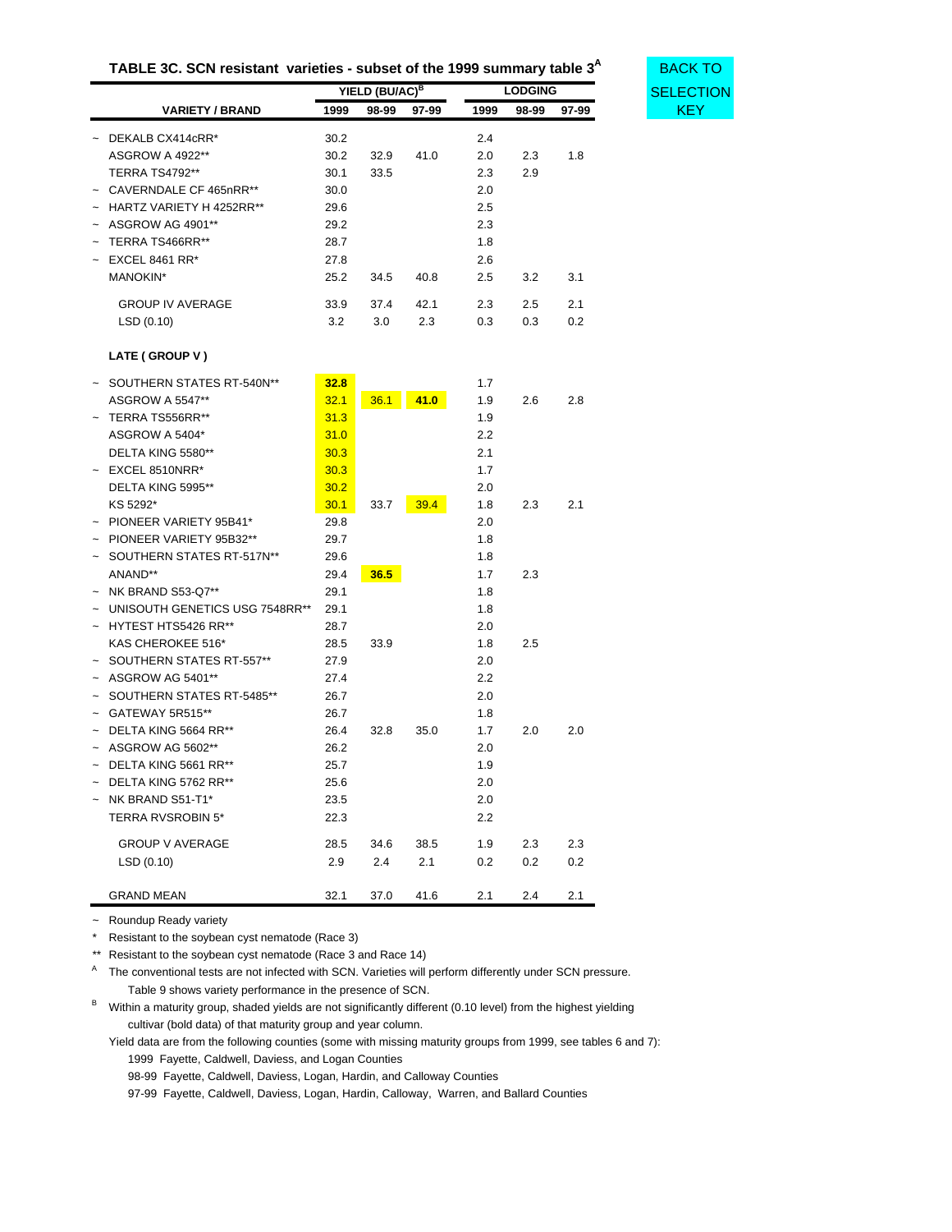### TABLE 3C. SCN resistant varieties - subset of the 1999 summary table 3[A]

BACK TO SELECTION KEY

| | VARIETY / BRAND | YIELD (BU/AC)[B] 1999 | 98-99 | 97-99 | LODGING 1999 | 98-99 | 97-99 |
|---|---|---|---|---|---|---|---|
| ~ | DEKALB CX414cRR* | 30.2 | | | 2.4 | | |
| | ASGROW A 4922** | 30.2 | 32.9 | 41.0 | 2.0 | 2.3 | 1.8 |
| | TERRA TS4792** | 30.1 | 33.5 | | 2.3 | 2.9 | |
| ~ | CAVERNDALE CF 465nRR** | 30.0 | | | 2.0 | | |
| ~ | HARTZ VARIETY H 4252RR** | 29.6 | | | 2.5 | | |
| ~ | ASGROW AG 4901** | 29.2 | | | 2.3 | | |
| ~ | TERRA TS466RR** | 28.7 | | | 1.8 | | |
| ~ | EXCEL 8461 RR* | 27.8 | | | 2.6 | | |
| | MANOKIN* | 25.2 | 34.5 | 40.8 | 2.5 | 3.2 | 3.1 |
| | GROUP IV AVERAGE | 33.9 | 37.4 | 42.1 | 2.3 | 2.5 | 2.1 |
| | LSD (0.10) | 3.2 | 3.0 | 2.3 | 0.3 | 0.3 | 0.2 |
| | **LATE ( GROUP V )** | | | | | | |
| ~ | SOUTHERN STATES RT-540N** | **32.8** | | | 1.7 | | |
| | ASGROW A 5547** | 32.1 | 36.1 | **41.0** | 1.9 | 2.6 | 2.8 |
| ~ | TERRA TS556RR** | 31.3 | | | 1.9 | | |
| | ASGROW A 5404* | 31.0 | | | 2.2 | | |
| | DELTA KING 5580** | 30.3 | | | 2.1 | | |
| ~ | EXCEL 8510NRR* | 30.3 | | | 1.7 | | |
| | DELTA KING 5995** | 30.2 | | | 2.0 | | |
| | KS 5292* | 30.1 | 33.7 | 39.4 | 1.8 | 2.3 | 2.1 |
| ~ | PIONEER VARIETY 95B41* | 29.8 | | | 2.0 | | |
| ~ | PIONEER VARIETY 95B32** | 29.7 | | | 1.8 | | |
| ~ | SOUTHERN STATES RT-517N** | 29.6 | | | 1.8 | | |
| | ANAND** | 29.4 | **36.5** | | 1.7 | 2.3 | |
| ~ | NK BRAND S53-Q7** | 29.1 | | | 1.8 | | |
| ~ | UNISOUTH GENETICS USG 7548RR** | 29.1 | | | 1.8 | | |
| ~ | HYTEST HTS5426 RR** | 28.7 | | | 2.0 | | |
| | KAS CHEROKEE 516* | 28.5 | 33.9 | | 1.8 | 2.5 | |
| ~ | SOUTHERN STATES RT-557** | 27.9 | | | 2.0 | | |
| ~ | ASGROW AG 5401** | 27.4 | | | 2.2 | | |
| ~ | SOUTHERN STATES RT-5485** | 26.7 | | | 2.0 | | |
| ~ | GATEWAY 5R515** | 26.7 | | | 1.8 | | |
| ~ | DELTA KING 5664 RR** | 26.4 | 32.8 | 35.0 | 1.7 | 2.0 | 2.0 |
| ~ | ASGROW AG 5602** | 26.2 | | | 2.0 | | |
| ~ | DELTA KING 5661 RR** | 25.7 | | | 1.9 | | |
| ~ | DELTA KING 5762 RR** | 25.6 | | | 2.0 | | |
| ~ | NK BRAND S51-T1* | 23.5 | | | 2.0 | | |
| | TERRA RVSROBIN 5* | 22.3 | | | 2.2 | | |
| | GROUP V AVERAGE | 28.5 | 34.6 | 38.5 | 1.9 | 2.3 | 2.3 |
| | LSD (0.10) | 2.9 | 2.4 | 2.1 | 0.2 | 0.2 | 0.2 |
| | GRAND MEAN | 32.1 | 37.0 | 41.6 | 2.1 | 2.4 | 2.1 |

~ Roundup Ready variety

\* Resistant to the soybean cyst nematode (Race 3)

\** Resistant to the soybean cyst nematode (Race 3 and Race 14)

[A] The conventional tests are not infected with SCN. Varieties will perform differently under SCN pressure. Table 9 shows variety performance in the presence of SCN.

[B] Within a maturity group, shaded yields are not significantly different (0.10 level) from the highest yielding cultivar (bold data) of that maturity group and year column.

Yield data are from the following counties (some with missing maturity groups from 1999, see tables 6 and 7):

1999 Fayette, Caldwell, Daviess, and Logan Counties

98-99 Fayette, Caldwell, Daviess, Logan, Hardin, and Calloway Counties

97-99 Fayette, Caldwell, Daviess, Logan, Hardin, Calloway, Warren, and Ballard Counties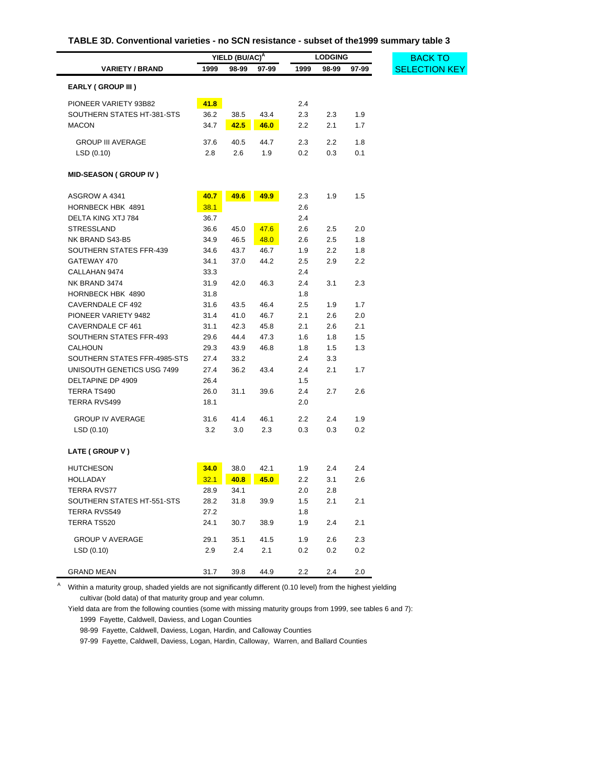**TABLE 3D. Conventional varieties - no SCN resistance - subset of the1999 summary table 3**

BACK TO SELECTION KEY

| VARIETY / BRAND | YIELD (BU/AC)[A] 1999 | 98-99 | 97-99 | LODGING 1999 | 98-99 | 97-99 |
|---|---|---|---|---|---|---|
| **EARLY ( GROUP III )** | | | | | | |
| PIONEER VARIETY 93B82 | **41.8** | | | 2.4 | | |
| SOUTHERN STATES HT-381-STS | 36.2 | 38.5 | 43.4 | 2.3 | 2.3 | 1.9 |
| MACON | 34.7 | **42.5** | **46.0** | 2.2 | 2.1 | 1.7 |
| GROUP III AVERAGE | 37.6 | 40.5 | 44.7 | 2.3 | 2.2 | 1.8 |
| LSD (0.10) | 2.8 | 2.6 | 1.9 | 0.2 | 0.3 | 0.1 |
| **MID-SEASON ( GROUP IV )** | | | | | | |
| ASGROW A 4341 | **40.7** | **49.6** | **49.9** | 2.3 | 1.9 | 1.5 |
| HORNBECK HBK 4891 | 38.1 | | | 2.6 | | |
| DELTA KING XTJ 784 | 36.7 | | | 2.4 | | |
| STRESSLAND | 36.6 | 45.0 | 47.6 | 2.6 | 2.5 | 2.0 |
| NK BRAND S43-B5 | 34.9 | 46.5 | 48.0 | 2.6 | 2.5 | 1.8 |
| SOUTHERN STATES FFR-439 | 34.6 | 43.7 | 46.7 | 1.9 | 2.2 | 1.8 |
| GATEWAY 470 | 34.1 | 37.0 | 44.2 | 2.5 | 2.9 | 2.2 |
| CALLAHAN 9474 | 33.3 | | | 2.4 | | |
| NK BRAND 3474 | 31.9 | 42.0 | 46.3 | 2.4 | 3.1 | 2.3 |
| HORNBECK HBK 4890 | 31.8 | | | 1.8 | | |
| CAVERNDALE CF 492 | 31.6 | 43.5 | 46.4 | 2.5 | 1.9 | 1.7 |
| PIONEER VARIETY 9482 | 31.4 | 41.0 | 46.7 | 2.1 | 2.6 | 2.0 |
| CAVERNDALE CF 461 | 31.1 | 42.3 | 45.8 | 2.1 | 2.6 | 2.1 |
| SOUTHERN STATES FFR-493 | 29.6 | 44.4 | 47.3 | 1.6 | 1.8 | 1.5 |
| CALHOUN | 29.3 | 43.9 | 46.8 | 1.8 | 1.5 | 1.3 |
| SOUTHERN STATES FFR-4985-STS | 27.4 | 33.2 | | 2.4 | 3.3 | |
| UNISOUTH GENETICS USG 7499 | 27.4 | 36.2 | 43.4 | 2.4 | 2.1 | 1.7 |
| DELTAPINE DP 4909 | 26.4 | | | 1.5 | | |
| TERRA TS490 | 26.0 | 31.1 | 39.6 | 2.4 | 2.7 | 2.6 |
| TERRA RVS499 | 18.1 | | | 2.0 | | |
| GROUP IV AVERAGE | 31.6 | 41.4 | 46.1 | 2.2 | 2.4 | 1.9 |
| LSD (0.10) | 3.2 | 3.0 | 2.3 | 0.3 | 0.3 | 0.2 |
| **LATE ( GROUP V )** | | | | | | |
| HUTCHESON | **34.0** | 38.0 | 42.1 | 1.9 | 2.4 | 2.4 |
| HOLLADAY | 32.1 | **40.8** | **45.0** | 2.2 | 3.1 | 2.6 |
| TERRA RVS77 | 28.9 | 34.1 | | 2.0 | 2.8 | |
| SOUTHERN STATES HT-551-STS | 28.2 | 31.8 | 39.9 | 1.5 | 2.1 | 2.1 |
| TERRA RVS549 | 27.2 | | | 1.8 | | |
| TERRA TS520 | 24.1 | 30.7 | 38.9 | 1.9 | 2.4 | 2.1 |
| GROUP V AVERAGE | 29.1 | 35.1 | 41.5 | 1.9 | 2.6 | 2.3 |
| LSD (0.10) | 2.9 | 2.4 | 2.1 | 0.2 | 0.2 | 0.2 |
| GRAND MEAN | 31.7 | 39.8 | 44.9 | 2.2 | 2.4 | 2.0 |

[A] Within a maturity group, shaded yields are not significantly different (0.10 level) from the highest yielding cultivar (bold data) of that maturity group and year column.

Yield data are from the following counties (some with missing maturity groups from 1999, see tables 6 and 7):

1999 Fayette, Caldwell, Daviess, and Logan Counties

98-99 Fayette, Caldwell, Daviess, Logan, Hardin, and Calloway Counties

97-99 Fayette, Caldwell, Daviess, Logan, Hardin, Calloway, Warren, and Ballard Counties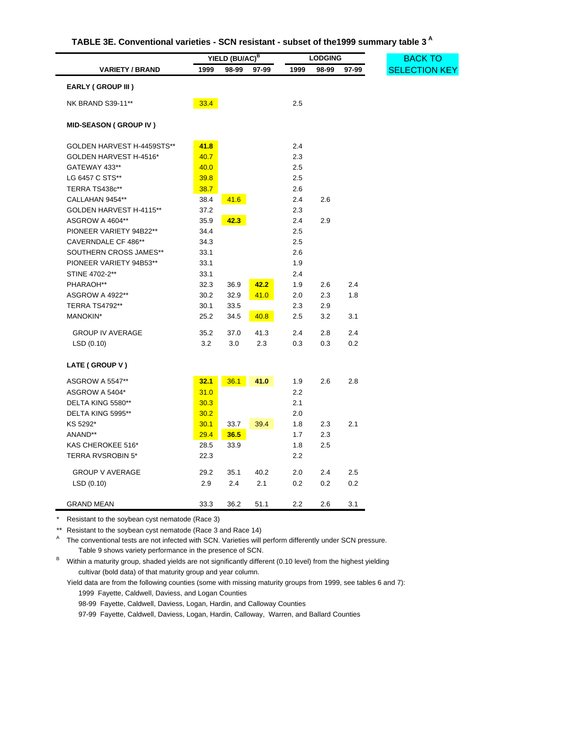### TABLE 3E. Conventional varieties - SCN resistant - subset of the1999 summary table 3 [A]

BACK TO SELECTION KEY

| VARIETY / BRAND | YIELD (BU/AC)[B] 1999 | 98-99 | 97-99 | LODGING 1999 | 98-99 | 97-99 |
|---|---|---|---|---|---|---|
| **EARLY ( GROUP III )** | | | | | | |
| NK BRAND S39-11** | 33.4 | | | 2.5 | | |
| **MID-SEASON ( GROUP IV )** | | | | | | |
| GOLDEN HARVEST H-4459STS** | **41.8** | | | 2.4 | | |
| GOLDEN HARVEST H-4516* | 40.7 | | | 2.3 | | |
| GATEWAY 433** | 40.0 | | | 2.5 | | |
| LG 6457 C STS** | 39.8 | | | 2.5 | | |
| TERRA TS438c** | 38.7 | | | 2.6 | | |
| CALLAHAN 9454** | 38.4 | 41.6 | | 2.4 | 2.6 | |
| GOLDEN HARVEST H-4115** | 37.2 | | | 2.3 | | |
| ASGROW A 4604** | 35.9 | **42.3** | | 2.4 | 2.9 | |
| PIONEER VARIETY 94B22** | 34.4 | | | 2.5 | | |
| CAVERNDALE CF 486** | 34.3 | | | 2.5 | | |
| SOUTHERN CROSS JAMES** | 33.1 | | | 2.6 | | |
| PIONEER VARIETY 94B53** | 33.1 | | | 1.9 | | |
| STINE 4702-2** | 33.1 | | | 2.4 | | |
| PHARAOH** | 32.3 | 36.9 | **42.2** | 1.9 | 2.6 | 2.4 |
| ASGROW A 4922** | 30.2 | 32.9 | 41.0 | 2.0 | 2.3 | 1.8 |
| TERRA TS4792** | 30.1 | 33.5 | | 2.3 | 2.9 | |
| MANOKIN* | 25.2 | 34.5 | 40.8 | 2.5 | 3.2 | 3.1 |
| GROUP IV AVERAGE | 35.2 | 37.0 | 41.3 | 2.4 | 2.8 | 2.4 |
| LSD (0.10) | 3.2 | 3.0 | 2.3 | 0.3 | 0.3 | 0.2 |
| **LATE ( GROUP V )** | | | | | | |
| ASGROW A 5547** | **32.1** | 36.1 | **41.0** | 1.9 | 2.6 | 2.8 |
| ASGROW A 5404* | 31.0 | | | 2.2 | | |
| DELTA KING 5580** | 30.3 | | | 2.1 | | |
| DELTA KING 5995** | 30.2 | | | 2.0 | | |
| KS 5292* | 30.1 | 33.7 | 39.4 | 1.8 | 2.3 | 2.1 |
| ANAND** | 29.4 | **36.5** | | 1.7 | 2.3 | |
| KAS CHEROKEE 516* | 28.5 | 33.9 | | 1.8 | 2.5 | |
| TERRA RVSROBIN 5* | 22.3 | | | 2.2 | | |
| GROUP V AVERAGE | 29.2 | 35.1 | 40.2 | 2.0 | 2.4 | 2.5 |
| LSD (0.10) | 2.9 | 2.4 | 2.1 | 0.2 | 0.2 | 0.2 |
| GRAND MEAN | 33.3 | 36.2 | 51.1 | 2.2 | 2.6 | 3.1 |

\* Resistant to the soybean cyst nematode (Race 3)

** Resistant to the soybean cyst nematode (Race 3 and Race 14)

[A] The conventional tests are not infected with SCN. Varieties will perform differently under SCN pressure. Table 9 shows variety performance in the presence of SCN.

[B] Within a maturity group, shaded yields are not significantly different (0.10 level) from the highest yielding cultivar (bold data) of that maturity group and year column.

Yield data are from the following counties (some with missing maturity groups from 1999, see tables 6 and 7):

1999 Fayette, Caldwell, Daviess, and Logan Counties

98-99 Fayette, Caldwell, Daviess, Logan, Hardin, and Calloway Counties

97-99 Fayette, Caldwell, Daviess, Logan, Hardin, Calloway, Warren, and Ballard Counties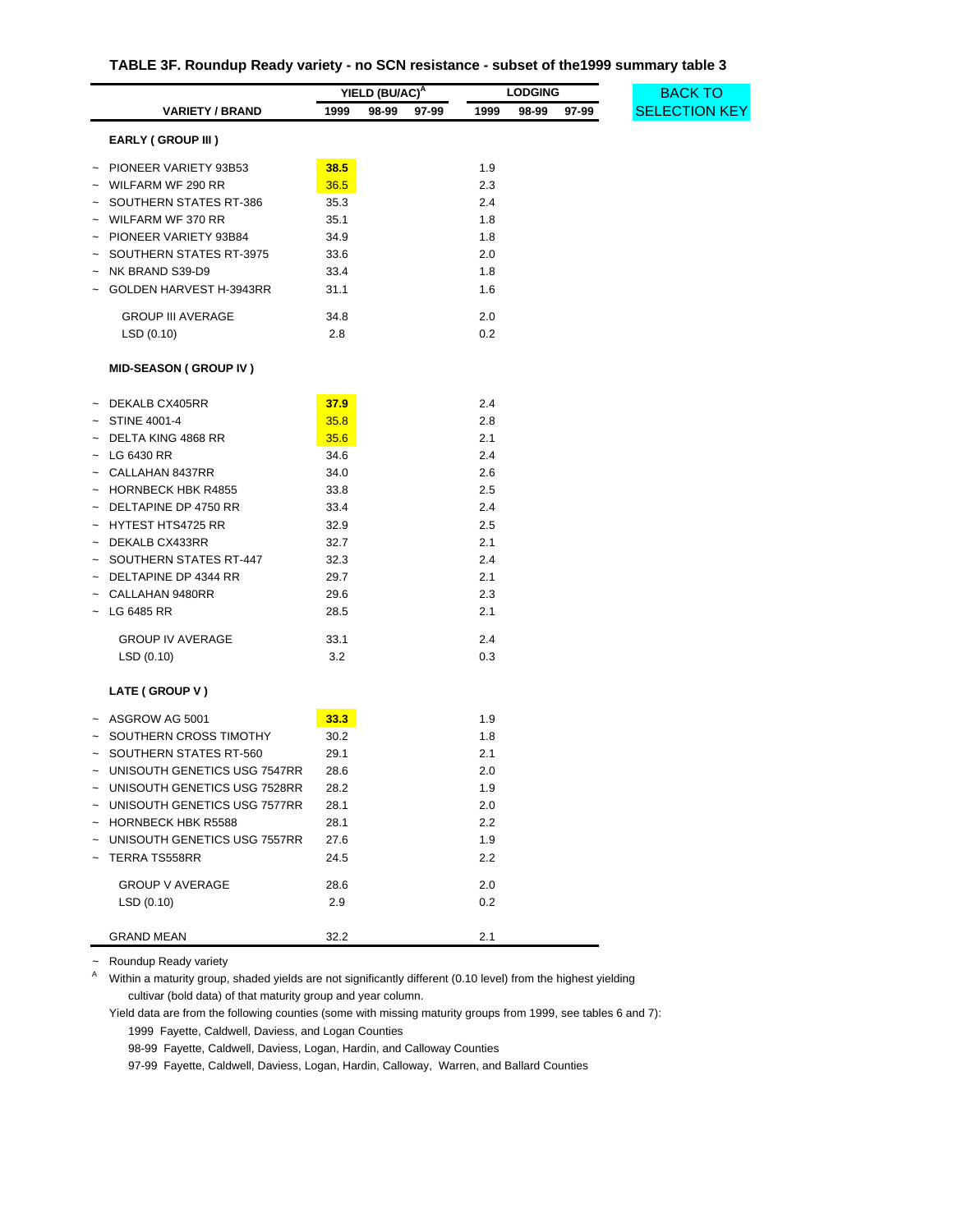# TABLE 3F. Roundup Ready variety - no SCN resistance - subset of the1999 summary table 3

BACK TO SELECTION KEY

| | VARIETY / BRAND | YIELD (BU/AC)[A] 1999 | 98-99 | 97-99 | LODGING 1999 | 98-99 | 97-99 |
|---|---|---|---|---|---|---|---|
| | **EARLY ( GROUP III )** | | | | | | |
| ~ | PIONEER VARIETY 93B53 | **38.5** | | | 1.9 | | |
| ~ | WILFARM WF 290 RR | 36.5 | | | 2.3 | | |
| ~ | SOUTHERN STATES RT-386 | 35.3 | | | 2.4 | | |
| ~ | WILFARM WF 370 RR | 35.1 | | | 1.8 | | |
| ~ | PIONEER VARIETY 93B84 | 34.9 | | | 1.8 | | |
| ~ | SOUTHERN STATES RT-3975 | 33.6 | | | 2.0 | | |
| ~ | NK BRAND S39-D9 | 33.4 | | | 1.8 | | |
| ~ | GOLDEN HARVEST H-3943RR | 31.1 | | | 1.6 | | |
| | GROUP III AVERAGE | 34.8 | | | 2.0 | | |
| | LSD (0.10) | 2.8 | | | 0.2 | | |
| | **MID-SEASON ( GROUP IV )** | | | | | | |
| ~ | DEKALB CX405RR | **37.9** | | | 2.4 | | |
| ~ | STINE 4001-4 | 35.8 | | | 2.8 | | |
| ~ | DELTA KING 4868 RR | 35.6 | | | 2.1 | | |
| ~ | LG 6430 RR | 34.6 | | | 2.4 | | |
| ~ | CALLAHAN 8437RR | 34.0 | | | 2.6 | | |
| ~ | HORNBECK HBK R4855 | 33.8 | | | 2.5 | | |
| ~ | DELTAPINE DP 4750 RR | 33.4 | | | 2.4 | | |
| ~ | HYTEST HTS4725 RR | 32.9 | | | 2.5 | | |
| ~ | DEKALB CX433RR | 32.7 | | | 2.1 | | |
| ~ | SOUTHERN STATES RT-447 | 32.3 | | | 2.4 | | |
| ~ | DELTAPINE DP 4344 RR | 29.7 | | | 2.1 | | |
| ~ | CALLAHAN 9480RR | 29.6 | | | 2.3 | | |
| ~ | LG 6485 RR | 28.5 | | | 2.1 | | |
| | GROUP IV AVERAGE | 33.1 | | | 2.4 | | |
| | LSD (0.10) | 3.2 | | | 0.3 | | |
| | **LATE ( GROUP V )** | | | | | | |
| ~ | ASGROW AG 5001 | **33.3** | | | 1.9 | | |
| ~ | SOUTHERN CROSS TIMOTHY | 30.2 | | | 1.8 | | |
| ~ | SOUTHERN STATES RT-560 | 29.1 | | | 2.1 | | |
| ~ | UNISOUTH GENETICS USG 7547RR | 28.6 | | | 2.0 | | |
| ~ | UNISOUTH GENETICS USG 7528RR | 28.2 | | | 1.9 | | |
| ~ | UNISOUTH GENETICS USG 7577RR | 28.1 | | | 2.0 | | |
| ~ | HORNBECK HBK R5588 | 28.1 | | | 2.2 | | |
| ~ | UNISOUTH GENETICS USG 7557RR | 27.6 | | | 1.9 | | |
| ~ | TERRA TS558RR | 24.5 | | | 2.2 | | |
| | GROUP V AVERAGE | 28.6 | | | 2.0 | | |
| | LSD (0.10) | 2.9 | | | 0.2 | | |
| | GRAND MEAN | 32.2 | | | 2.1 | | |

~ Roundup Ready variety

[A] Within a maturity group, shaded yields are not significantly different (0.10 level) from the highest yielding cultivar (bold data) of that maturity group and year column.

Yield data are from the following counties (some with missing maturity groups from 1999, see tables 6 and 7):

1999 Fayette, Caldwell, Daviess, and Logan Counties

98-99 Fayette, Caldwell, Daviess, Logan, Hardin, and Calloway Counties

97-99 Fayette, Caldwell, Daviess, Logan, Hardin, Calloway, Warren, and Ballard Counties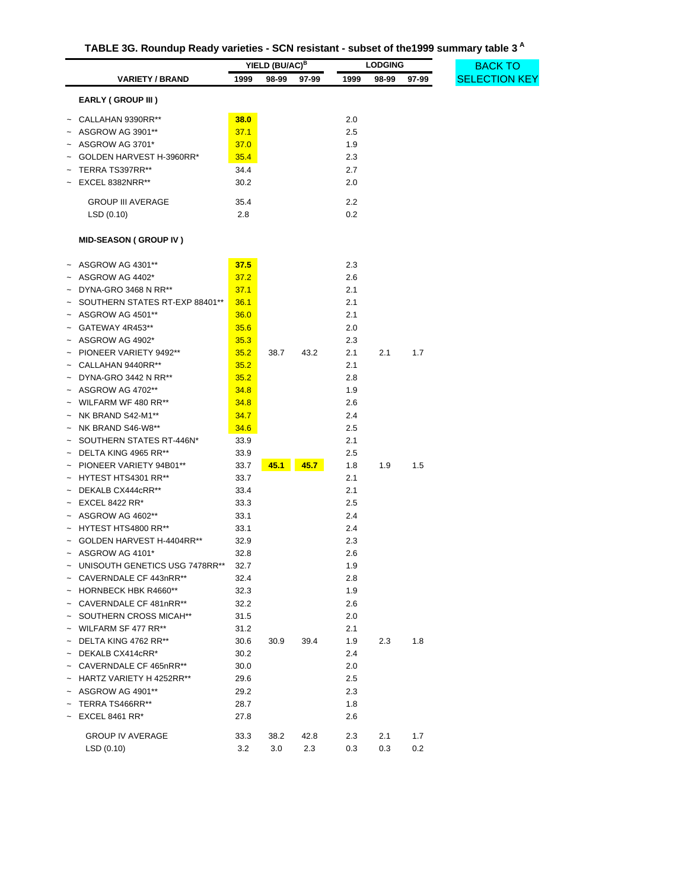## TABLE 3G. Roundup Ready varieties - SCN resistant - subset of the1999 summary table 3 [A]

BACK TO SELECTION KEY

| | VARIETY / BRAND | YIELD (BU/AC)[B] 1999 | 98-99 | 97-99 | LODGING 1999 | 98-99 | 97-99 |
|---|---|---|---|---|---|---|---|
| | **EARLY ( GROUP III )** | | | | | | |
| ~ | CALLAHAN 9390RR** | **38.0** | | | 2.0 | | |
| ~ | ASGROW AG 3901** | 37.1 | | | 2.5 | | |
| ~ | ASGROW AG 3701* | 37.0 | | | 1.9 | | |
| ~ | GOLDEN HARVEST H-3960RR* | 35.4 | | | 2.3 | | |
| ~ | TERRA TS397RR** | 34.4 | | | 2.7 | | |
| ~ | EXCEL 8382NRR** | 30.2 | | | 2.0 | | |
| | GROUP III AVERAGE | 35.4 | | | 2.2 | | |
| | LSD (0.10) | 2.8 | | | 0.2 | | |
| | **MID-SEASON ( GROUP IV )** | | | | | | |
| ~ | ASGROW AG 4301** | **37.5** | | | 2.3 | | |
| ~ | ASGROW AG 4402* | 37.2 | | | 2.6 | | |
| ~ | DYNA-GRO 3468 N RR** | 37.1 | | | 2.1 | | |
| ~ | SOUTHERN STATES RT-EXP 88401** | 36.1 | | | 2.1 | | |
| ~ | ASGROW AG 4501** | 36.0 | | | 2.1 | | |
| ~ | GATEWAY 4R453** | 35.6 | | | 2.0 | | |
| ~ | ASGROW AG 4902* | 35.3 | | | 2.3 | | |
| ~ | PIONEER VARIETY 9492** | 35.2 | 38.7 | 43.2 | 2.1 | 2.1 | 1.7 |
| ~ | CALLAHAN 9440RR** | 35.2 | | | 2.1 | | |
| ~ | DYNA-GRO 3442 N RR** | 35.2 | | | 2.8 | | |
| ~ | ASGROW AG 4702** | 34.8 | | | 1.9 | | |
| ~ | WILFARM WF 480 RR** | 34.8 | | | 2.6 | | |
| ~ | NK BRAND S42-M1** | 34.7 | | | 2.4 | | |
| ~ | NK BRAND S46-W8** | 34.6 | | | 2.5 | | |
| ~ | SOUTHERN STATES RT-446N* | 33.9 | | | 2.1 | | |
| ~ | DELTA KING 4965 RR** | 33.9 | | | 2.5 | | |
| ~ | PIONEER VARIETY 94B01** | 33.7 | **45.1** | **45.7** | 1.8 | 1.9 | 1.5 |
| ~ | HYTEST HTS4301 RR** | 33.7 | | | 2.1 | | |
| ~ | DEKALB CX444cRR** | 33.4 | | | 2.1 | | |
| ~ | EXCEL 8422 RR* | 33.3 | | | 2.5 | | |
| ~ | ASGROW AG 4602** | 33.1 | | | 2.4 | | |
| ~ | HYTEST HTS4800 RR** | 33.1 | | | 2.4 | | |
| ~ | GOLDEN HARVEST H-4404RR** | 32.9 | | | 2.3 | | |
| ~ | ASGROW AG 4101* | 32.8 | | | 2.6 | | |
| ~ | UNISOUTH GENETICS USG 7478RR** | 32.7 | | | 1.9 | | |
| ~ | CAVERNDALE CF 443nRR** | 32.4 | | | 2.8 | | |
| ~ | HORNBECK HBK R4660** | 32.3 | | | 1.9 | | |
| ~ | CAVERNDALE CF 481nRR** | 32.2 | | | 2.6 | | |
| ~ | SOUTHERN CROSS MICAH** | 31.5 | | | 2.0 | | |
| ~ | WILFARM SF 477 RR** | 31.2 | | | 2.1 | | |
| ~ | DELTA KING 4762 RR** | 30.6 | 30.9 | 39.4 | 1.9 | 2.3 | 1.8 |
| ~ | DEKALB CX414cRR* | 30.2 | | | 2.4 | | |
| ~ | CAVERNDALE CF 465nRR** | 30.0 | | | 2.0 | | |
| ~ | HARTZ VARIETY H 4252RR** | 29.6 | | | 2.5 | | |
| ~ | ASGROW AG 4901** | 29.2 | | | 2.3 | | |
| ~ | TERRA TS466RR** | 28.7 | | | 1.8 | | |
| ~ | EXCEL 8461 RR* | 27.8 | | | 2.6 | | |
| | GROUP IV AVERAGE | 33.3 | 38.2 | 42.8 | 2.3 | 2.1 | 1.7 |
| | LSD (0.10) | 3.2 | 3.0 | 2.3 | 0.3 | 0.3 | 0.2 |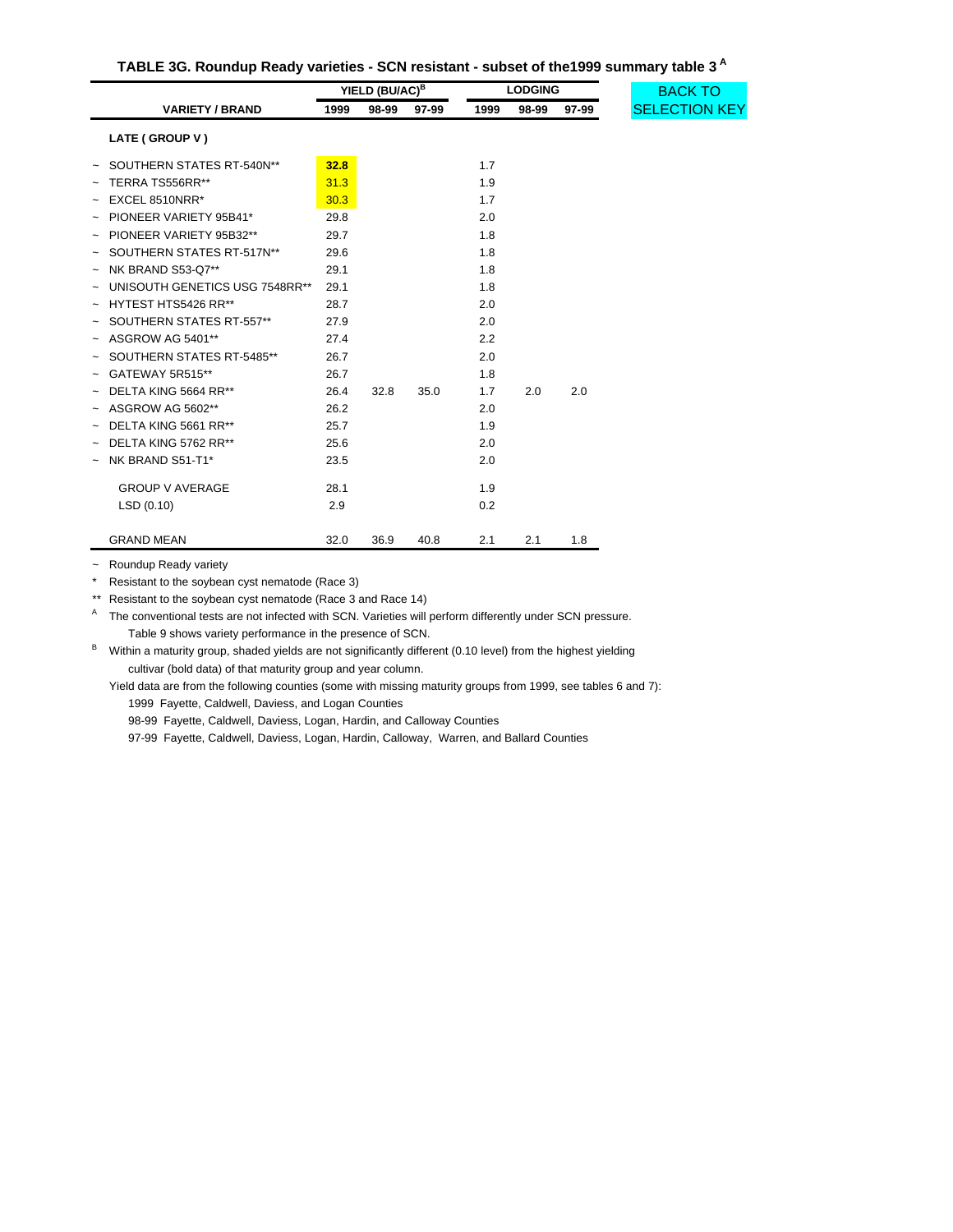### TABLE 3G. Roundup Ready varieties - SCN resistant - subset of the1999 summary table 3 [A]

BACK TO SELECTION KEY

| | VARIETY / BRAND | YIELD (BU/AC)[B] 1999 | 98-99 | 97-99 | LODGING 1999 | 98-99 | 97-99 |
|---|---|---|---|---|---|---|---|
| | **LATE ( GROUP V )** | | | | | | |
| ~ | SOUTHERN STATES RT-540N** | **32.8** | | | 1.7 | | |
| ~ | TERRA TS556RR** | 31.3 | | | 1.9 | | |
| ~ | EXCEL 8510NRR* | 30.3 | | | 1.7 | | |
| ~ | PIONEER VARIETY 95B41* | 29.8 | | | 2.0 | | |
| ~ | PIONEER VARIETY 95B32** | 29.7 | | | 1.8 | | |
| ~ | SOUTHERN STATES RT-517N** | 29.6 | | | 1.8 | | |
| ~ | NK BRAND S53-Q7** | 29.1 | | | 1.8 | | |
| ~ | UNISOUTH GENETICS USG 7548RR** | 29.1 | | | 1.8 | | |
| ~ | HYTEST HTS5426 RR** | 28.7 | | | 2.0 | | |
| ~ | SOUTHERN STATES RT-557** | 27.9 | | | 2.0 | | |
| ~ | ASGROW AG 5401** | 27.4 | | | 2.2 | | |
| ~ | SOUTHERN STATES RT-5485** | 26.7 | | | 2.0 | | |
| ~ | GATEWAY 5R515** | 26.7 | | | 1.8 | | |
| ~ | DELTA KING 5664 RR** | 26.4 | 32.8 | 35.0 | 1.7 | 2.0 | 2.0 |
| ~ | ASGROW AG 5602** | 26.2 | | | 2.0 | | |
| ~ | DELTA KING 5661 RR** | 25.7 | | | 1.9 | | |
| ~ | DELTA KING 5762 RR** | 25.6 | | | 2.0 | | |
| ~ | NK BRAND S51-T1* | 23.5 | | | 2.0 | | |
| | GROUP V AVERAGE | 28.1 | | | 1.9 | | |
| | LSD (0.10) | 2.9 | | | 0.2 | | |
| | GRAND MEAN | 32.0 | 36.9 | 40.8 | 2.1 | 2.1 | 1.8 |

~ Roundup Ready variety

\* Resistant to the soybean cyst nematode (Race 3)

\*\* Resistant to the soybean cyst nematode (Race 3 and Race 14)

[A] The conventional tests are not infected with SCN. Varieties will perform differently under SCN pressure. Table 9 shows variety performance in the presence of SCN.

[B] Within a maturity group, shaded yields are not significantly different (0.10 level) from the highest yielding cultivar (bold data) of that maturity group and year column.

Yield data are from the following counties (some with missing maturity groups from 1999, see tables 6 and 7):

1999 Fayette, Caldwell, Daviess, and Logan Counties

98-99 Fayette, Caldwell, Daviess, Logan, Hardin, and Calloway Counties

97-99 Fayette, Caldwell, Daviess, Logan, Hardin, Calloway, Warren, and Ballard Counties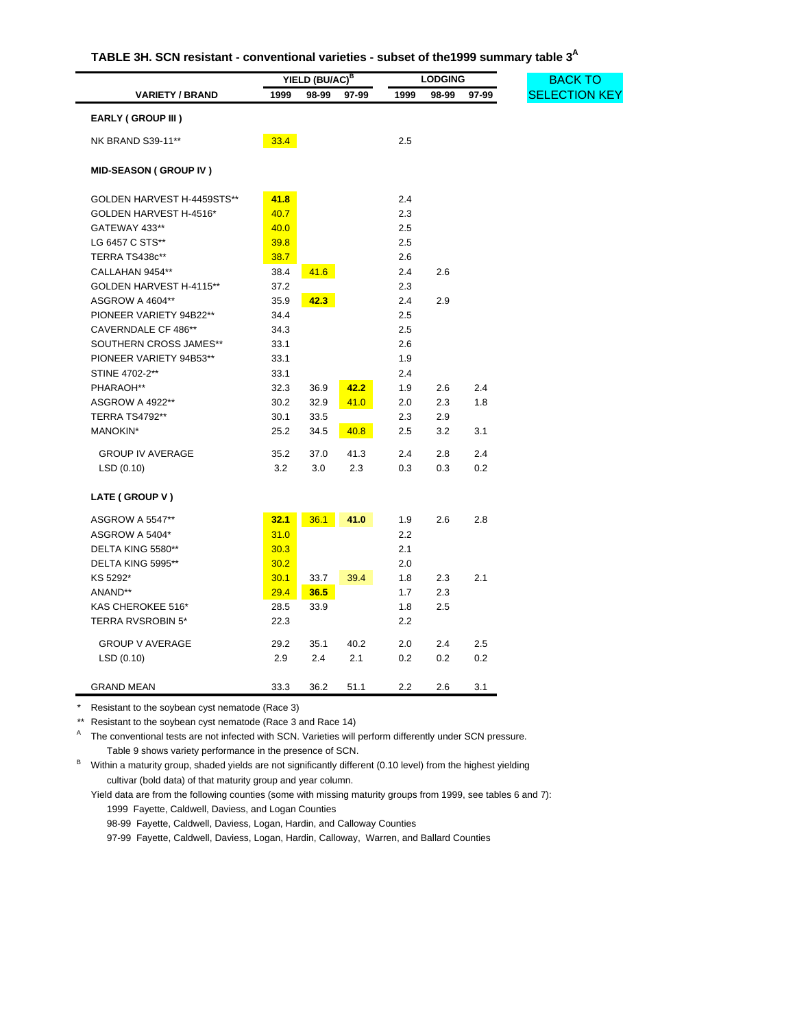## TABLE 3H. SCN resistant - conventional varieties - subset of the1999 summary table 3[A]

BACK TO SELECTION KEY

| VARIETY / BRAND | YIELD (BU/AC)[B] | | | LODGING | | |
|---|---|---|---|---|---|---|
| | 1999 | 98-99 | 97-99 | 1999 | 98-99 | 97-99 |
| **EARLY ( GROUP III )** | | | | | | |
| NK BRAND S39-11** | 33.4 | | | 2.5 | | |
| **MID-SEASON ( GROUP IV )** | | | | | | |
| GOLDEN HARVEST H-4459STS** | **41.8** | | | 2.4 | | |
| GOLDEN HARVEST H-4516* | 40.7 | | | 2.3 | | |
| GATEWAY 433** | 40.0 | | | 2.5 | | |
| LG 6457 C STS** | 39.8 | | | 2.5 | | |
| TERRA TS438c** | 38.7 | | | 2.6 | | |
| CALLAHAN 9454** | 38.4 | 41.6 | | 2.4 | 2.6 | |
| GOLDEN HARVEST H-4115** | 37.2 | | | 2.3 | | |
| ASGROW A 4604** | 35.9 | **42.3** | | 2.4 | 2.9 | |
| PIONEER VARIETY 94B22** | 34.4 | | | 2.5 | | |
| CAVERNDALE CF 486** | 34.3 | | | 2.5 | | |
| SOUTHERN CROSS JAMES** | 33.1 | | | 2.6 | | |
| PIONEER VARIETY 94B53** | 33.1 | | | 1.9 | | |
| STINE 4702-2** | 33.1 | | | 2.4 | | |
| PHARAOH** | 32.3 | 36.9 | **42.2** | 1.9 | 2.6 | 2.4 |
| ASGROW A 4922** | 30.2 | 32.9 | 41.0 | 2.0 | 2.3 | 1.8 |
| TERRA TS4792** | 30.1 | 33.5 | | 2.3 | 2.9 | |
| MANOKIN* | 25.2 | 34.5 | 40.8 | 2.5 | 3.2 | 3.1 |
| GROUP IV AVERAGE | 35.2 | 37.0 | 41.3 | 2.4 | 2.8 | 2.4 |
| LSD (0.10) | 3.2 | 3.0 | 2.3 | 0.3 | 0.3 | 0.2 |
| **LATE ( GROUP V )** | | | | | | |
| ASGROW A 5547** | **32.1** | 36.1 | **41.0** | 1.9 | 2.6 | 2.8 |
| ASGROW A 5404* | 31.0 | | | 2.2 | | |
| DELTA KING 5580** | 30.3 | | | 2.1 | | |
| DELTA KING 5995** | 30.2 | | | 2.0 | | |
| KS 5292* | 30.1 | 33.7 | 39.4 | 1.8 | 2.3 | 2.1 |
| ANAND** | 29.4 | **36.5** | | 1.7 | 2.3 | |
| KAS CHEROKEE 516* | 28.5 | 33.9 | | 1.8 | 2.5 | |
| TERRA RVSROBIN 5* | 22.3 | | | 2.2 | | |
| GROUP V AVERAGE | 29.2 | 35.1 | 40.2 | 2.0 | 2.4 | 2.5 |
| LSD (0.10) | 2.9 | 2.4 | 2.1 | 0.2 | 0.2 | 0.2 |
| GRAND MEAN | 33.3 | 36.2 | 51.1 | 2.2 | 2.6 | 3.1 |

\* Resistant to the soybean cyst nematode (Race 3)

\*\* Resistant to the soybean cyst nematode (Race 3 and Race 14)

[A] The conventional tests are not infected with SCN. Varieties will perform differently under SCN pressure. Table 9 shows variety performance in the presence of SCN.

[B] Within a maturity group, shaded yields are not significantly different (0.10 level) from the highest yielding cultivar (bold data) of that maturity group and year column.

Yield data are from the following counties (some with missing maturity groups from 1999, see tables 6 and 7):

1999 Fayette, Caldwell, Daviess, and Logan Counties

98-99 Fayette, Caldwell, Daviess, Logan, Hardin, and Calloway Counties

97-99 Fayette, Caldwell, Daviess, Logan, Hardin, Calloway, Warren, and Ballard Counties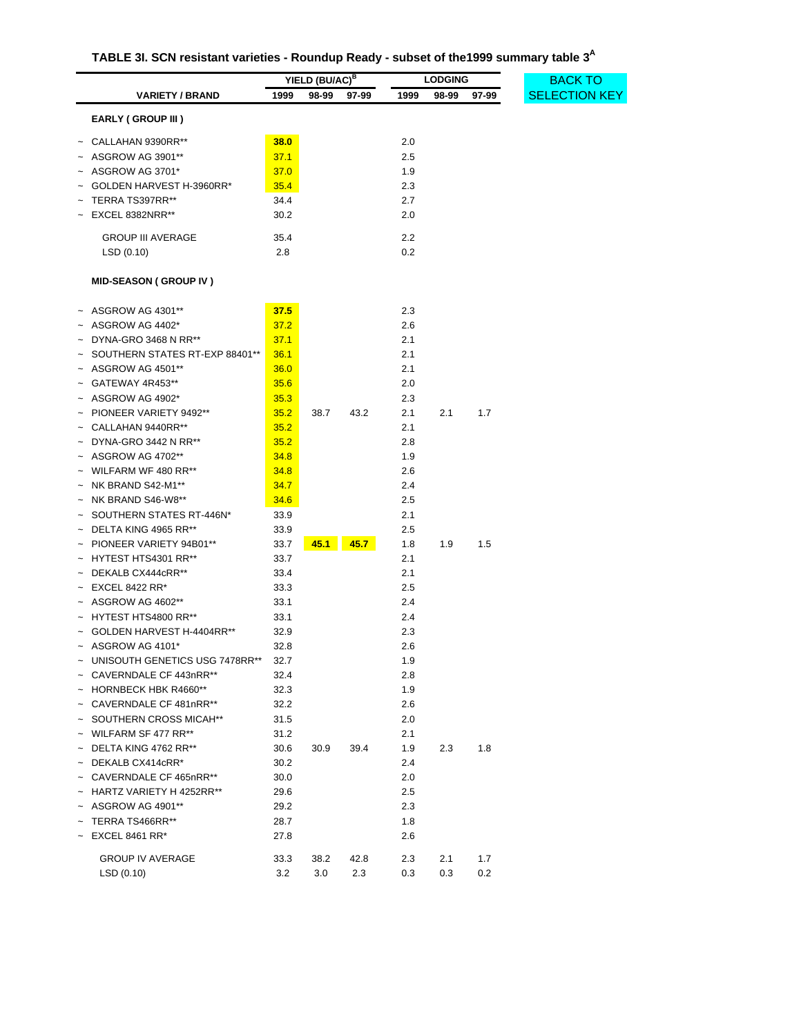## TABLE 3I. SCN resistant varieties - Roundup Ready - subset of the1999 summary table 3[A]

BACK TO SELECTION KEY

| | YIELD (BU/AC)[B] | | | LODGING | | |
|---|---|---|---|---|---|---|
| VARIETY / BRAND | 1999 | 98-99 | 97-99 | 1999 | 98-99 | 97-99 |
| **EARLY ( GROUP III )** | | | | | | |
| ~ CALLAHAN 9390RR** | **38.0** | | | 2.0 | | |
| ~ ASGROW AG 3901** | 37.1 | | | 2.5 | | |
| ~ ASGROW AG 3701* | 37.0 | | | 1.9 | | |
| ~ GOLDEN HARVEST H-3960RR* | 35.4 | | | 2.3 | | |
| ~ TERRA TS397RR** | 34.4 | | | 2.7 | | |
| ~ EXCEL 8382NRR** | 30.2 | | | 2.0 | | |
| GROUP III AVERAGE | 35.4 | | | 2.2 | | |
| LSD (0.10) | 2.8 | | | 0.2 | | |
| **MID-SEASON ( GROUP IV )** | | | | | | |
| ~ ASGROW AG 4301** | **37.5** | | | 2.3 | | |
| ~ ASGROW AG 4402* | 37.2 | | | 2.6 | | |
| ~ DYNA-GRO 3468 N RR** | 37.1 | | | 2.1 | | |
| ~ SOUTHERN STATES RT-EXP 88401** | 36.1 | | | 2.1 | | |
| ~ ASGROW AG 4501** | 36.0 | | | 2.1 | | |
| ~ GATEWAY 4R453** | 35.6 | | | 2.0 | | |
| ~ ASGROW AG 4902* | 35.3 | | | 2.3 | | |
| ~ PIONEER VARIETY 9492** | 35.2 | 38.7 | 43.2 | 2.1 | 2.1 | 1.7 |
| ~ CALLAHAN 9440RR** | 35.2 | | | 2.1 | | |
| ~ DYNA-GRO 3442 N RR** | 35.2 | | | 2.8 | | |
| ~ ASGROW AG 4702** | 34.8 | | | 1.9 | | |
| ~ WILFARM WF 480 RR** | 34.8 | | | 2.6 | | |
| ~ NK BRAND S42-M1** | 34.7 | | | 2.4 | | |
| ~ NK BRAND S46-W8** | 34.6 | | | 2.5 | | |
| ~ SOUTHERN STATES RT-446N* | 33.9 | | | 2.1 | | |
| ~ DELTA KING 4965 RR** | 33.9 | | | 2.5 | | |
| ~ PIONEER VARIETY 94B01** | 33.7 | **45.1** | **45.7** | 1.8 | 1.9 | 1.5 |
| ~ HYTEST HTS4301 RR** | 33.7 | | | 2.1 | | |
| ~ DEKALB CX444cRR** | 33.4 | | | 2.1 | | |
| ~ EXCEL 8422 RR* | 33.3 | | | 2.5 | | |
| ~ ASGROW AG 4602** | 33.1 | | | 2.4 | | |
| ~ HYTEST HTS4800 RR** | 33.1 | | | 2.4 | | |
| ~ GOLDEN HARVEST H-4404RR** | 32.9 | | | 2.3 | | |
| ~ ASGROW AG 4101* | 32.8 | | | 2.6 | | |
| ~ UNISOUTH GENETICS USG 7478RR** | 32.7 | | | 1.9 | | |
| ~ CAVERNDALE CF 443nRR** | 32.4 | | | 2.8 | | |
| ~ HORNBECK HBK R4660** | 32.3 | | | 1.9 | | |
| ~ CAVERNDALE CF 481nRR** | 32.2 | | | 2.6 | | |
| ~ SOUTHERN CROSS MICAH** | 31.5 | | | 2.0 | | |
| ~ WILFARM SF 477 RR** | 31.2 | | | 2.1 | | |
| ~ DELTA KING 4762 RR** | 30.6 | 30.9 | 39.4 | 1.9 | 2.3 | 1.8 |
| ~ DEKALB CX414cRR* | 30.2 | | | 2.4 | | |
| ~ CAVERNDALE CF 465nRR** | 30.0 | | | 2.0 | | |
| ~ HARTZ VARIETY H 4252RR** | 29.6 | | | 2.5 | | |
| ~ ASGROW AG 4901** | 29.2 | | | 2.3 | | |
| ~ TERRA TS466RR** | 28.7 | | | 1.8 | | |
| ~ EXCEL 8461 RR* | 27.8 | | | 2.6 | | |
| GROUP IV AVERAGE | 33.3 | 38.2 | 42.8 | 2.3 | 2.1 | 1.7 |
| LSD (0.10) | 3.2 | 3.0 | 2.3 | 0.3 | 0.3 | 0.2 |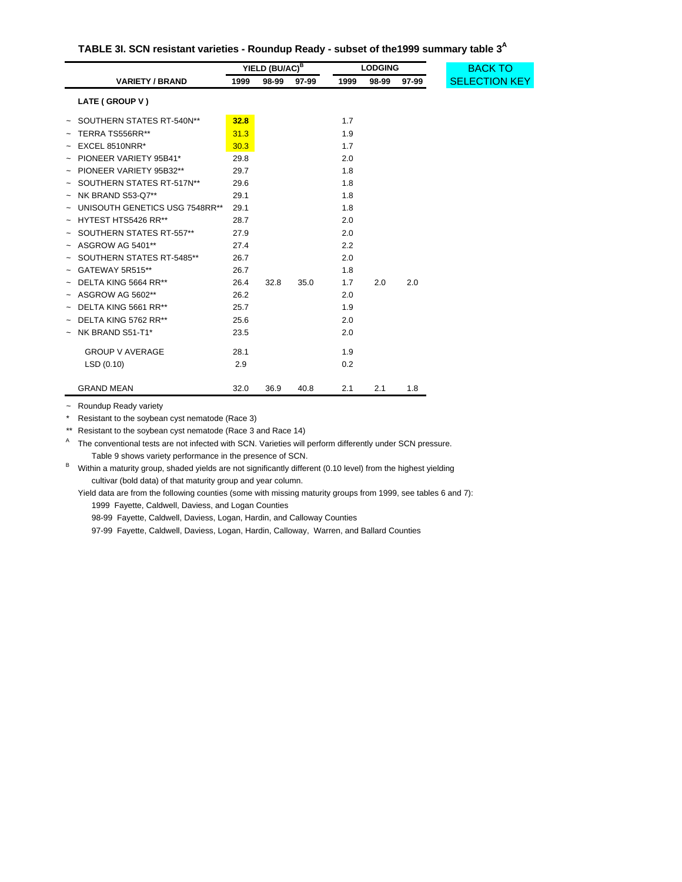### TABLE 3I. SCN resistant varieties - Roundup Ready - subset of the1999 summary table 3[A]

BACK TO SELECTION KEY

| | VARIETY / BRAND | YIELD (BU/AC)[B] 1999 | 98-99 | 97-99 | LODGING 1999 | 98-99 | 97-99 |
|---|---|---|---|---|---|---|---|
| | **LATE ( GROUP V )** | | | | | | |
| ~ | SOUTHERN STATES RT-540N** | **32.8** | | | 1.7 | | |
| ~ | TERRA TS556RR** | 31.3 | | | 1.9 | | |
| ~ | EXCEL 8510NRR* | 30.3 | | | 1.7 | | |
| ~ | PIONEER VARIETY 95B41* | 29.8 | | | 2.0 | | |
| ~ | PIONEER VARIETY 95B32** | 29.7 | | | 1.8 | | |
| ~ | SOUTHERN STATES RT-517N** | 29.6 | | | 1.8 | | |
| ~ | NK BRAND S53-Q7** | 29.1 | | | 1.8 | | |
| ~ | UNISOUTH GENETICS USG 7548RR** | 29.1 | | | 1.8 | | |
| ~ | HYTEST HTS5426 RR** | 28.7 | | | 2.0 | | |
| ~ | SOUTHERN STATES RT-557** | 27.9 | | | 2.0 | | |
| ~ | ASGROW AG 5401** | 27.4 | | | 2.2 | | |
| ~ | SOUTHERN STATES RT-5485** | 26.7 | | | 2.0 | | |
| ~ | GATEWAY 5R515** | 26.7 | | | 1.8 | | |
| ~ | DELTA KING 5664 RR** | 26.4 | 32.8 | 35.0 | 1.7 | 2.0 | 2.0 |
| ~ | ASGROW AG 5602** | 26.2 | | | 2.0 | | |
| ~ | DELTA KING 5661 RR** | 25.7 | | | 1.9 | | |
| ~ | DELTA KING 5762 RR** | 25.6 | | | 2.0 | | |
| ~ | NK BRAND S51-T1* | 23.5 | | | 2.0 | | |
| | GROUP V AVERAGE | 28.1 | | | 1.9 | | |
| | LSD (0.10) | 2.9 | | | 0.2 | | |
| | GRAND MEAN | 32.0 | 36.9 | 40.8 | 2.1 | 2.1 | 1.8 |

~ Roundup Ready variety

\* Resistant to the soybean cyst nematode (Race 3)

** Resistant to the soybean cyst nematode (Race 3 and Race 14)

[A] The conventional tests are not infected with SCN. Varieties will perform differently under SCN pressure. Table 9 shows variety performance in the presence of SCN.

[B] Within a maturity group, shaded yields are not significantly different (0.10 level) from the highest yielding cultivar (bold data) of that maturity group and year column.

Yield data are from the following counties (some with missing maturity groups from 1999, see tables 6 and 7):

1999 Fayette, Caldwell, Daviess, and Logan Counties

98-99 Fayette, Caldwell, Daviess, Logan, Hardin, and Calloway Counties

97-99 Fayette, Caldwell, Daviess, Logan, Hardin, Calloway, Warren, and Ballard Counties